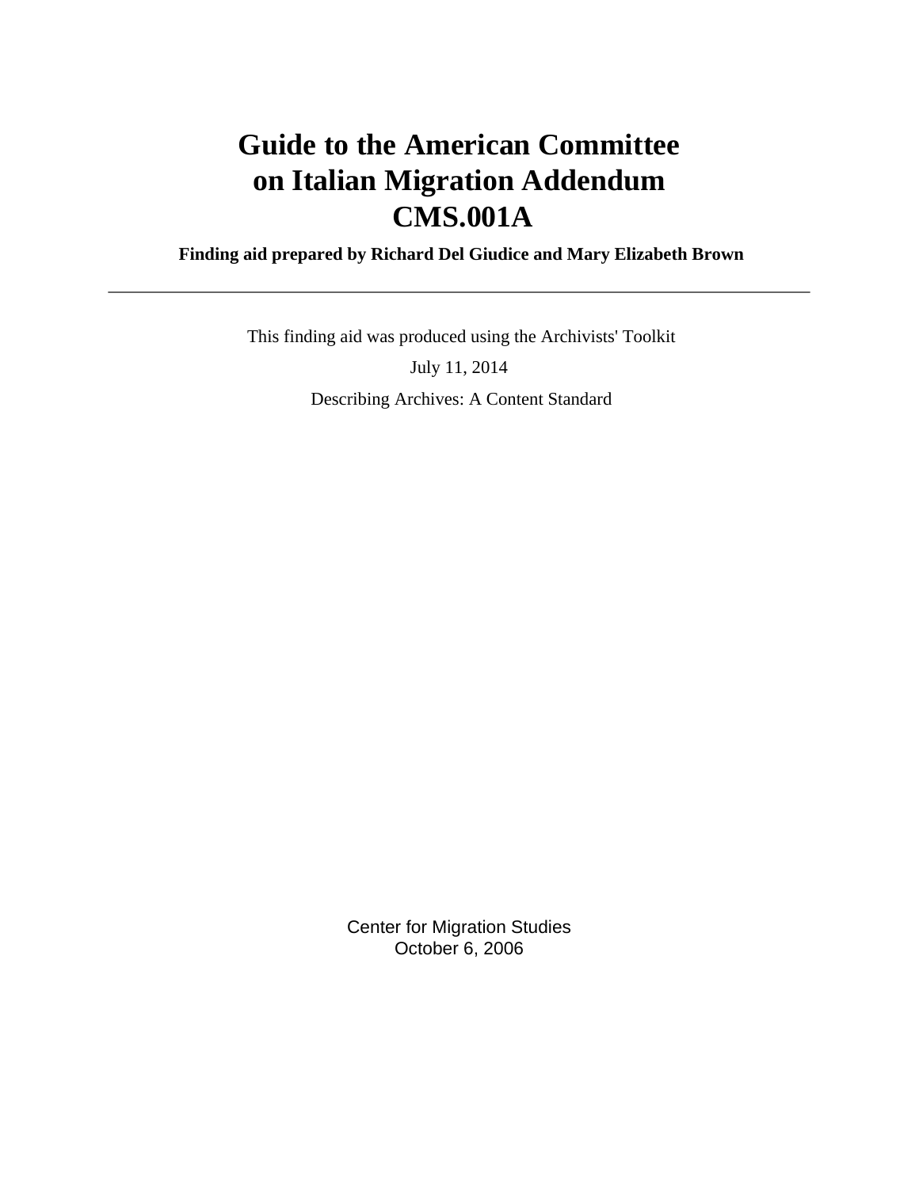# Guide to the American Committee on Italian Migration Addendum CMS.001A

**Finding aid prepared by Richard Del Giudice and Mary Elizabeth Brown**

---

This finding aid was produced using the Archivists' Toolkit

July 11, 2014

Describing Archives: A Content Standard

Center for Migration Studies
October 6, 2006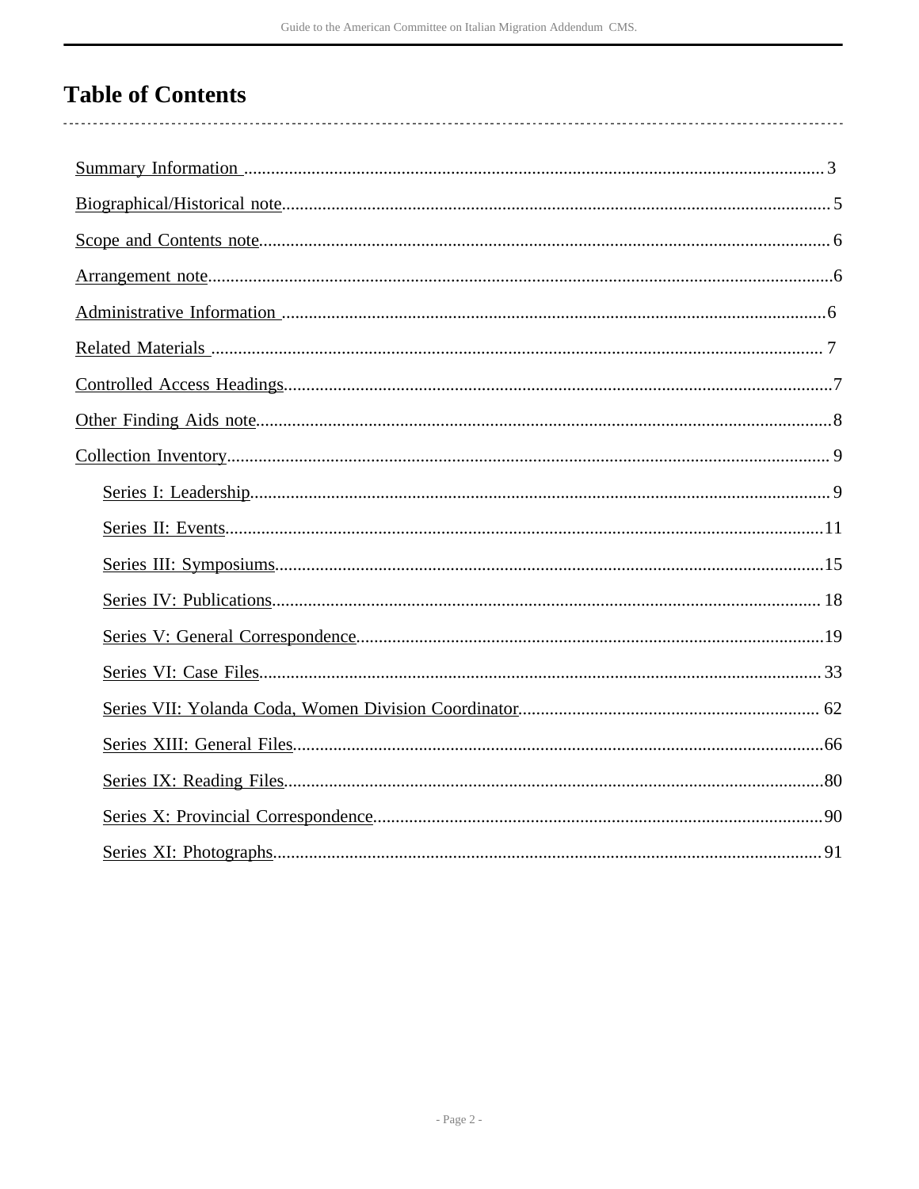# Table of Contents

- Summary Information ........ 3
- Biographical/Historical note ........ 5
- Scope and Contents note ........ 6
- Arrangement note ........ 6
- Administrative Information ........ 6
- Related Materials ........ 7
- Controlled Access Headings ........ 7
- Other Finding Aids note ........ 8
- Collection Inventory ........ 9
  - Series I: Leadership ........ 9
  - Series II: Events ........ 11
  - Series III: Symposiums ........ 15
  - Series IV: Publications ........ 18
  - Series V: General Correspondence ........ 19
  - Series VI: Case Files ........ 33
  - Series VII: Yolanda Coda, Women Division Coordinator ........ 62
  - Series XIII: General Files ........ 66
  - Series IX: Reading Files ........ 80
  - Series X: Provincial Correspondence ........ 90
  - Series XI: Photographs ........ 91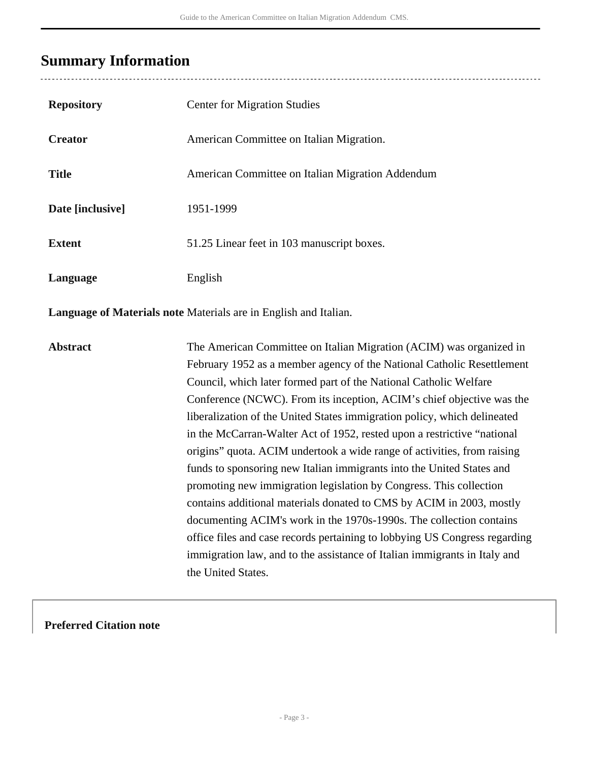## Summary Information

| | |
|---|---|
| **Repository** | Center for Migration Studies |
| **Creator** | American Committee on Italian Migration. |
| **Title** | American Committee on Italian Migration Addendum |
| **Date [inclusive]** | 1951-1999 |
| **Extent** | 51.25 Linear feet in 103 manuscript boxes. |
| **Language** | English |
| **Language of Materials note** | Materials are in English and Italian. |
| **Abstract** | The American Committee on Italian Migration (ACIM) was organized in February 1952 as a member agency of the National Catholic Resettlement Council, which later formed part of the National Catholic Welfare Conference (NCWC). From its inception, ACIM's chief objective was the liberalization of the United States immigration policy, which delineated in the McCarran-Walter Act of 1952, rested upon a restrictive "national origins" quota. ACIM undertook a wide range of activities, from raising funds to sponsoring new Italian immigrants into the United States and promoting new immigration legislation by Congress. This collection contains additional materials donated to CMS by ACIM in 2003, mostly documenting ACIM's work in the 1970s-1990s. The collection contains office files and case records pertaining to lobbying US Congress regarding immigration law, and to the assistance of Italian immigrants in Italy and the United States. |

**Preferred Citation note**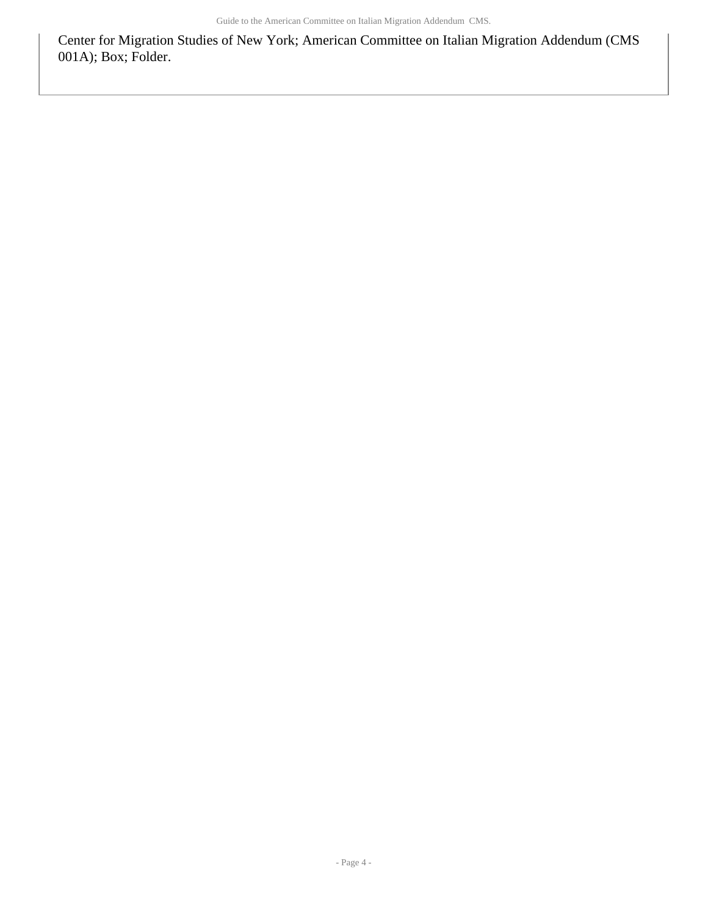Center for Migration Studies of New York; American Committee on Italian Migration Addendum (CMS 001A); Box; Folder.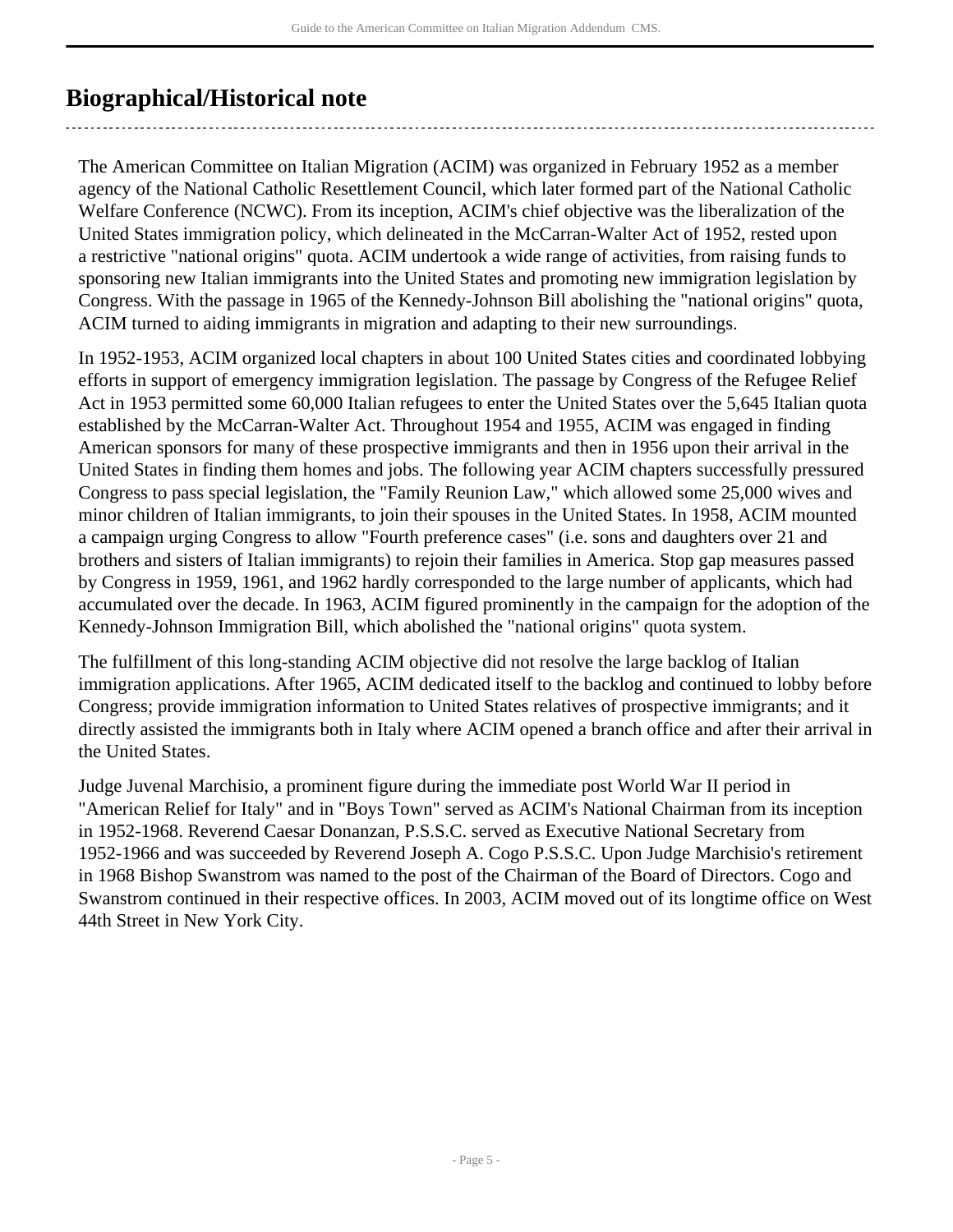## Biographical/Historical note

The American Committee on Italian Migration (ACIM) was organized in February 1952 as a member agency of the National Catholic Resettlement Council, which later formed part of the National Catholic Welfare Conference (NCWC). From its inception, ACIM's chief objective was the liberalization of the United States immigration policy, which delineated in the McCarran-Walter Act of 1952, rested upon a restrictive "national origins" quota. ACIM undertook a wide range of activities, from raising funds to sponsoring new Italian immigrants into the United States and promoting new immigration legislation by Congress. With the passage in 1965 of the Kennedy-Johnson Bill abolishing the "national origins" quota, ACIM turned to aiding immigrants in migration and adapting to their new surroundings.

In 1952-1953, ACIM organized local chapters in about 100 United States cities and coordinated lobbying efforts in support of emergency immigration legislation. The passage by Congress of the Refugee Relief Act in 1953 permitted some 60,000 Italian refugees to enter the United States over the 5,645 Italian quota established by the McCarran-Walter Act. Throughout 1954 and 1955, ACIM was engaged in finding American sponsors for many of these prospective immigrants and then in 1956 upon their arrival in the United States in finding them homes and jobs. The following year ACIM chapters successfully pressured Congress to pass special legislation, the "Family Reunion Law," which allowed some 25,000 wives and minor children of Italian immigrants, to join their spouses in the United States. In 1958, ACIM mounted a campaign urging Congress to allow "Fourth preference cases" (i.e. sons and daughters over 21 and brothers and sisters of Italian immigrants) to rejoin their families in America. Stop gap measures passed by Congress in 1959, 1961, and 1962 hardly corresponded to the large number of applicants, which had accumulated over the decade. In 1963, ACIM figured prominently in the campaign for the adoption of the Kennedy-Johnson Immigration Bill, which abolished the "national origins" quota system.

The fulfillment of this long-standing ACIM objective did not resolve the large backlog of Italian immigration applications. After 1965, ACIM dedicated itself to the backlog and continued to lobby before Congress; provide immigration information to United States relatives of prospective immigrants; and it directly assisted the immigrants both in Italy where ACIM opened a branch office and after their arrival in the United States.

Judge Juvenal Marchisio, a prominent figure during the immediate post World War II period in "American Relief for Italy" and in "Boys Town" served as ACIM's National Chairman from its inception in 1952-1968. Reverend Caesar Donanzan, P.S.S.C. served as Executive National Secretary from 1952-1966 and was succeeded by Reverend Joseph A. Cogo P.S.S.C. Upon Judge Marchisio's retirement in 1968 Bishop Swanstrom was named to the post of the Chairman of the Board of Directors. Cogo and Swanstrom continued in their respective offices. In 2003, ACIM moved out of its longtime office on West 44th Street in New York City.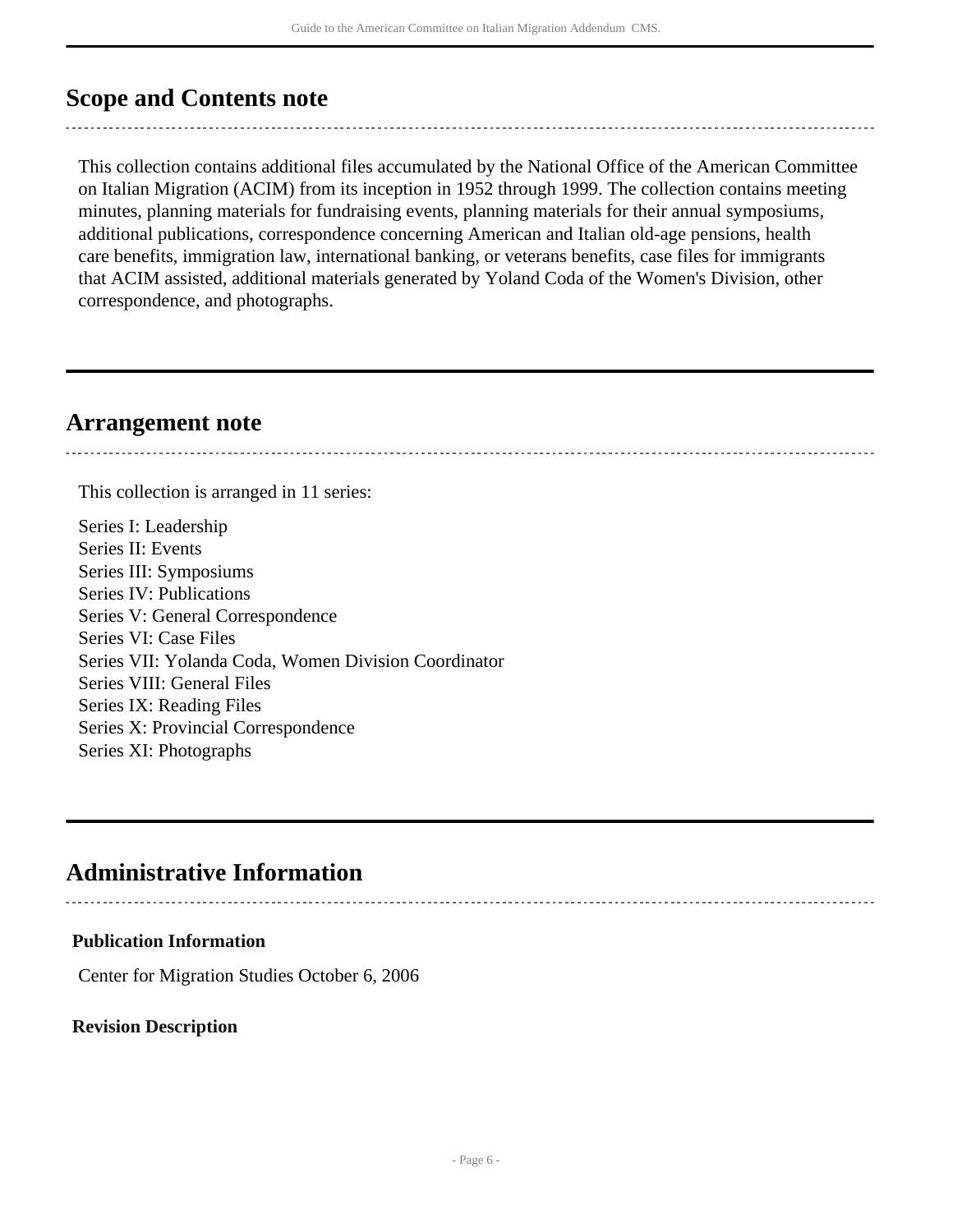## Scope and Contents note

This collection contains additional files accumulated by the National Office of the American Committee on Italian Migration (ACIM) from its inception in 1952 through 1999. The collection contains meeting minutes, planning materials for fundraising events, planning materials for their annual symposiums, additional publications, correspondence concerning American and Italian old-age pensions, health care benefits, immigration law, international banking, or veterans benefits, case files for immigrants that ACIM assisted, additional materials generated by Yoland Coda of the Women's Division, other correspondence, and photographs.

## Arrangement note

This collection is arranged in 11 series:

Series I: Leadership
Series II: Events
Series III: Symposiums
Series IV: Publications
Series V: General Correspondence
Series VI: Case Files
Series VII: Yolanda Coda, Women Division Coordinator
Series VIII: General Files
Series IX: Reading Files
Series X: Provincial Correspondence
Series XI: Photographs

## Administrative Information

### Publication Information

Center for Migration Studies October 6, 2006

### Revision Description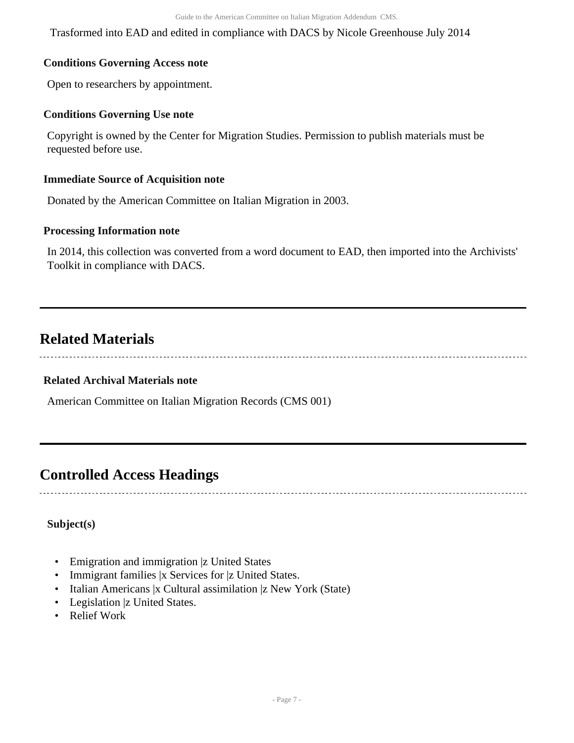Trasformed into EAD and edited in compliance with DACS by Nicole Greenhouse July 2014

### Conditions Governing Access note

Open to researchers by appointment.

### Conditions Governing Use note

Copyright is owned by the Center for Migration Studies. Permission to publish materials must be requested before use.

### Immediate Source of Acquisition note

Donated by the American Committee on Italian Migration in 2003.

### Processing Information note

In 2014, this collection was converted from a word document to EAD, then imported into the Archivists' Toolkit in compliance with DACS.

## Related Materials

### Related Archival Materials note

American Committee on Italian Migration Records (CMS 001)

## Controlled Access Headings

### Subject(s)

- Emigration and immigration |z United States
- Immigrant families |x Services for |z United States.
- Italian Americans |x Cultural assimilation |z New York (State)
- Legislation |z United States.
- Relief Work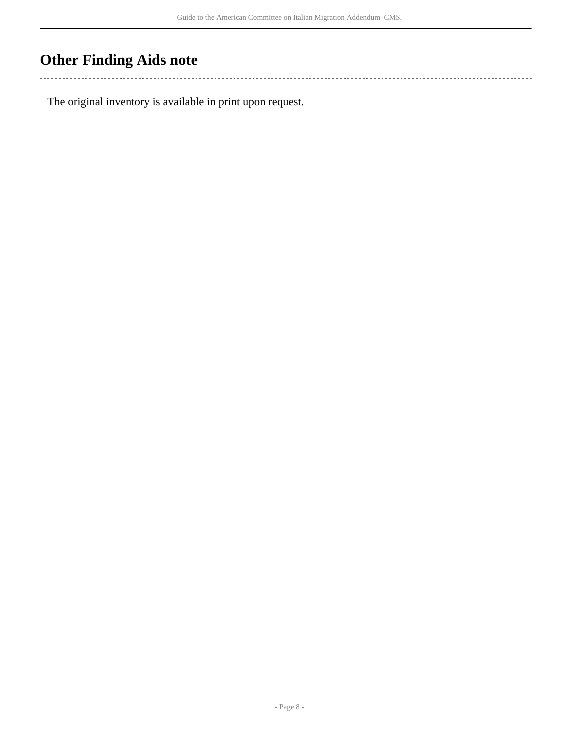## Other Finding Aids note

The original inventory is available in print upon request.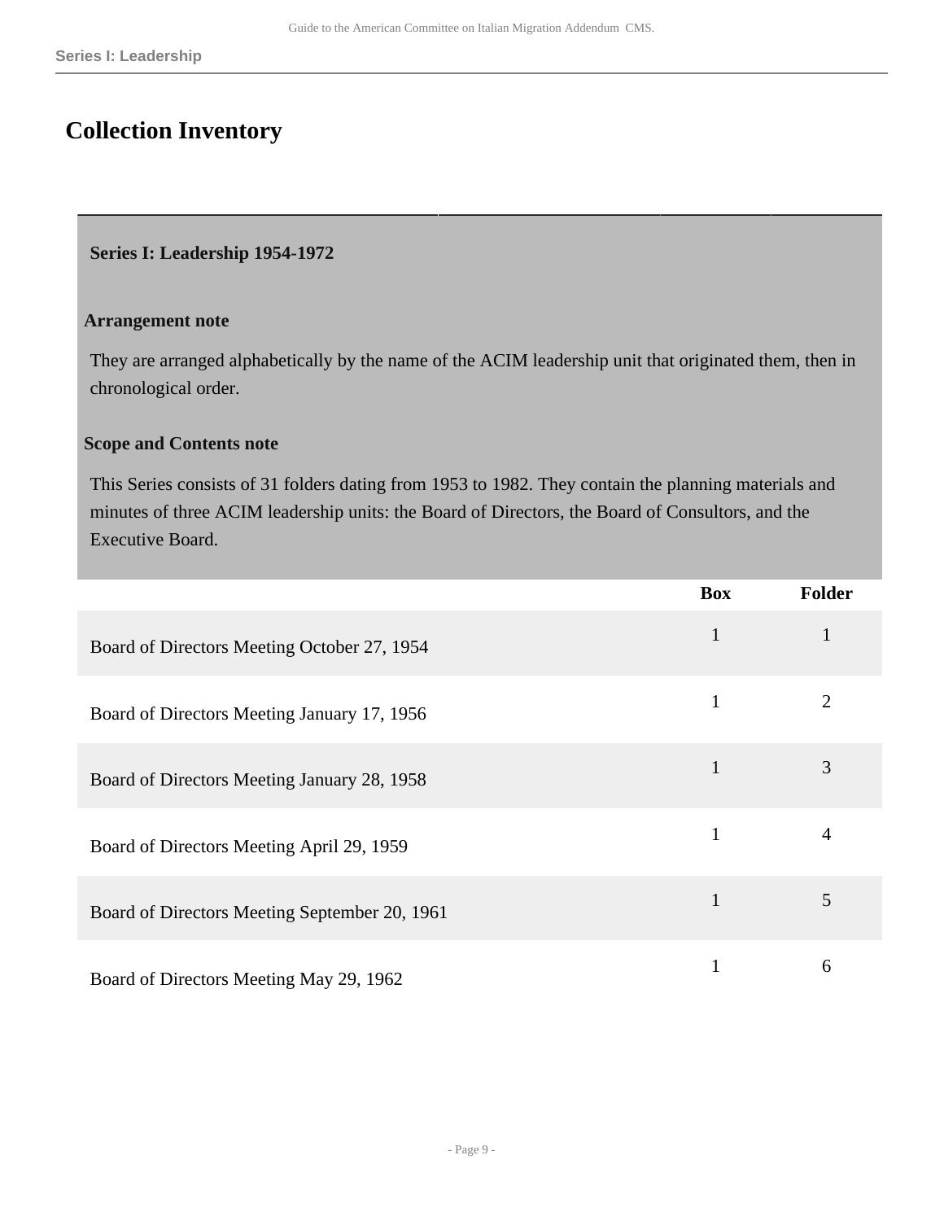## Collection Inventory

### Series I: Leadership 1954-1972

**Arrangement note**

They are arranged alphabetically by the name of the ACIM leadership unit that originated them, then in chronological order.

**Scope and Contents note**

This Series consists of 31 folders dating from 1953 to 1982. They contain the planning materials and minutes of three ACIM leadership units: the Board of Directors, the Board of Consultors, and the Executive Board.

| | Box | Folder |
|---|---|---|
| Board of Directors Meeting October 27, 1954 | 1 | 1 |
| Board of Directors Meeting January 17, 1956 | 1 | 2 |
| Board of Directors Meeting January 28, 1958 | 1 | 3 |
| Board of Directors Meeting April 29, 1959 | 1 | 4 |
| Board of Directors Meeting September 20, 1961 | 1 | 5 |
| Board of Directors Meeting May 29, 1962 | 1 | 6 |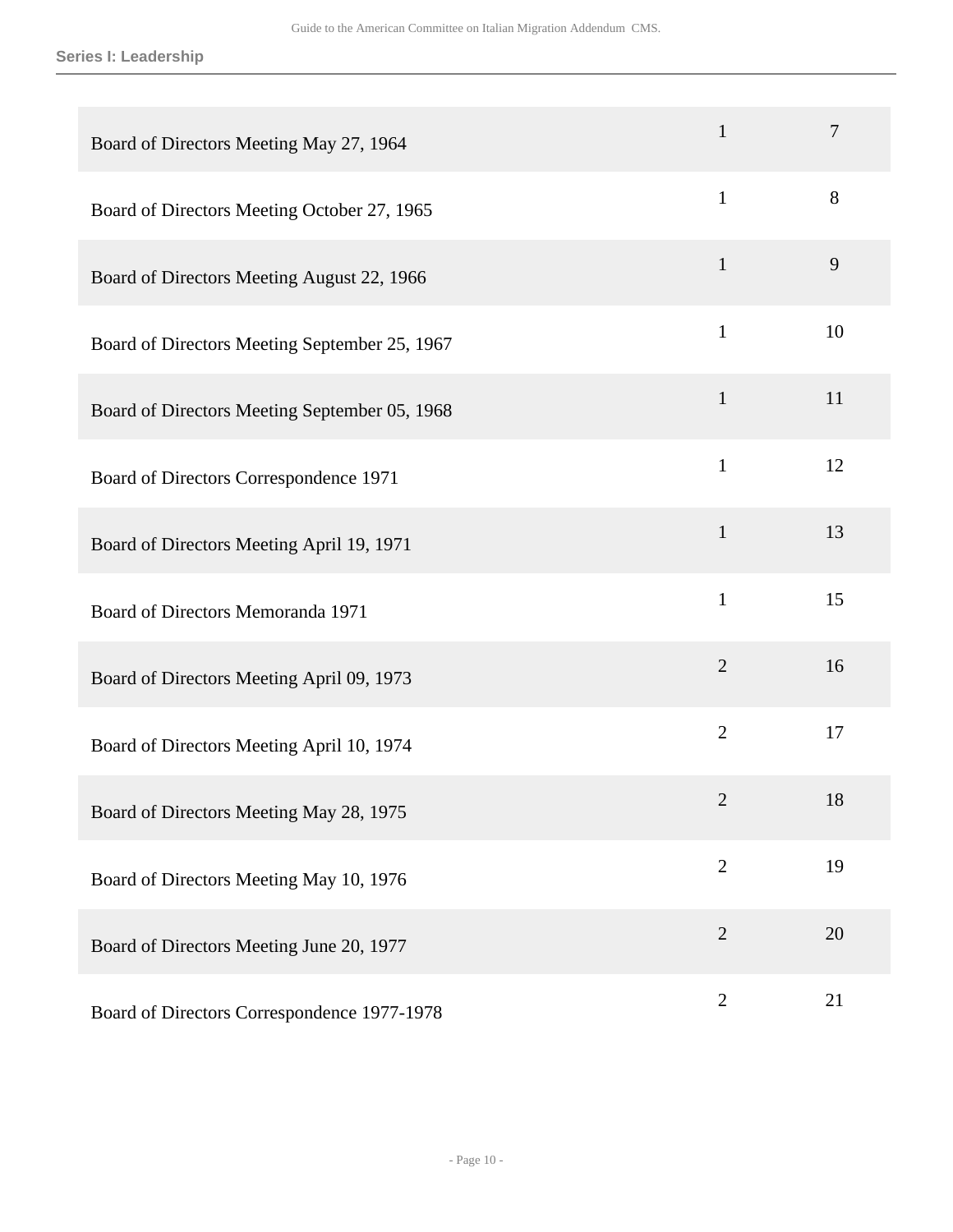## Series I: Leadership

| | | |
|---|---|---|
| Board of Directors Meeting May 27, 1964 | 1 | 7 |
| Board of Directors Meeting October 27, 1965 | 1 | 8 |
| Board of Directors Meeting August 22, 1966 | 1 | 9 |
| Board of Directors Meeting September 25, 1967 | 1 | 10 |
| Board of Directors Meeting September 05, 1968 | 1 | 11 |
| Board of Directors Correspondence 1971 | 1 | 12 |
| Board of Directors Meeting April 19, 1971 | 1 | 13 |
| Board of Directors Memoranda 1971 | 1 | 15 |
| Board of Directors Meeting April 09, 1973 | 2 | 16 |
| Board of Directors Meeting April 10, 1974 | 2 | 17 |
| Board of Directors Meeting May 28, 1975 | 2 | 18 |
| Board of Directors Meeting May 10, 1976 | 2 | 19 |
| Board of Directors Meeting June 20, 1977 | 2 | 20 |
| Board of Directors Correspondence 1977-1978 | 2 | 21 |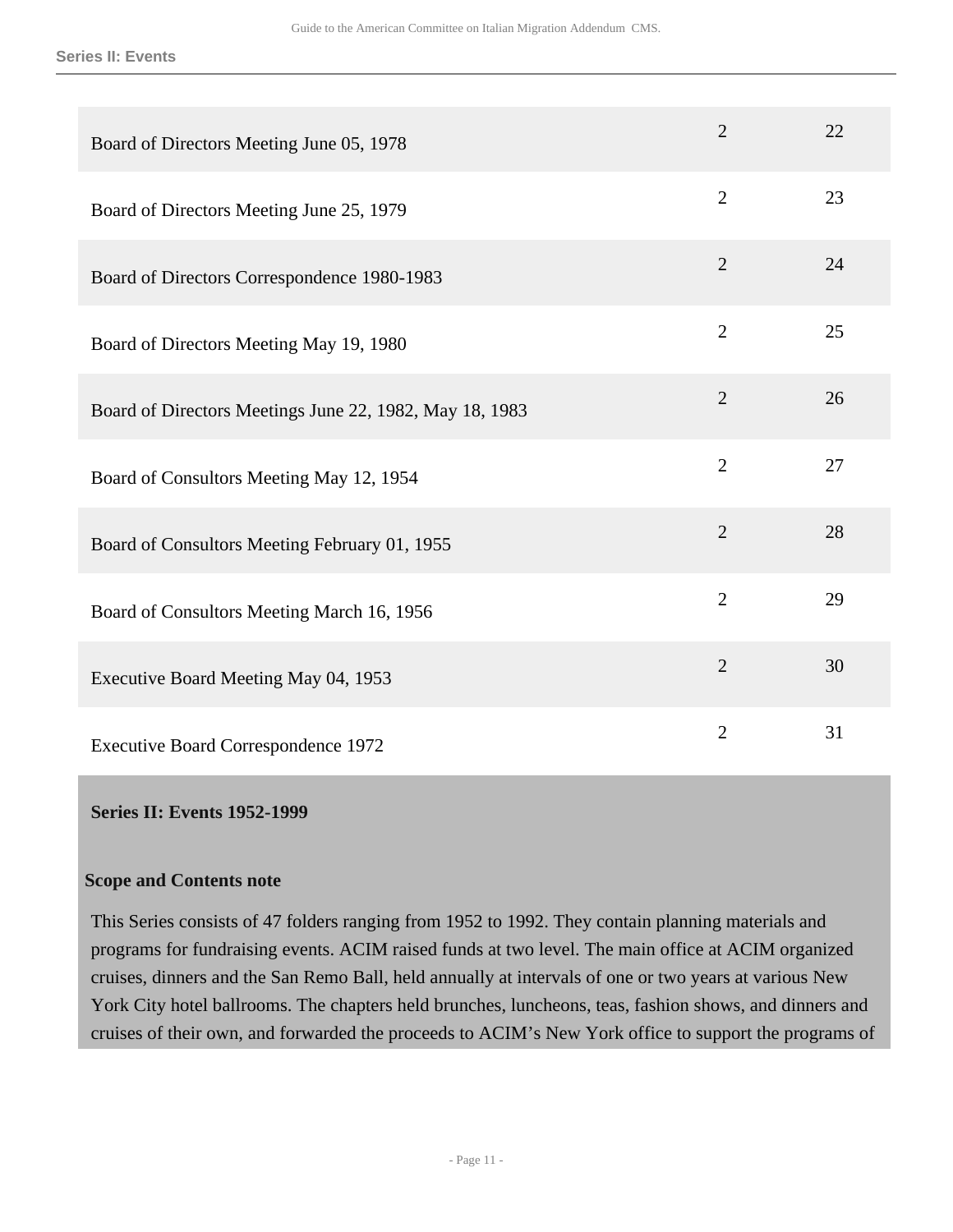| | | |
|---|---|---|
| Board of Directors Meeting June 05, 1978 | 2 | 22 |
| Board of Directors Meeting June 25, 1979 | 2 | 23 |
| Board of Directors Correspondence 1980-1983 | 2 | 24 |
| Board of Directors Meeting May 19, 1980 | 2 | 25 |
| Board of Directors Meetings June 22, 1982, May 18, 1983 | 2 | 26 |
| Board of Consultors Meeting May 12, 1954 | 2 | 27 |
| Board of Consultors Meeting February 01, 1955 | 2 | 28 |
| Board of Consultors Meeting March 16, 1956 | 2 | 29 |
| Executive Board Meeting May 04, 1953 | 2 | 30 |
| Executive Board Correspondence 1972 | 2 | 31 |

## Series II: Events 1952-1999

### Scope and Contents note

This Series consists of 47 folders ranging from 1952 to 1992. They contain planning materials and programs for fundraising events. ACIM raised funds at two level. The main office at ACIM organized cruises, dinners and the San Remo Ball, held annually at intervals of one or two years at various New York City hotel ballrooms. The chapters held brunches, luncheons, teas, fashion shows, and dinners and cruises of their own, and forwarded the proceeds to ACIM's New York office to support the programs of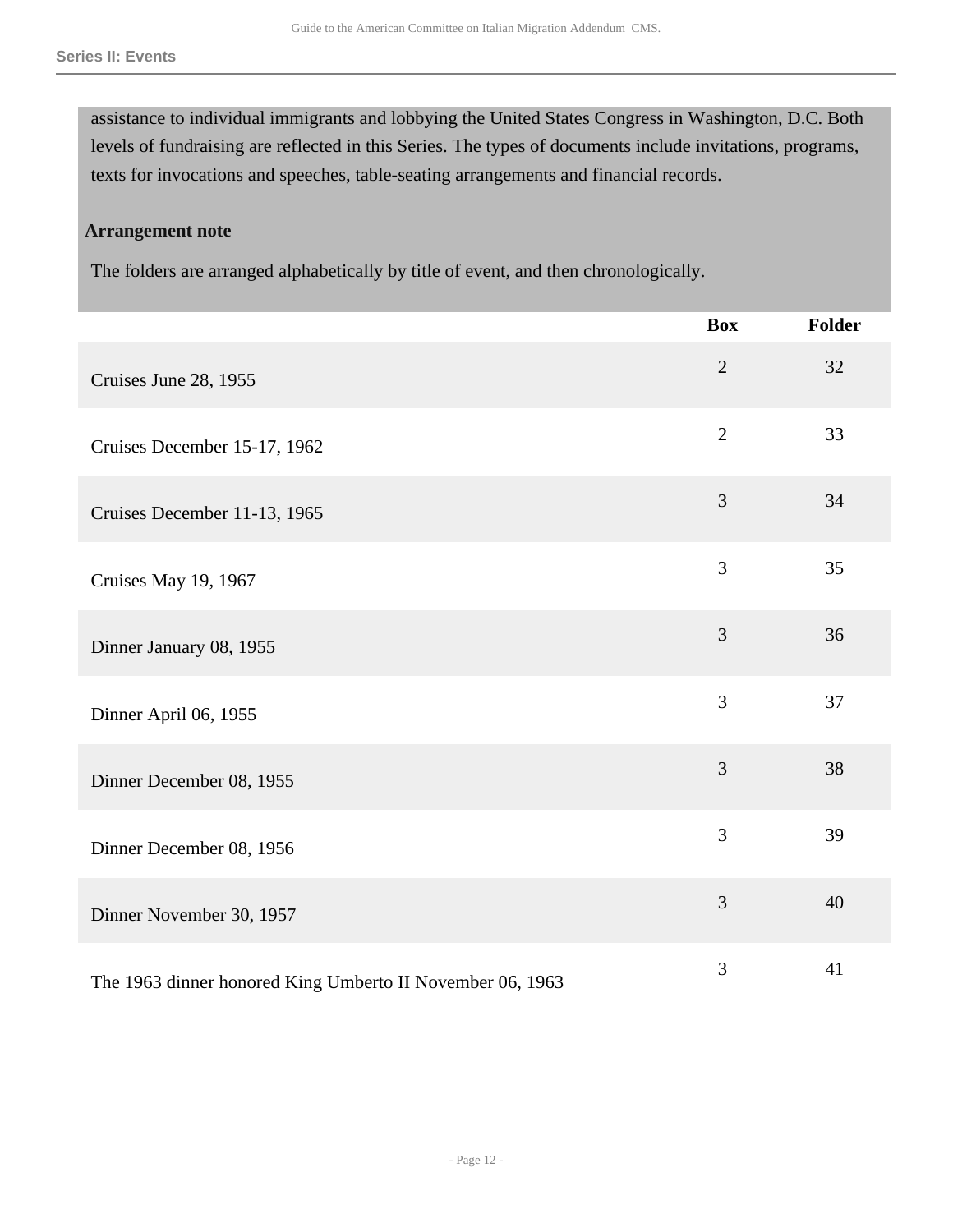assistance to individual immigrants and lobbying the United States Congress in Washington, D.C. Both levels of fundraising are reflected in this Series. The types of documents include invitations, programs, texts for invocations and speeches, table-seating arrangements and financial records.

**Arrangement note**

The folders are arranged alphabetically by title of event, and then chronologically.

| | Box | Folder |
|---|---|---|
| Cruises June 28, 1955 | 2 | 32 |
| Cruises December 15-17, 1962 | 2 | 33 |
| Cruises December 11-13, 1965 | 3 | 34 |
| Cruises May 19, 1967 | 3 | 35 |
| Dinner January 08, 1955 | 3 | 36 |
| Dinner April 06, 1955 | 3 | 37 |
| Dinner December 08, 1955 | 3 | 38 |
| Dinner December 08, 1956 | 3 | 39 |
| Dinner November 30, 1957 | 3 | 40 |
| The 1963 dinner honored King Umberto II November 06, 1963 | 3 | 41 |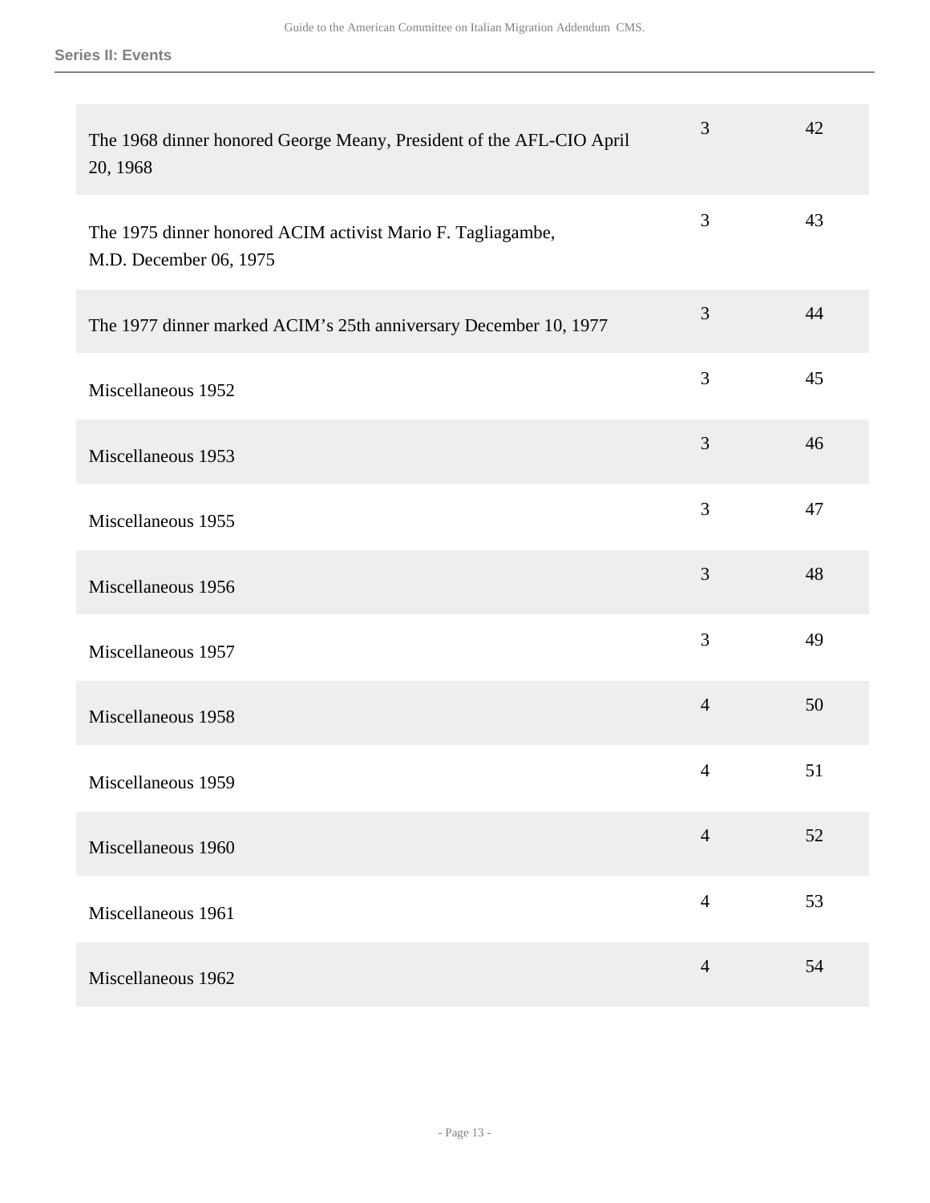| | | |
|---|---|---|
| The 1968 dinner honored George Meany, President of the AFL-CIO April 20, 1968 | 3 | 42 |
| The 1975 dinner honored ACIM activist Mario F. Tagliagambe, M.D. December 06, 1975 | 3 | 43 |
| The 1977 dinner marked ACIM's 25th anniversary December 10, 1977 | 3 | 44 |
| Miscellaneous 1952 | 3 | 45 |
| Miscellaneous 1953 | 3 | 46 |
| Miscellaneous 1955 | 3 | 47 |
| Miscellaneous 1956 | 3 | 48 |
| Miscellaneous 1957 | 3 | 49 |
| Miscellaneous 1958 | 4 | 50 |
| Miscellaneous 1959 | 4 | 51 |
| Miscellaneous 1960 | 4 | 52 |
| Miscellaneous 1961 | 4 | 53 |
| Miscellaneous 1962 | 4 | 54 |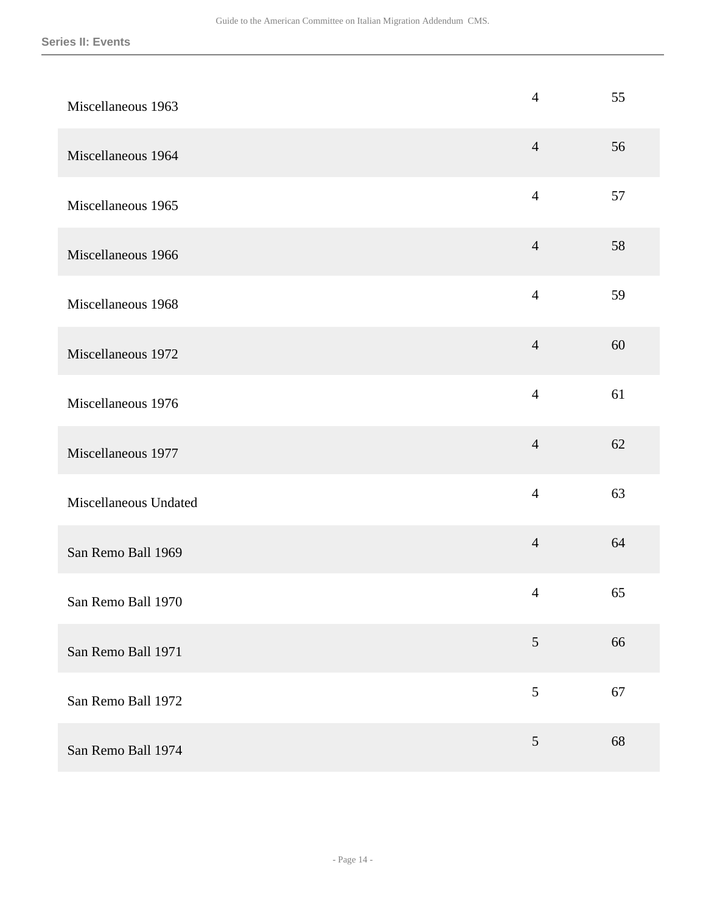| | | |
|---|---|---|
| Miscellaneous 1963 | 4 | 55 |
| Miscellaneous 1964 | 4 | 56 |
| Miscellaneous 1965 | 4 | 57 |
| Miscellaneous 1966 | 4 | 58 |
| Miscellaneous 1968 | 4 | 59 |
| Miscellaneous 1972 | 4 | 60 |
| Miscellaneous 1976 | 4 | 61 |
| Miscellaneous 1977 | 4 | 62 |
| Miscellaneous Undated | 4 | 63 |
| San Remo Ball 1969 | 4 | 64 |
| San Remo Ball 1970 | 4 | 65 |
| San Remo Ball 1971 | 5 | 66 |
| San Remo Ball 1972 | 5 | 67 |
| San Remo Ball 1974 | 5 | 68 |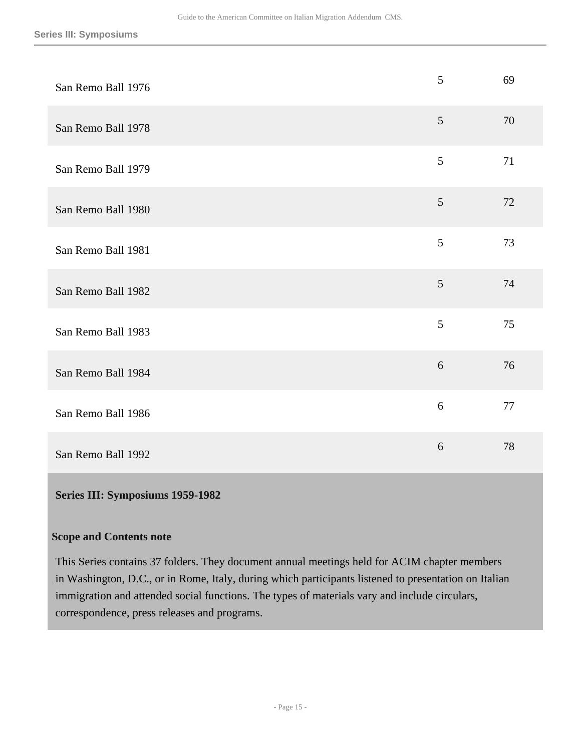| | | |
|---|---|---|
| San Remo Ball 1976 | 5 | 69 |
| San Remo Ball 1978 | 5 | 70 |
| San Remo Ball 1979 | 5 | 71 |
| San Remo Ball 1980 | 5 | 72 |
| San Remo Ball 1981 | 5 | 73 |
| San Remo Ball 1982 | 5 | 74 |
| San Remo Ball 1983 | 5 | 75 |
| San Remo Ball 1984 | 6 | 76 |
| San Remo Ball 1986 | 6 | 77 |
| San Remo Ball 1992 | 6 | 78 |

## Series III: Symposiums 1959-1982

### Scope and Contents note

This Series contains 37 folders. They document annual meetings held for ACIM chapter members in Washington, D.C., or in Rome, Italy, during which participants listened to presentation on Italian immigration and attended social functions. The types of materials vary and include circulars, correspondence, press releases and programs.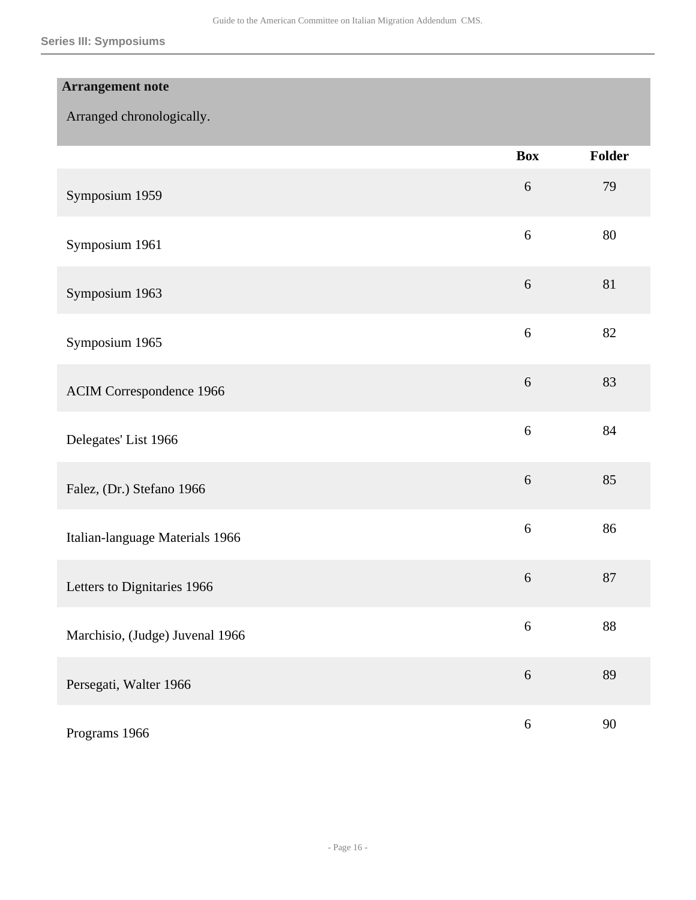**Arrangement note**

Arranged chronologically.

| | Box | Folder |
|---|---|---|
| Symposium 1959 | 6 | 79 |
| Symposium 1961 | 6 | 80 |
| Symposium 1963 | 6 | 81 |
| Symposium 1965 | 6 | 82 |
| ACIM Correspondence 1966 | 6 | 83 |
| Delegates' List 1966 | 6 | 84 |
| Falez, (Dr.) Stefano 1966 | 6 | 85 |
| Italian-language Materials 1966 | 6 | 86 |
| Letters to Dignitaries 1966 | 6 | 87 |
| Marchisio, (Judge) Juvenal 1966 | 6 | 88 |
| Persegati, Walter 1966 | 6 | 89 |
| Programs 1966 | 6 | 90 |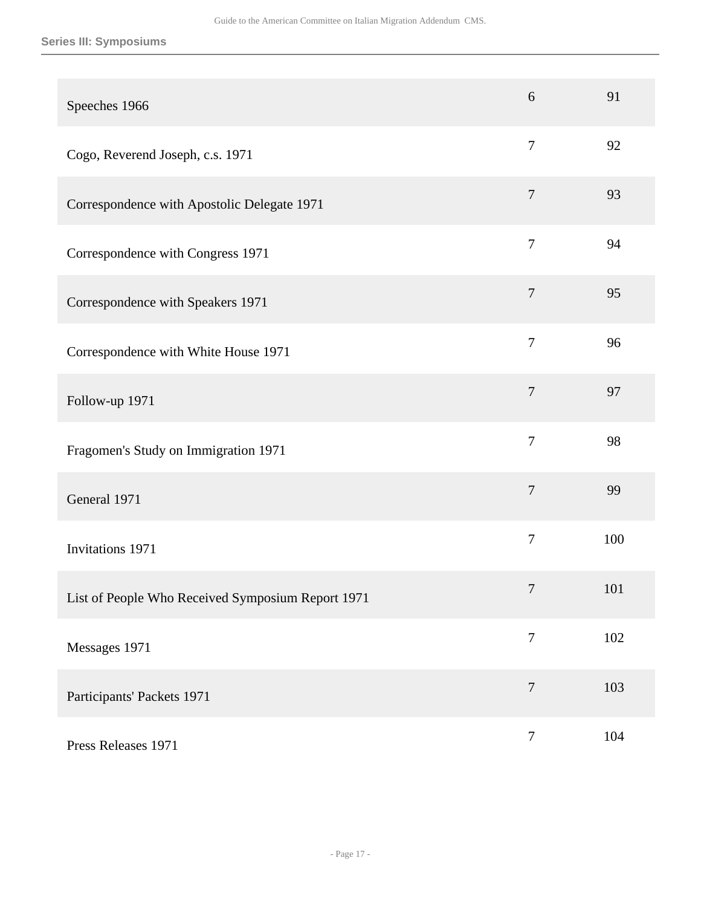## Series III: Symposiums

| | | |
|---|---|---|
| Speeches 1966 | 6 | 91 |
| Cogo, Reverend Joseph, c.s. 1971 | 7 | 92 |
| Correspondence with Apostolic Delegate 1971 | 7 | 93 |
| Correspondence with Congress 1971 | 7 | 94 |
| Correspondence with Speakers 1971 | 7 | 95 |
| Correspondence with White House 1971 | 7 | 96 |
| Follow-up 1971 | 7 | 97 |
| Fragomen's Study on Immigration 1971 | 7 | 98 |
| General 1971 | 7 | 99 |
| Invitations 1971 | 7 | 100 |
| List of People Who Received Symposium Report 1971 | 7 | 101 |
| Messages 1971 | 7 | 102 |
| Participants' Packets 1971 | 7 | 103 |
| Press Releases 1971 | 7 | 104 |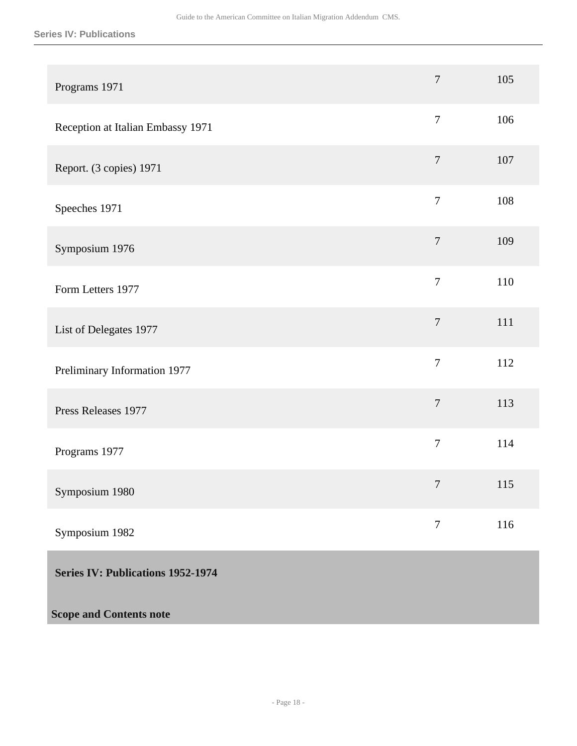| | | |
|---|---|---|
| Programs 1971 | 7 | 105 |
| Reception at Italian Embassy 1971 | 7 | 106 |
| Report. (3 copies) 1971 | 7 | 107 |
| Speeches 1971 | 7 | 108 |
| Symposium 1976 | 7 | 109 |
| Form Letters 1977 | 7 | 110 |
| List of Delegates 1977 | 7 | 111 |
| Preliminary Information 1977 | 7 | 112 |
| Press Releases 1977 | 7 | 113 |
| Programs 1977 | 7 | 114 |
| Symposium 1980 | 7 | 115 |
| Symposium 1982 | 7 | 116 |

## Series IV: Publications 1952-1974

**Scope and Contents note**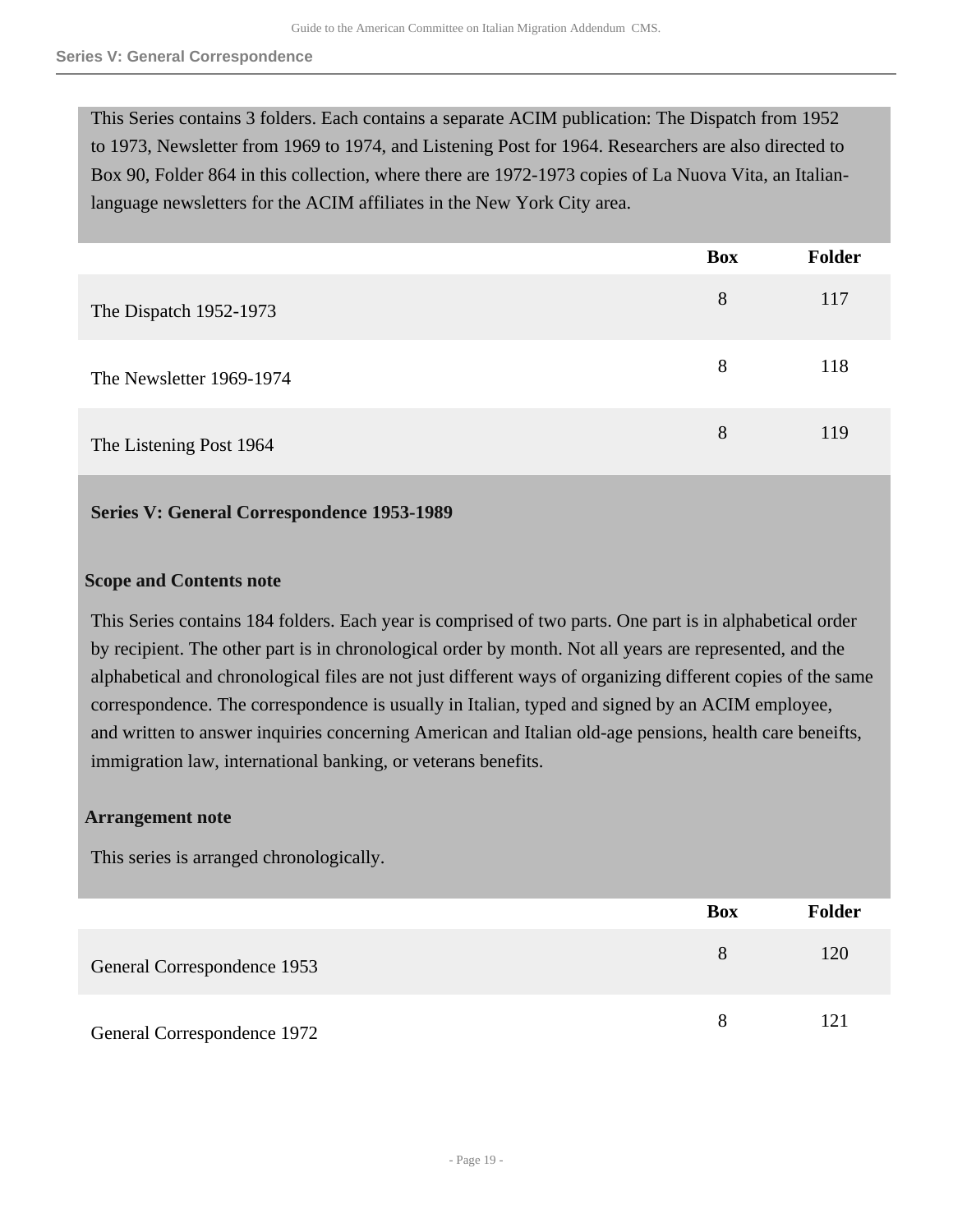This Series contains 3 folders. Each contains a separate ACIM publication: The Dispatch from 1952 to 1973, Newsletter from 1969 to 1974, and Listening Post for 1964. Researchers are also directed to Box 90, Folder 864 in this collection, where there are 1972-1973 copies of La Nuova Vita, an Italian-language newsletters for the ACIM affiliates in the New York City area.

| | Box | Folder |
|---|---|---|
| The Dispatch 1952-1973 | 8 | 117 |
| The Newsletter 1969-1974 | 8 | 118 |
| The Listening Post 1964 | 8 | 119 |

## Series V: General Correspondence 1953-1989

### Scope and Contents note

This Series contains 184 folders. Each year is comprised of two parts. One part is in alphabetical order by recipient. The other part is in chronological order by month. Not all years are represented, and the alphabetical and chronological files are not just different ways of organizing different copies of the same correspondence. The correspondence is usually in Italian, typed and signed by an ACIM employee, and written to answer inquiries concerning American and Italian old-age pensions, health care beneifts, immigration law, international banking, or veterans benefits.

### Arrangement note

This series is arranged chronologically.

| | Box | Folder |
|---|---|---|
| General Correspondence 1953 | 8 | 120 |
| General Correspondence 1972 | 8 | 121 |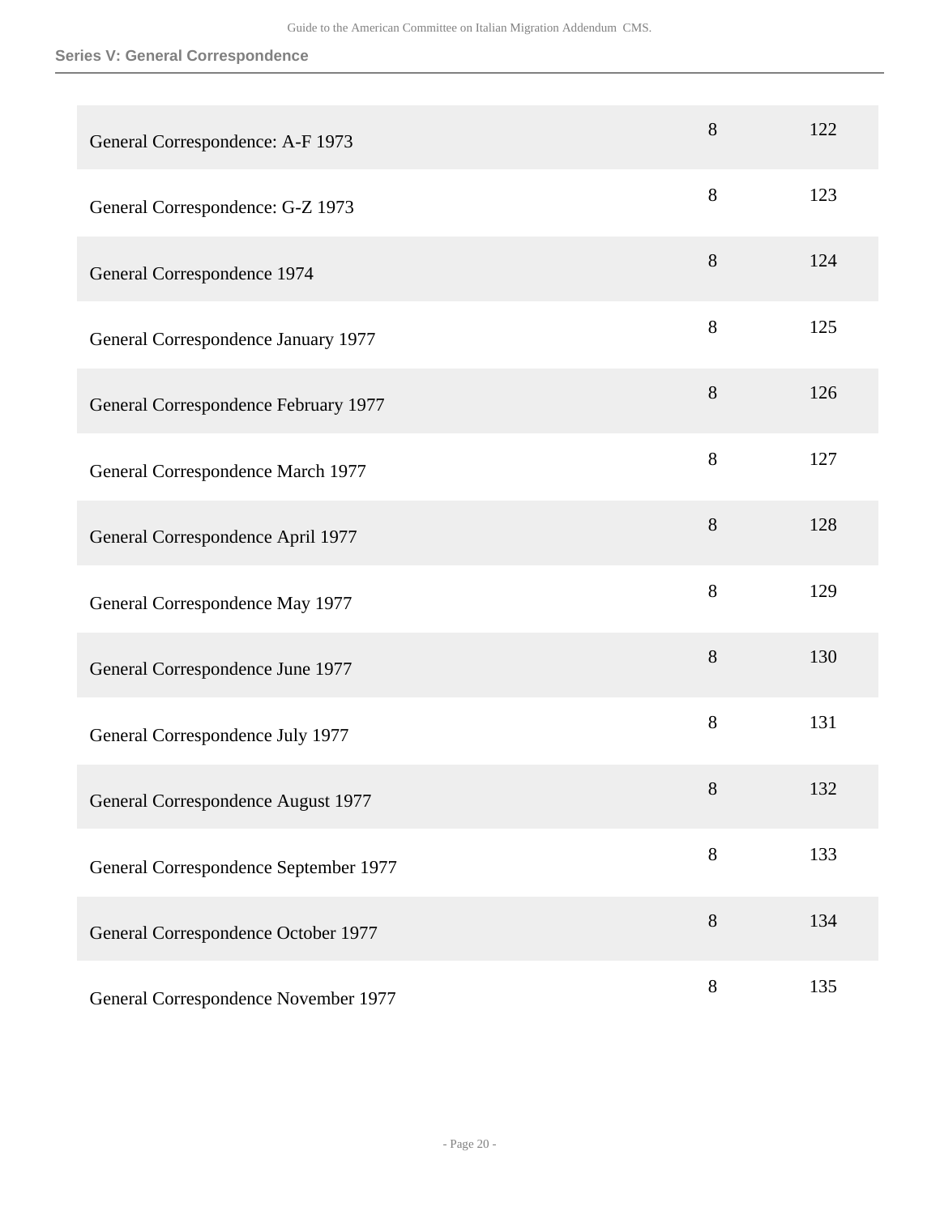| General Correspondence: A-F 1973 | 8 | 122 |
|---|---|---|
| General Correspondence: G-Z 1973 | 8 | 123 |
| General Correspondence 1974 | 8 | 124 |
| General Correspondence January 1977 | 8 | 125 |
| General Correspondence February 1977 | 8 | 126 |
| General Correspondence March 1977 | 8 | 127 |
| General Correspondence April 1977 | 8 | 128 |
| General Correspondence May 1977 | 8 | 129 |
| General Correspondence June 1977 | 8 | 130 |
| General Correspondence July 1977 | 8 | 131 |
| General Correspondence August 1977 | 8 | 132 |
| General Correspondence September 1977 | 8 | 133 |
| General Correspondence October 1977 | 8 | 134 |
| General Correspondence November 1977 | 8 | 135 |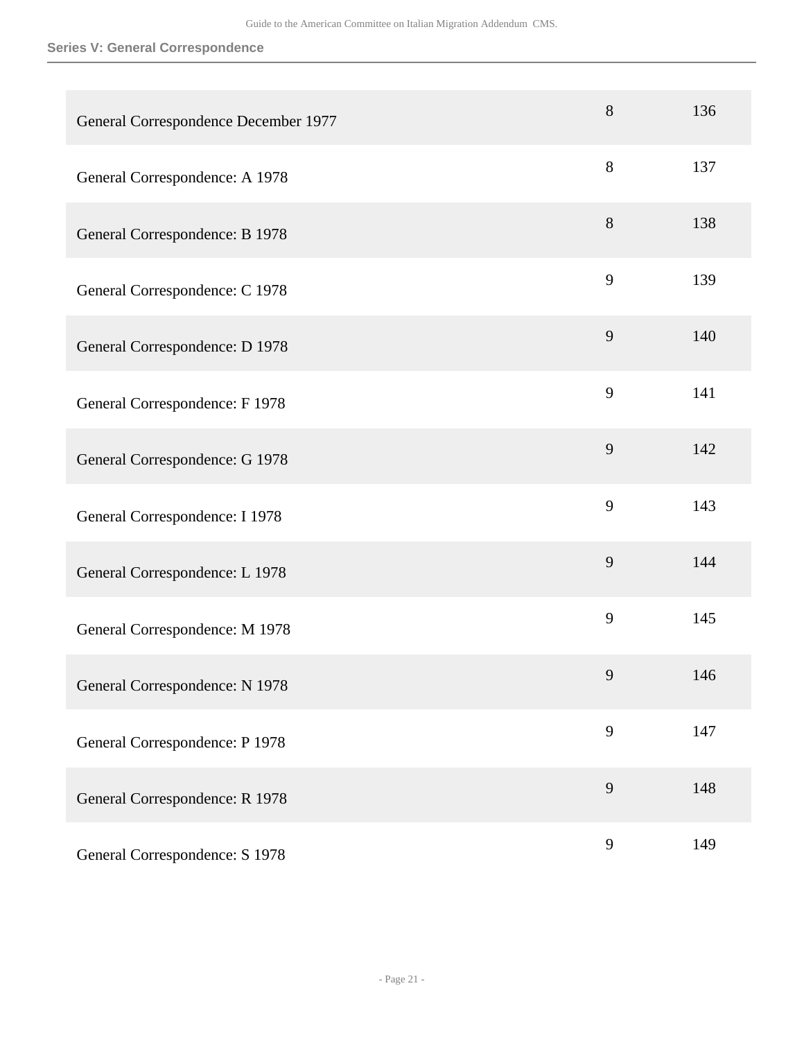## Series V: General Correspondence

| | | |
|---|---|---|
| General Correspondence December 1977 | 8 | 136 |
| General Correspondence: A 1978 | 8 | 137 |
| General Correspondence: B 1978 | 8 | 138 |
| General Correspondence: C 1978 | 9 | 139 |
| General Correspondence: D 1978 | 9 | 140 |
| General Correspondence: F 1978 | 9 | 141 |
| General Correspondence: G 1978 | 9 | 142 |
| General Correspondence: I 1978 | 9 | 143 |
| General Correspondence: L 1978 | 9 | 144 |
| General Correspondence: M 1978 | 9 | 145 |
| General Correspondence: N 1978 | 9 | 146 |
| General Correspondence: P 1978 | 9 | 147 |
| General Correspondence: R 1978 | 9 | 148 |
| General Correspondence: S 1978 | 9 | 149 |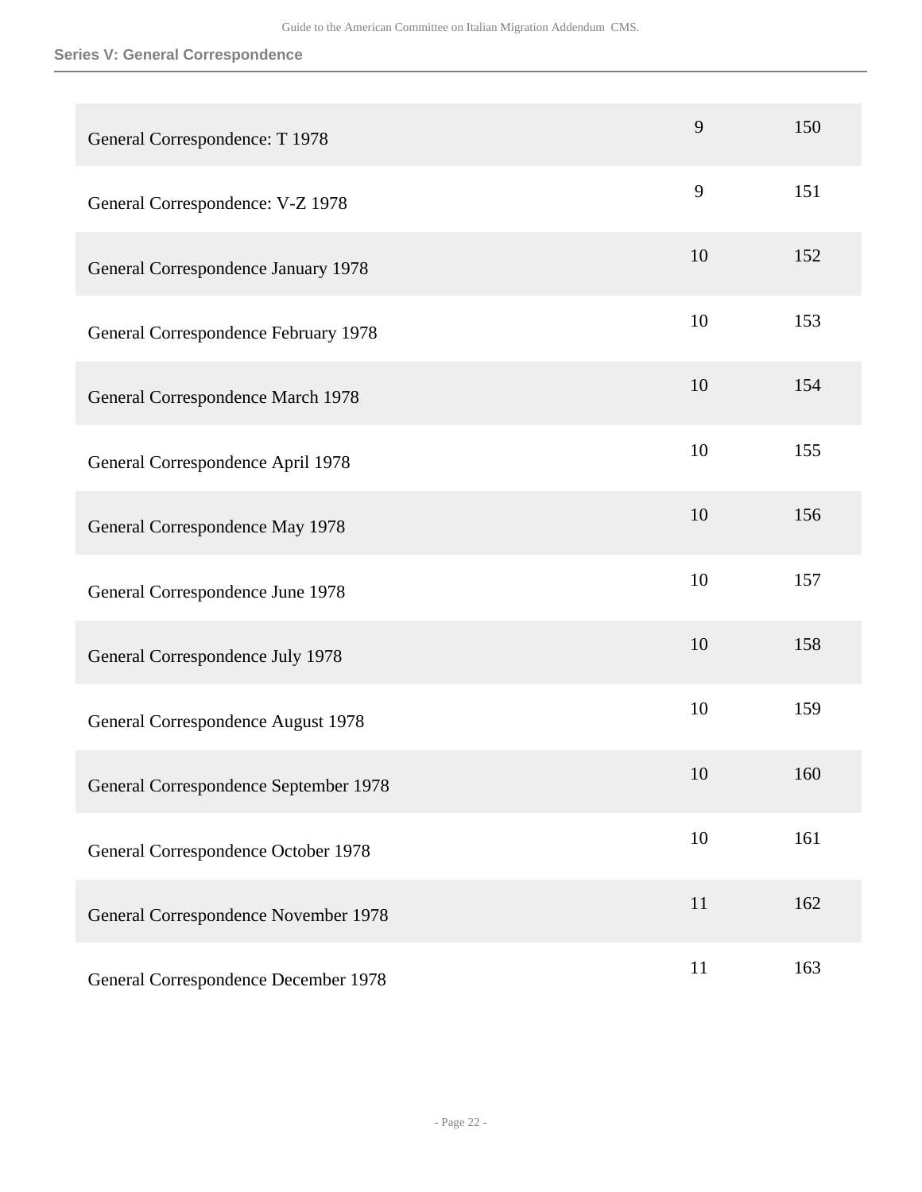| | | |
|---|---|---|
| General Correspondence: T 1978 | 9 | 150 |
| General Correspondence: V-Z 1978 | 9 | 151 |
| General Correspondence January 1978 | 10 | 152 |
| General Correspondence February 1978 | 10 | 153 |
| General Correspondence March 1978 | 10 | 154 |
| General Correspondence April 1978 | 10 | 155 |
| General Correspondence May 1978 | 10 | 156 |
| General Correspondence June 1978 | 10 | 157 |
| General Correspondence July 1978 | 10 | 158 |
| General Correspondence August 1978 | 10 | 159 |
| General Correspondence September 1978 | 10 | 160 |
| General Correspondence October 1978 | 10 | 161 |
| General Correspondence November 1978 | 11 | 162 |
| General Correspondence December 1978 | 11 | 163 |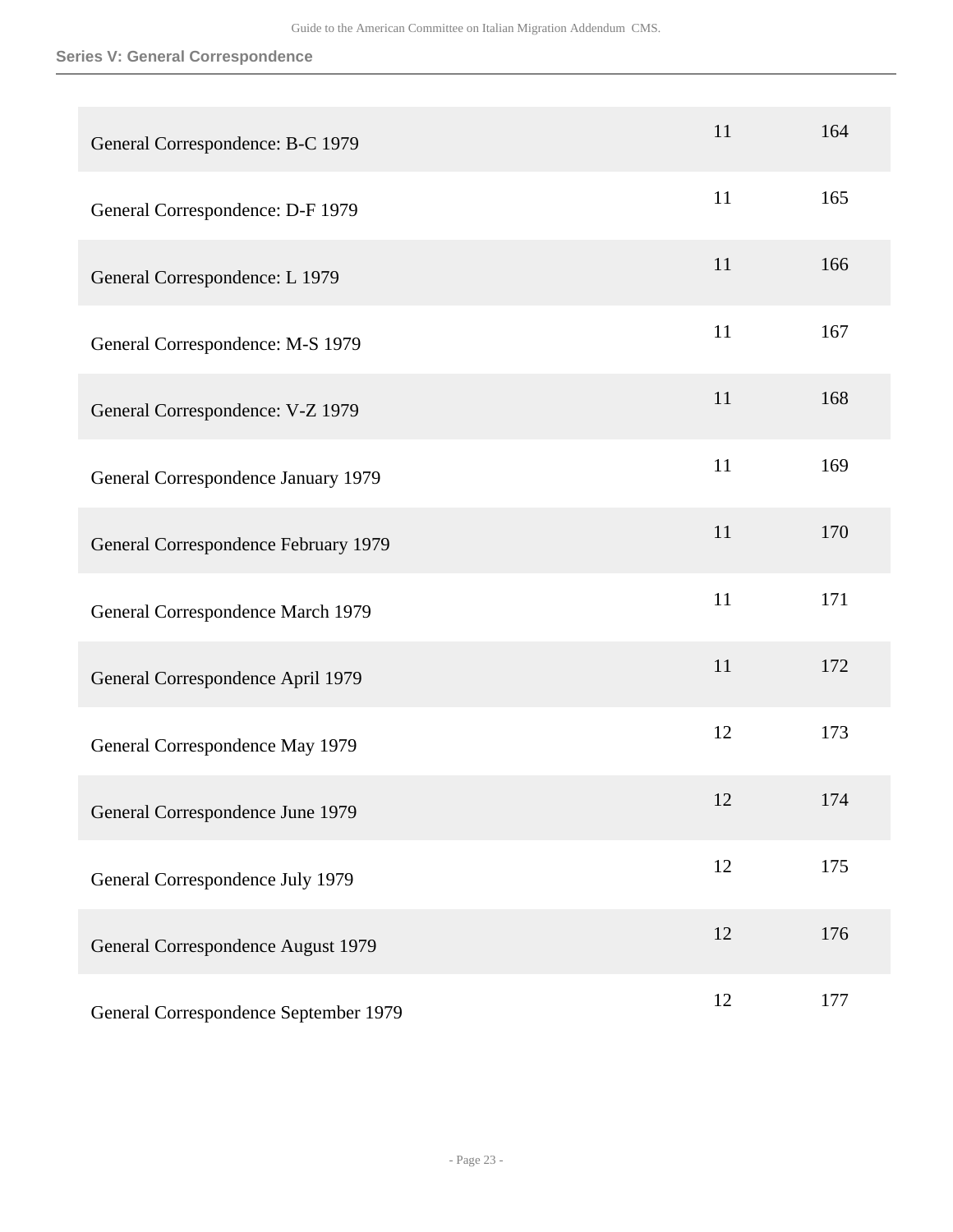| | | |
|---|---|---|
| General Correspondence: B-C 1979 | 11 | 164 |
| General Correspondence: D-F 1979 | 11 | 165 |
| General Correspondence: L 1979 | 11 | 166 |
| General Correspondence: M-S 1979 | 11 | 167 |
| General Correspondence: V-Z 1979 | 11 | 168 |
| General Correspondence January 1979 | 11 | 169 |
| General Correspondence February 1979 | 11 | 170 |
| General Correspondence March 1979 | 11 | 171 |
| General Correspondence April 1979 | 11 | 172 |
| General Correspondence May 1979 | 12 | 173 |
| General Correspondence June 1979 | 12 | 174 |
| General Correspondence July 1979 | 12 | 175 |
| General Correspondence August 1979 | 12 | 176 |
| General Correspondence September 1979 | 12 | 177 |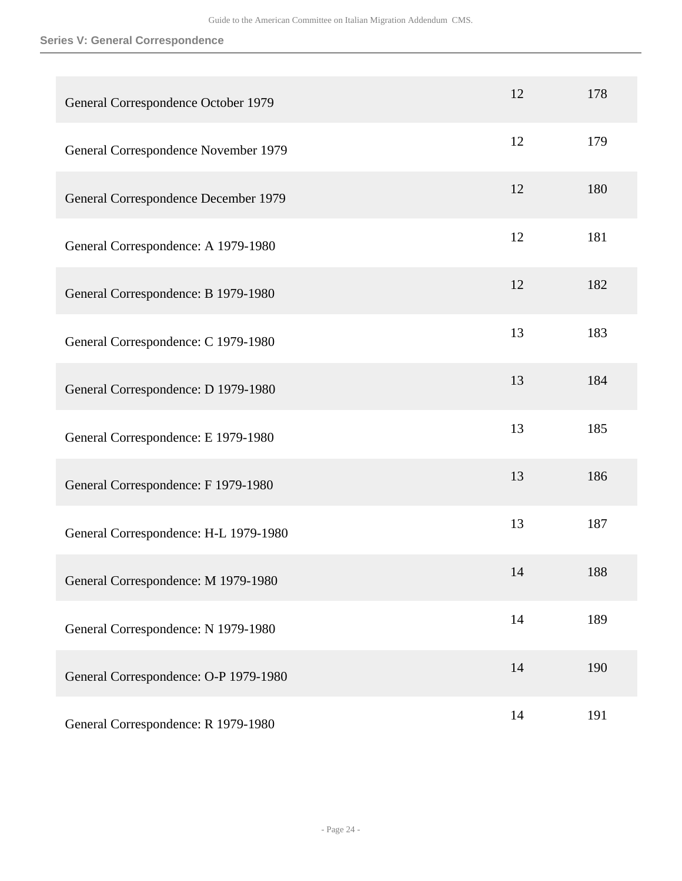| | | |
|---|---|---|
| General Correspondence October 1979 | 12 | 178 |
| General Correspondence November 1979 | 12 | 179 |
| General Correspondence December 1979 | 12 | 180 |
| General Correspondence: A 1979-1980 | 12 | 181 |
| General Correspondence: B 1979-1980 | 12 | 182 |
| General Correspondence: C 1979-1980 | 13 | 183 |
| General Correspondence: D 1979-1980 | 13 | 184 |
| General Correspondence: E 1979-1980 | 13 | 185 |
| General Correspondence: F 1979-1980 | 13 | 186 |
| General Correspondence: H-L 1979-1980 | 13 | 187 |
| General Correspondence: M 1979-1980 | 14 | 188 |
| General Correspondence: N 1979-1980 | 14 | 189 |
| General Correspondence: O-P 1979-1980 | 14 | 190 |
| General Correspondence: R 1979-1980 | 14 | 191 |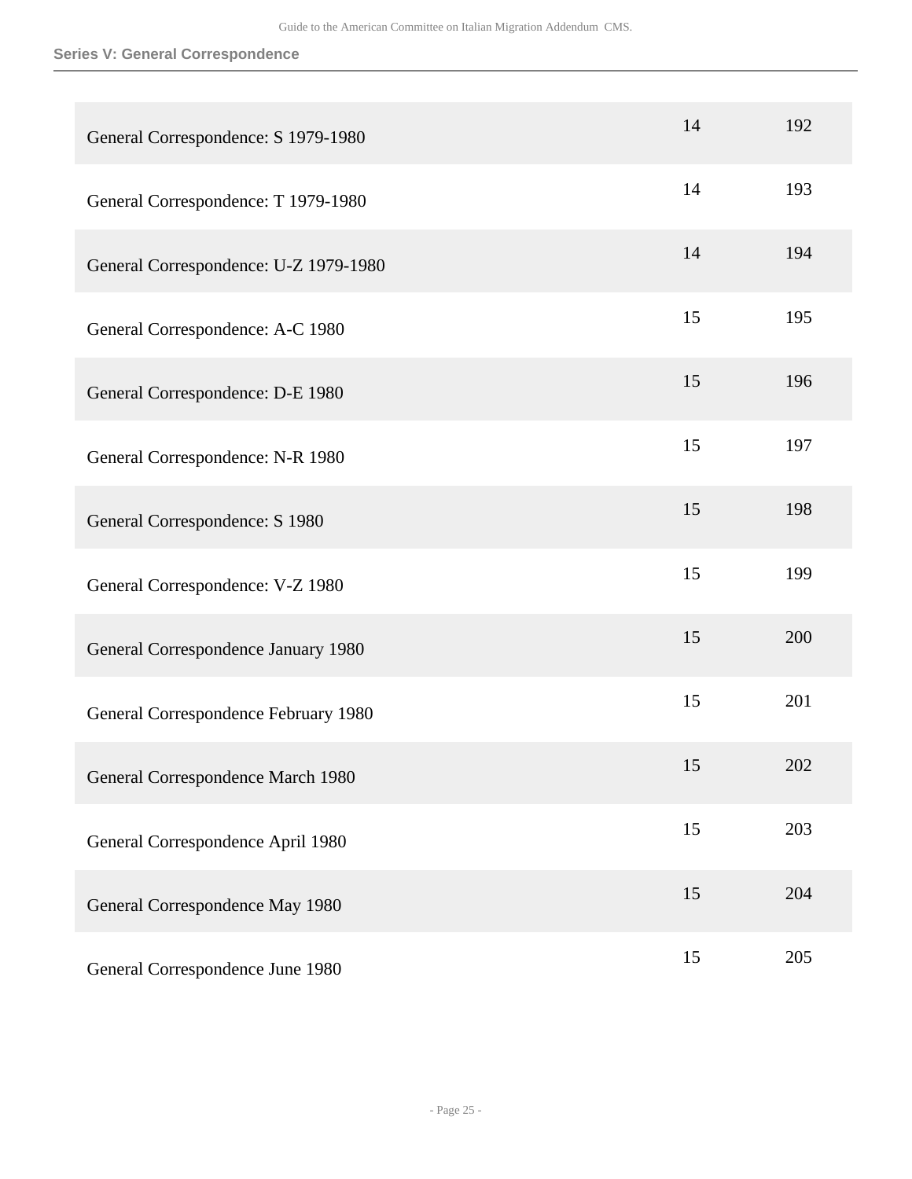| | | |
|---|---|---|
| General Correspondence: S 1979-1980 | 14 | 192 |
| General Correspondence: T 1979-1980 | 14 | 193 |
| General Correspondence: U-Z 1979-1980 | 14 | 194 |
| General Correspondence: A-C 1980 | 15 | 195 |
| General Correspondence: D-E 1980 | 15 | 196 |
| General Correspondence: N-R 1980 | 15 | 197 |
| General Correspondence: S 1980 | 15 | 198 |
| General Correspondence: V-Z 1980 | 15 | 199 |
| General Correspondence January 1980 | 15 | 200 |
| General Correspondence February 1980 | 15 | 201 |
| General Correspondence March 1980 | 15 | 202 |
| General Correspondence April 1980 | 15 | 203 |
| General Correspondence May 1980 | 15 | 204 |
| General Correspondence June 1980 | 15 | 205 |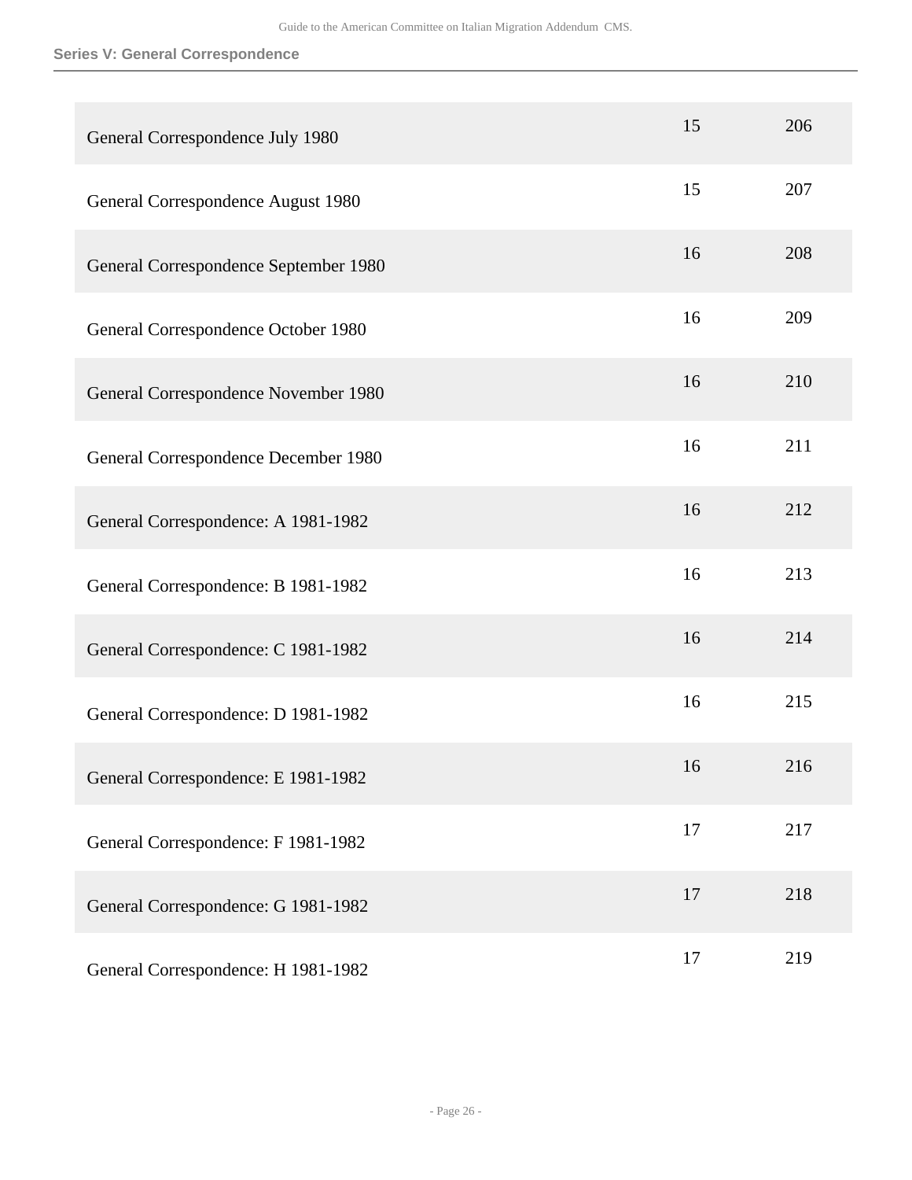| | | |
|---|---|---|
| General Correspondence July 1980 | 15 | 206 |
| General Correspondence August 1980 | 15 | 207 |
| General Correspondence September 1980 | 16 | 208 |
| General Correspondence October 1980 | 16 | 209 |
| General Correspondence November 1980 | 16 | 210 |
| General Correspondence December 1980 | 16 | 211 |
| General Correspondence: A 1981-1982 | 16 | 212 |
| General Correspondence: B 1981-1982 | 16 | 213 |
| General Correspondence: C 1981-1982 | 16 | 214 |
| General Correspondence: D 1981-1982 | 16 | 215 |
| General Correspondence: E 1981-1982 | 16 | 216 |
| General Correspondence: F 1981-1982 | 17 | 217 |
| General Correspondence: G 1981-1982 | 17 | 218 |
| General Correspondence: H 1981-1982 | 17 | 219 |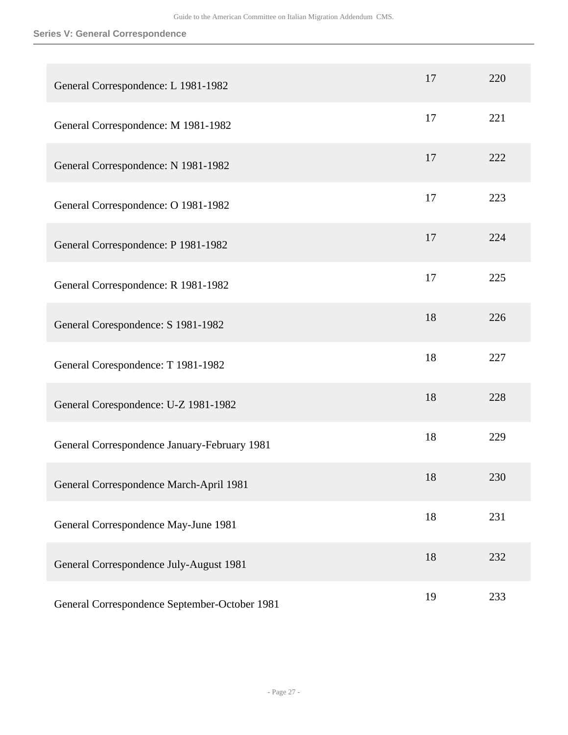**Series V: General Correspondence**

| | | |
|---|---|---|
| General Correspondence: L 1981-1982 | 17 | 220 |
| General Correspondence: M 1981-1982 | 17 | 221 |
| General Correspondence: N 1981-1982 | 17 | 222 |
| General Correspondence: O 1981-1982 | 17 | 223 |
| General Correspondence: P 1981-1982 | 17 | 224 |
| General Correspondence: R 1981-1982 | 17 | 225 |
| General Corespondence: S 1981-1982 | 18 | 226 |
| General Corespondence: T 1981-1982 | 18 | 227 |
| General Corespondence: U-Z 1981-1982 | 18 | 228 |
| General Correspondence January-February 1981 | 18 | 229 |
| General Correspondence March-April 1981 | 18 | 230 |
| General Correspondence May-June 1981 | 18 | 231 |
| General Correspondence July-August 1981 | 18 | 232 |
| General Correspondence September-October 1981 | 19 | 233 |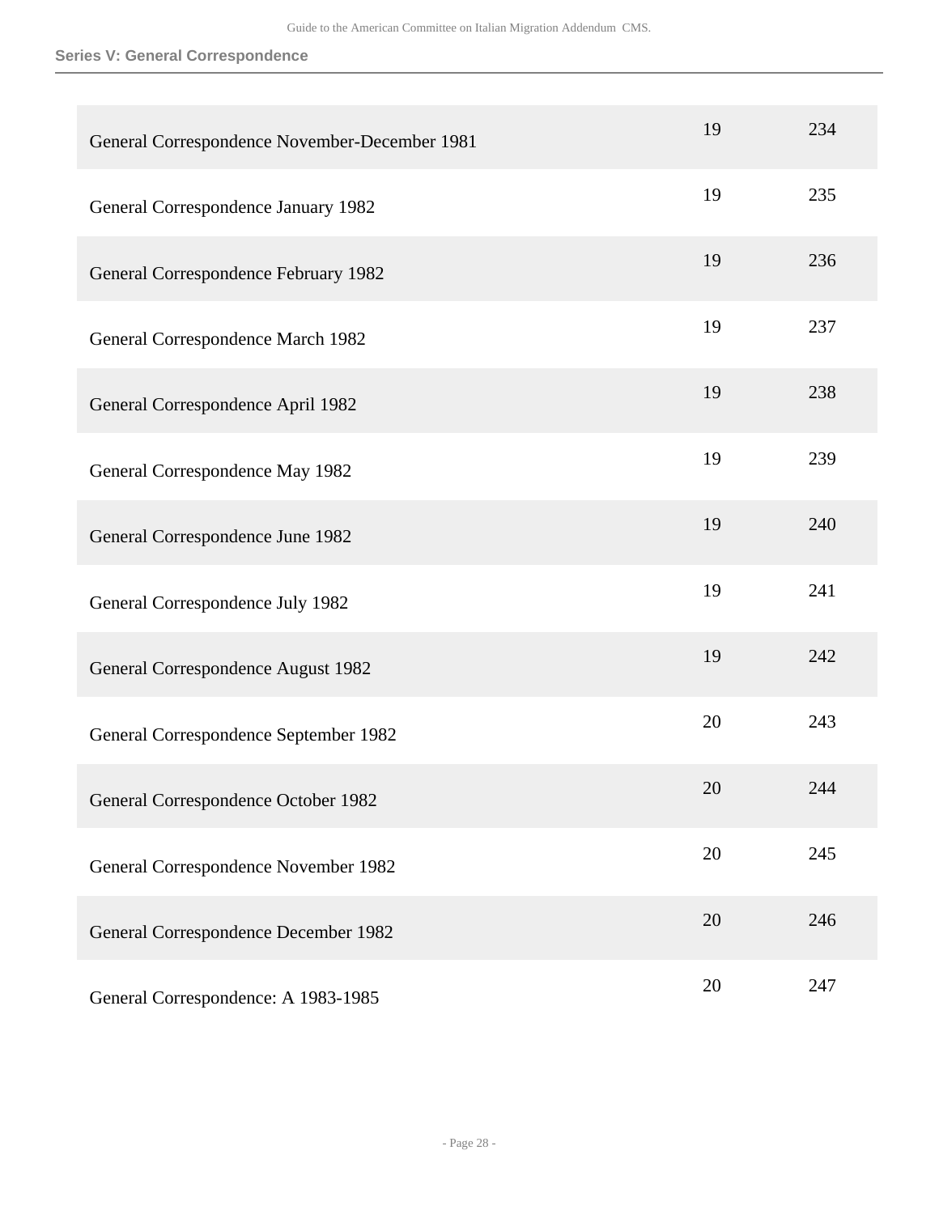**Series V: General Correspondence**

| | | |
|---|---|---|
| General Correspondence November-December 1981 | 19 | 234 |
| General Correspondence January 1982 | 19 | 235 |
| General Correspondence February 1982 | 19 | 236 |
| General Correspondence March 1982 | 19 | 237 |
| General Correspondence April 1982 | 19 | 238 |
| General Correspondence May 1982 | 19 | 239 |
| General Correspondence June 1982 | 19 | 240 |
| General Correspondence July 1982 | 19 | 241 |
| General Correspondence August 1982 | 19 | 242 |
| General Correspondence September 1982 | 20 | 243 |
| General Correspondence October 1982 | 20 | 244 |
| General Correspondence November 1982 | 20 | 245 |
| General Correspondence December 1982 | 20 | 246 |
| General Correspondence: A 1983-1985 | 20 | 247 |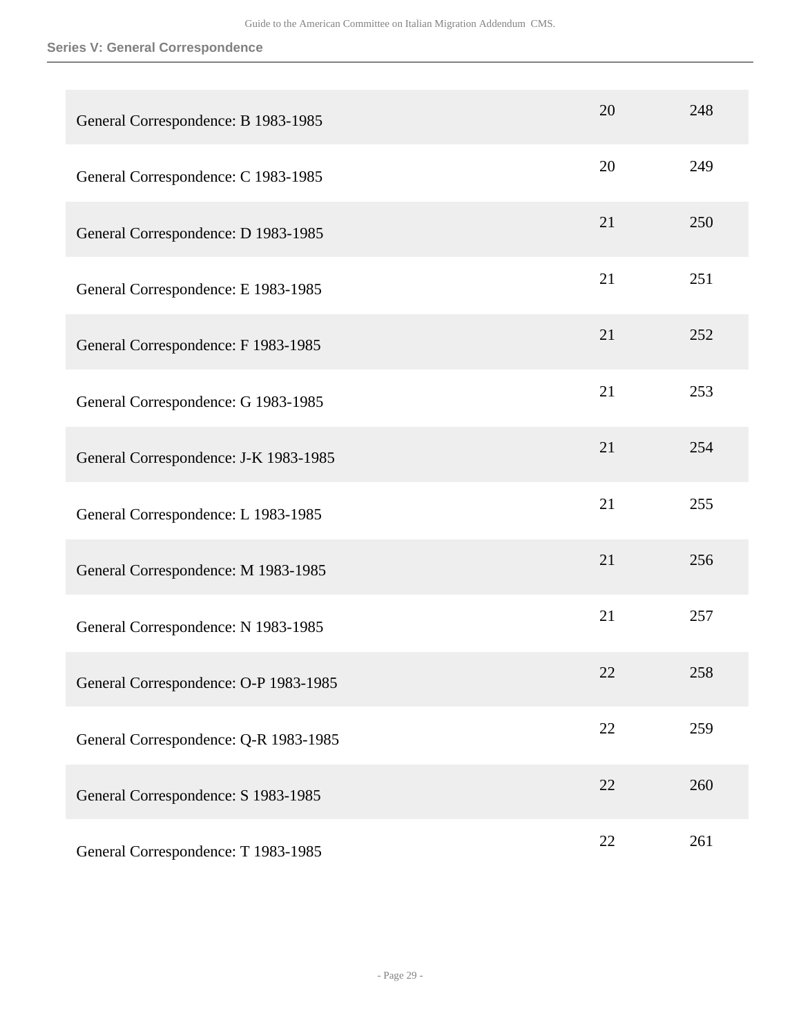| | | |
|---|---|---|
| General Correspondence: B 1983-1985 | 20 | 248 |
| General Correspondence: C 1983-1985 | 20 | 249 |
| General Correspondence: D 1983-1985 | 21 | 250 |
| General Correspondence: E 1983-1985 | 21 | 251 |
| General Correspondence: F 1983-1985 | 21 | 252 |
| General Correspondence: G 1983-1985 | 21 | 253 |
| General Correspondence: J-K 1983-1985 | 21 | 254 |
| General Correspondence: L 1983-1985 | 21 | 255 |
| General Correspondence: M 1983-1985 | 21 | 256 |
| General Correspondence: N 1983-1985 | 21 | 257 |
| General Correspondence: O-P 1983-1985 | 22 | 258 |
| General Correspondence: Q-R 1983-1985 | 22 | 259 |
| General Correspondence: S 1983-1985 | 22 | 260 |
| General Correspondence: T 1983-1985 | 22 | 261 |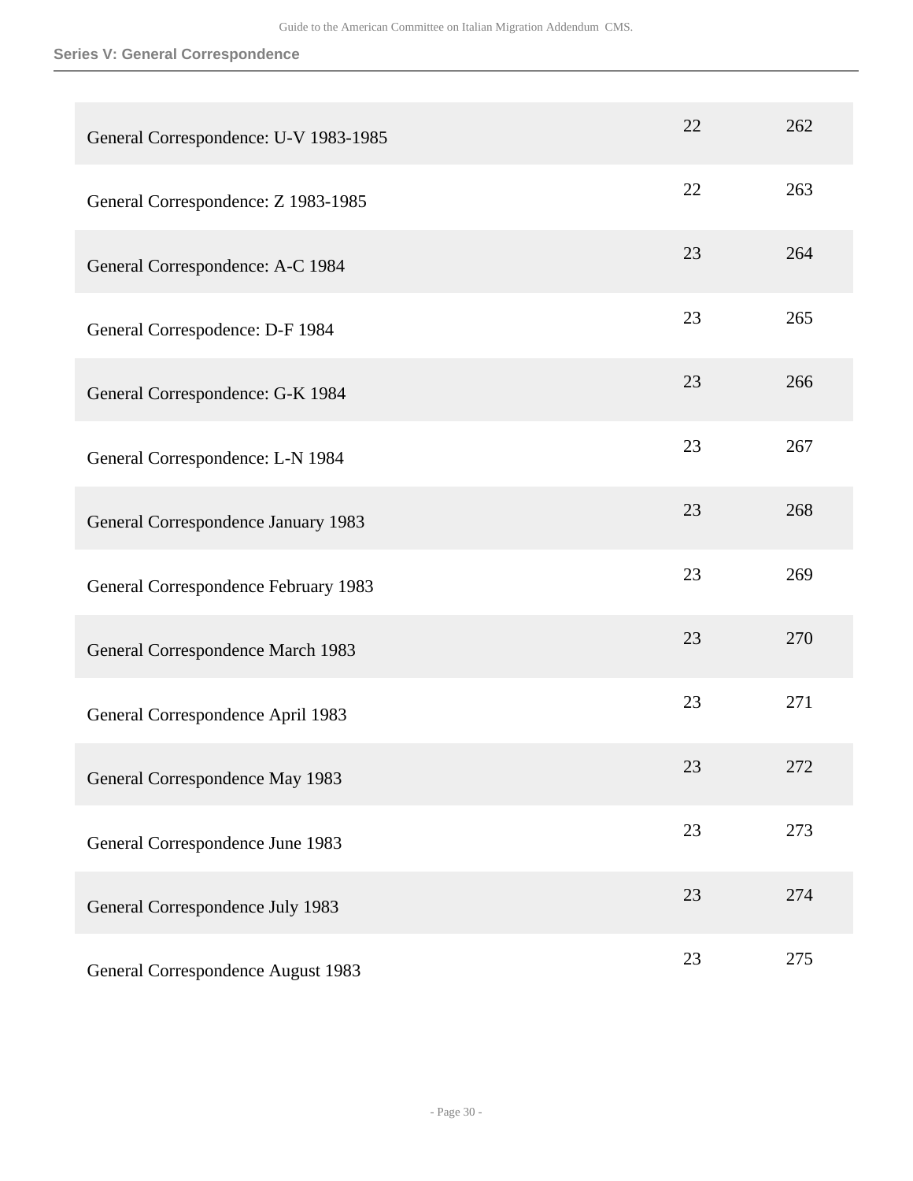| | | |
|---|---|---|
| General Correspondence: U-V 1983-1985 | 22 | 262 |
| General Correspondence: Z 1983-1985 | 22 | 263 |
| General Correspondence: A-C 1984 | 23 | 264 |
| General Correspodence: D-F 1984 | 23 | 265 |
| General Correspondence: G-K 1984 | 23 | 266 |
| General Correspondence: L-N 1984 | 23 | 267 |
| General Correspondence January 1983 | 23 | 268 |
| General Correspondence February 1983 | 23 | 269 |
| General Correspondence March 1983 | 23 | 270 |
| General Correspondence April 1983 | 23 | 271 |
| General Correspondence May 1983 | 23 | 272 |
| General Correspondence June 1983 | 23 | 273 |
| General Correspondence July 1983 | 23 | 274 |
| General Correspondence August 1983 | 23 | 275 |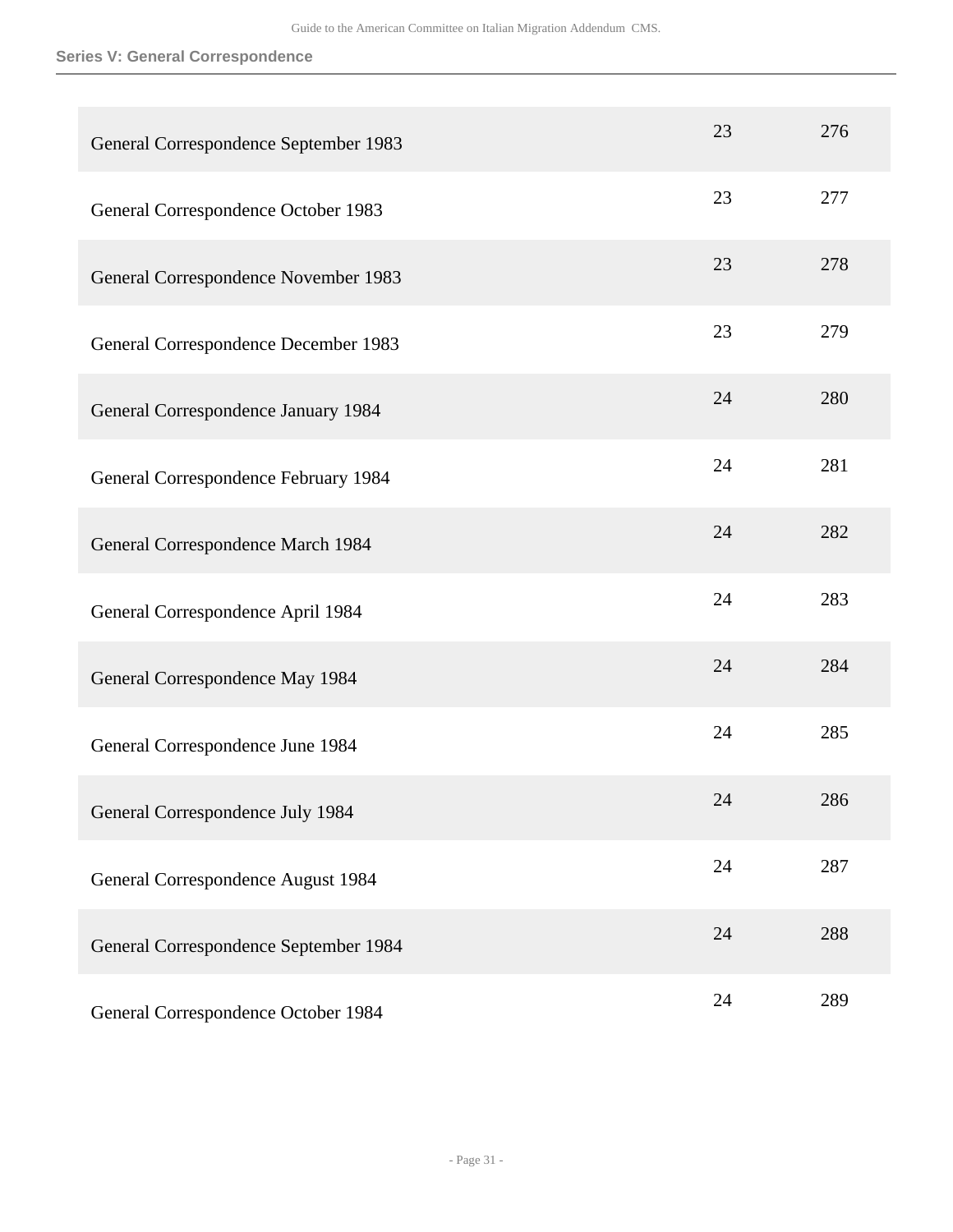| | | |
|---|---|---|
| General Correspondence September 1983 | 23 | 276 |
| General Correspondence October 1983 | 23 | 277 |
| General Correspondence November 1983 | 23 | 278 |
| General Correspondence December 1983 | 23 | 279 |
| General Correspondence January 1984 | 24 | 280 |
| General Correspondence February 1984 | 24 | 281 |
| General Correspondence March 1984 | 24 | 282 |
| General Correspondence April 1984 | 24 | 283 |
| General Correspondence May 1984 | 24 | 284 |
| General Correspondence June 1984 | 24 | 285 |
| General Correspondence July 1984 | 24 | 286 |
| General Correspondence August 1984 | 24 | 287 |
| General Correspondence September 1984 | 24 | 288 |
| General Correspondence October 1984 | 24 | 289 |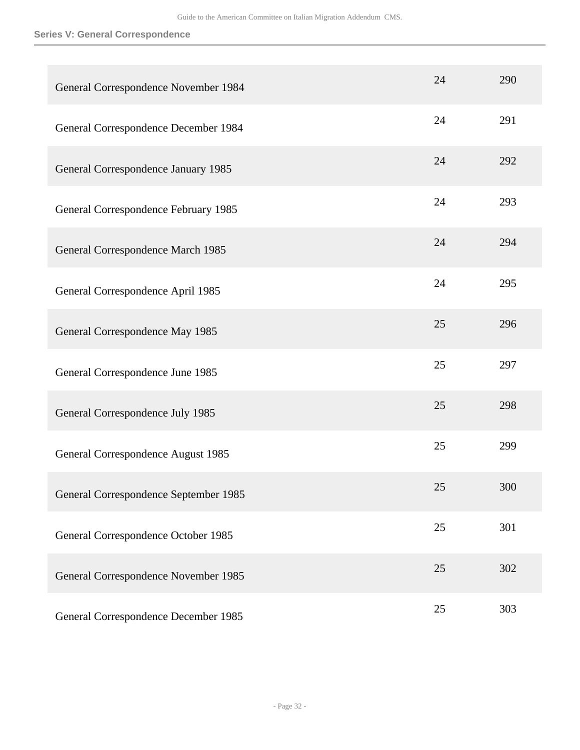| | | |
|---|---|---|
| General Correspondence November 1984 | 24 | 290 |
| General Correspondence December 1984 | 24 | 291 |
| General Correspondence January 1985 | 24 | 292 |
| General Correspondence February 1985 | 24 | 293 |
| General Correspondence March 1985 | 24 | 294 |
| General Correspondence April 1985 | 24 | 295 |
| General Correspondence May 1985 | 25 | 296 |
| General Correspondence June 1985 | 25 | 297 |
| General Correspondence July 1985 | 25 | 298 |
| General Correspondence August 1985 | 25 | 299 |
| General Correspondence September 1985 | 25 | 300 |
| General Correspondence October 1985 | 25 | 301 |
| General Correspondence November 1985 | 25 | 302 |
| General Correspondence December 1985 | 25 | 303 |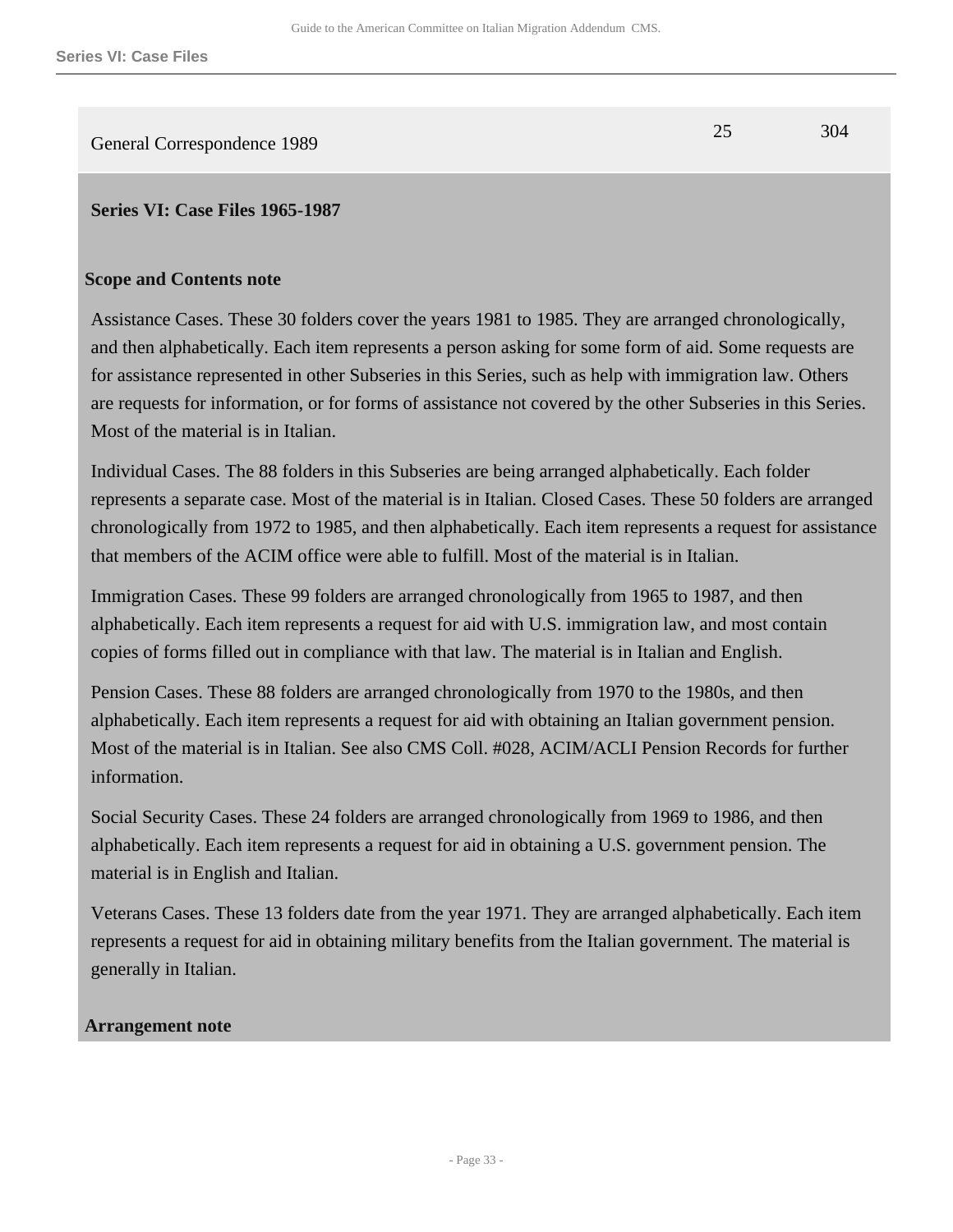| General Correspondence 1989 | 25 | 304 |
|---|---|---|

**Series VI: Case Files 1965-1987**

**Scope and Contents note**

Assistance Cases. These 30 folders cover the years 1981 to 1985. They are arranged chronologically, and then alphabetically. Each item represents a person asking for some form of aid. Some requests are for assistance represented in other Subseries in this Series, such as help with immigration law. Others are requests for information, or for forms of assistance not covered by the other Subseries in this Series. Most of the material is in Italian.

Individual Cases. The 88 folders in this Subseries are being arranged alphabetically. Each folder represents a separate case. Most of the material is in Italian. Closed Cases. These 50 folders are arranged chronologically from 1972 to 1985, and then alphabetically. Each item represents a request for assistance that members of the ACIM office were able to fulfill. Most of the material is in Italian.

Immigration Cases. These 99 folders are arranged chronologically from 1965 to 1987, and then alphabetically. Each item represents a request for aid with U.S. immigration law, and most contain copies of forms filled out in compliance with that law. The material is in Italian and English.

Pension Cases. These 88 folders are arranged chronologically from 1970 to the 1980s, and then alphabetically. Each item represents a request for aid with obtaining an Italian government pension. Most of the material is in Italian. See also CMS Coll. #028, ACIM/ACLI Pension Records for further information.

Social Security Cases. These 24 folders are arranged chronologically from 1969 to 1986, and then alphabetically. Each item represents a request for aid in obtaining a U.S. government pension. The material is in English and Italian.

Veterans Cases. These 13 folders date from the year 1971. They are arranged alphabetically. Each item represents a request for aid in obtaining military benefits from the Italian government. The material is generally in Italian.

**Arrangement note**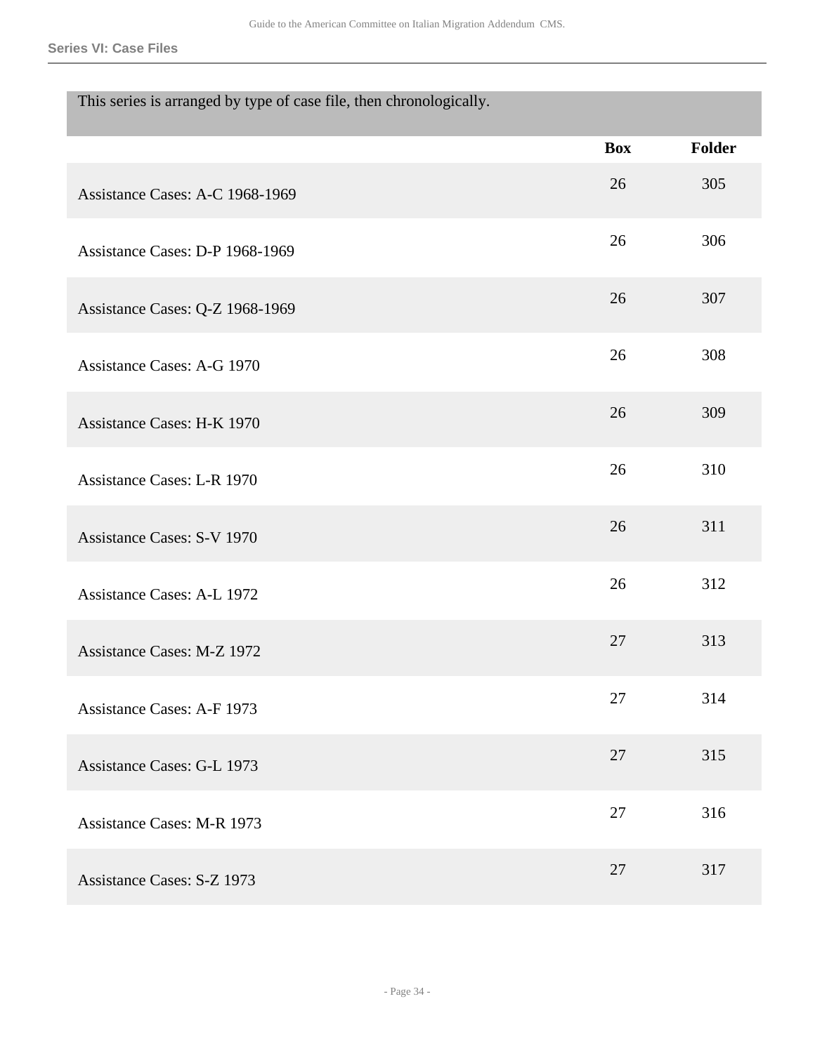## Series VI: Case Files

This series is arranged by type of case file, then chronologically.

| | Box | Folder |
|---|---|---|
| Assistance Cases: A-C 1968-1969 | 26 | 305 |
| Assistance Cases: D-P 1968-1969 | 26 | 306 |
| Assistance Cases: Q-Z 1968-1969 | 26 | 307 |
| Assistance Cases: A-G 1970 | 26 | 308 |
| Assistance Cases: H-K 1970 | 26 | 309 |
| Assistance Cases: L-R 1970 | 26 | 310 |
| Assistance Cases: S-V 1970 | 26 | 311 |
| Assistance Cases: A-L 1972 | 26 | 312 |
| Assistance Cases: M-Z 1972 | 27 | 313 |
| Assistance Cases: A-F 1973 | 27 | 314 |
| Assistance Cases: G-L 1973 | 27 | 315 |
| Assistance Cases: M-R 1973 | 27 | 316 |
| Assistance Cases: S-Z 1973 | 27 | 317 |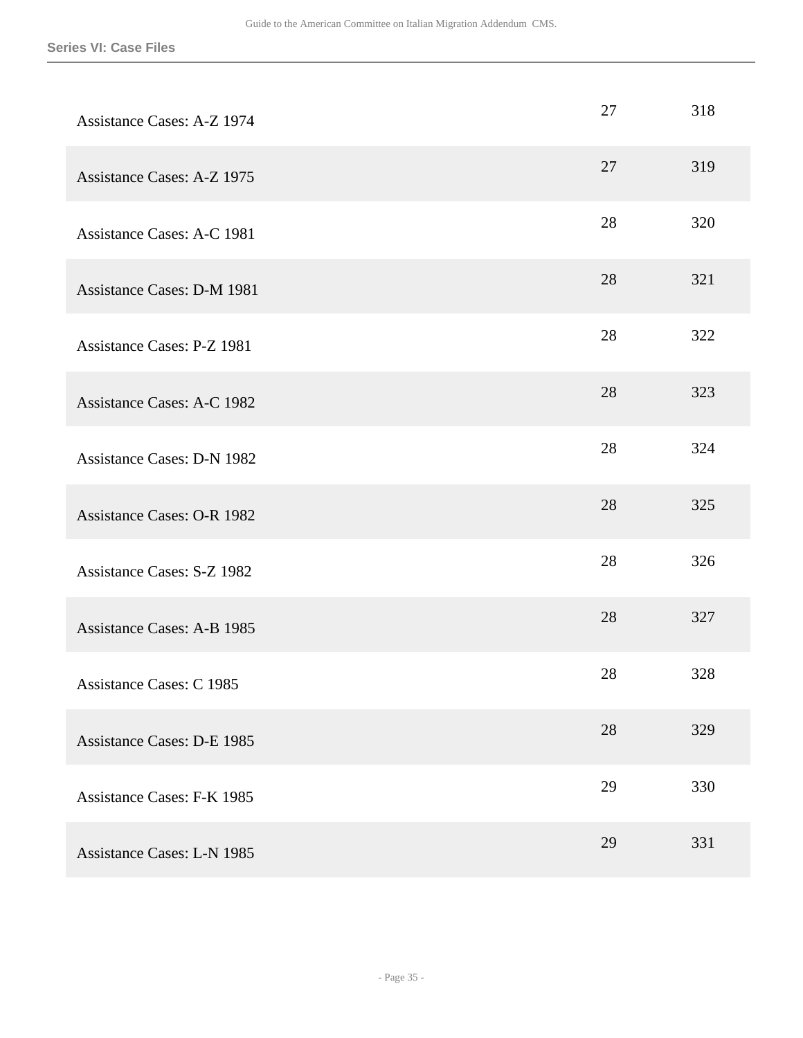| | | |
|---|---|---|
| Assistance Cases: A-Z 1974 | 27 | 318 |
| Assistance Cases: A-Z 1975 | 27 | 319 |
| Assistance Cases: A-C 1981 | 28 | 320 |
| Assistance Cases: D-M 1981 | 28 | 321 |
| Assistance Cases: P-Z 1981 | 28 | 322 |
| Assistance Cases: A-C 1982 | 28 | 323 |
| Assistance Cases: D-N 1982 | 28 | 324 |
| Assistance Cases: O-R 1982 | 28 | 325 |
| Assistance Cases: S-Z 1982 | 28 | 326 |
| Assistance Cases: A-B 1985 | 28 | 327 |
| Assistance Cases: C 1985 | 28 | 328 |
| Assistance Cases: D-E 1985 | 28 | 329 |
| Assistance Cases: F-K 1985 | 29 | 330 |
| Assistance Cases: L-N 1985 | 29 | 331 |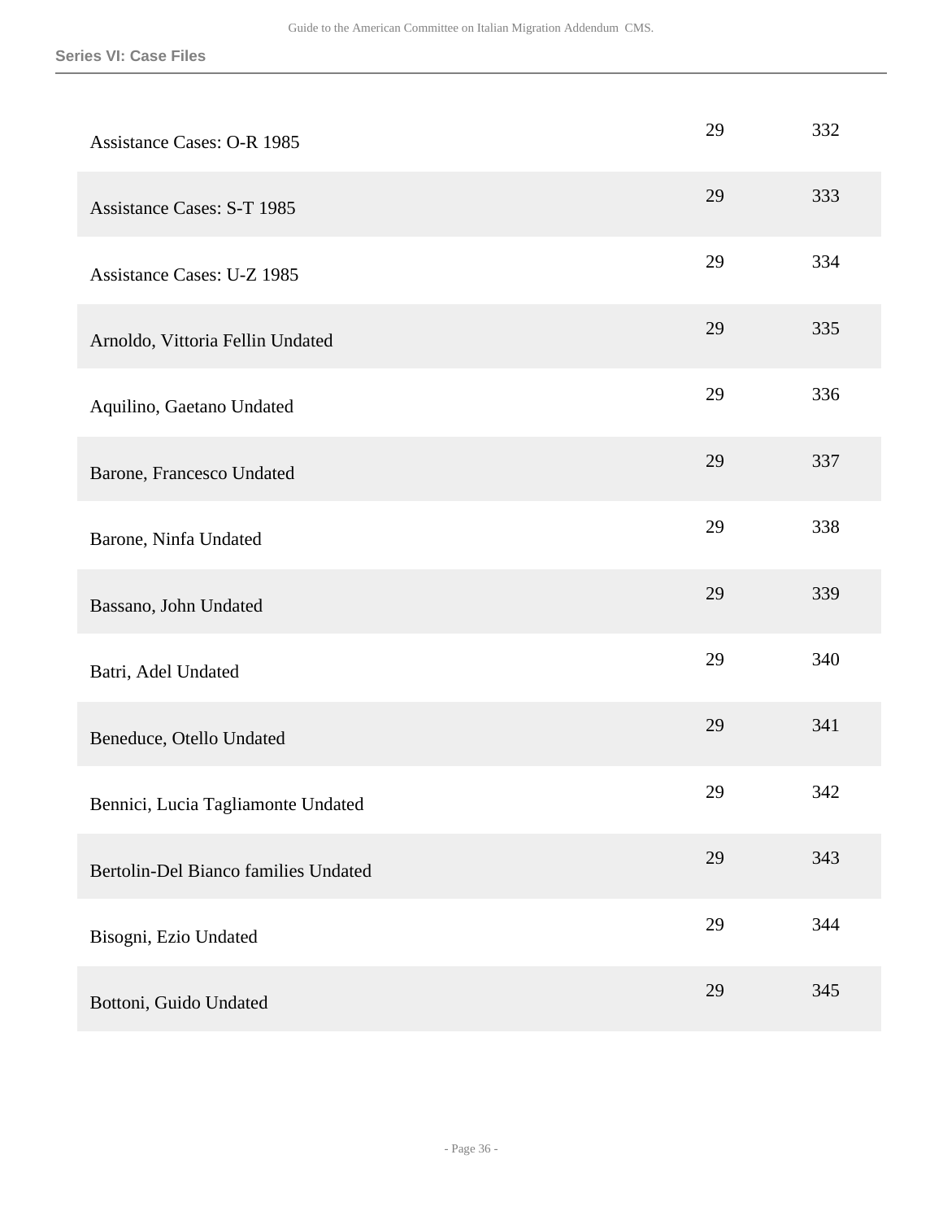| | | |
|---|---|---|
| Assistance Cases: O-R 1985 | 29 | 332 |
| Assistance Cases: S-T 1985 | 29 | 333 |
| Assistance Cases: U-Z 1985 | 29 | 334 |
| Arnoldo, Vittoria Fellin Undated | 29 | 335 |
| Aquilino, Gaetano Undated | 29 | 336 |
| Barone, Francesco Undated | 29 | 337 |
| Barone, Ninfa Undated | 29 | 338 |
| Bassano, John Undated | 29 | 339 |
| Batri, Adel Undated | 29 | 340 |
| Beneduce, Otello Undated | 29 | 341 |
| Bennici, Lucia Tagliamonte Undated | 29 | 342 |
| Bertolin-Del Bianco families Undated | 29 | 343 |
| Bisogni, Ezio Undated | 29 | 344 |
| Bottoni, Guido Undated | 29 | 345 |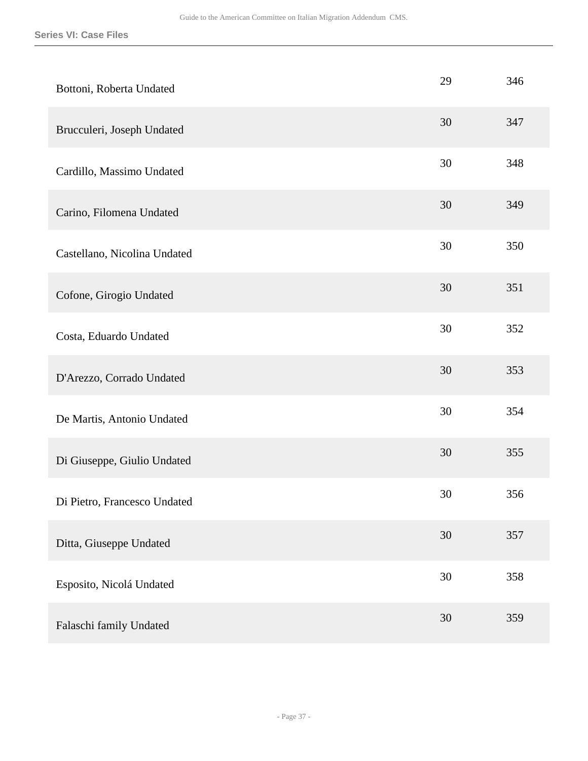| | | |
|---|---|---|
| Bottoni, Roberta Undated | 29 | 346 |
| Brucculeri, Joseph Undated | 30 | 347 |
| Cardillo, Massimo Undated | 30 | 348 |
| Carino, Filomena Undated | 30 | 349 |
| Castellano, Nicolina Undated | 30 | 350 |
| Cofone, Girogio Undated | 30 | 351 |
| Costa, Eduardo Undated | 30 | 352 |
| D'Arezzo, Corrado Undated | 30 | 353 |
| De Martis, Antonio Undated | 30 | 354 |
| Di Giuseppe, Giulio Undated | 30 | 355 |
| Di Pietro, Francesco Undated | 30 | 356 |
| Ditta, Giuseppe Undated | 30 | 357 |
| Esposito, Nicolá Undated | 30 | 358 |
| Falaschi family Undated | 30 | 359 |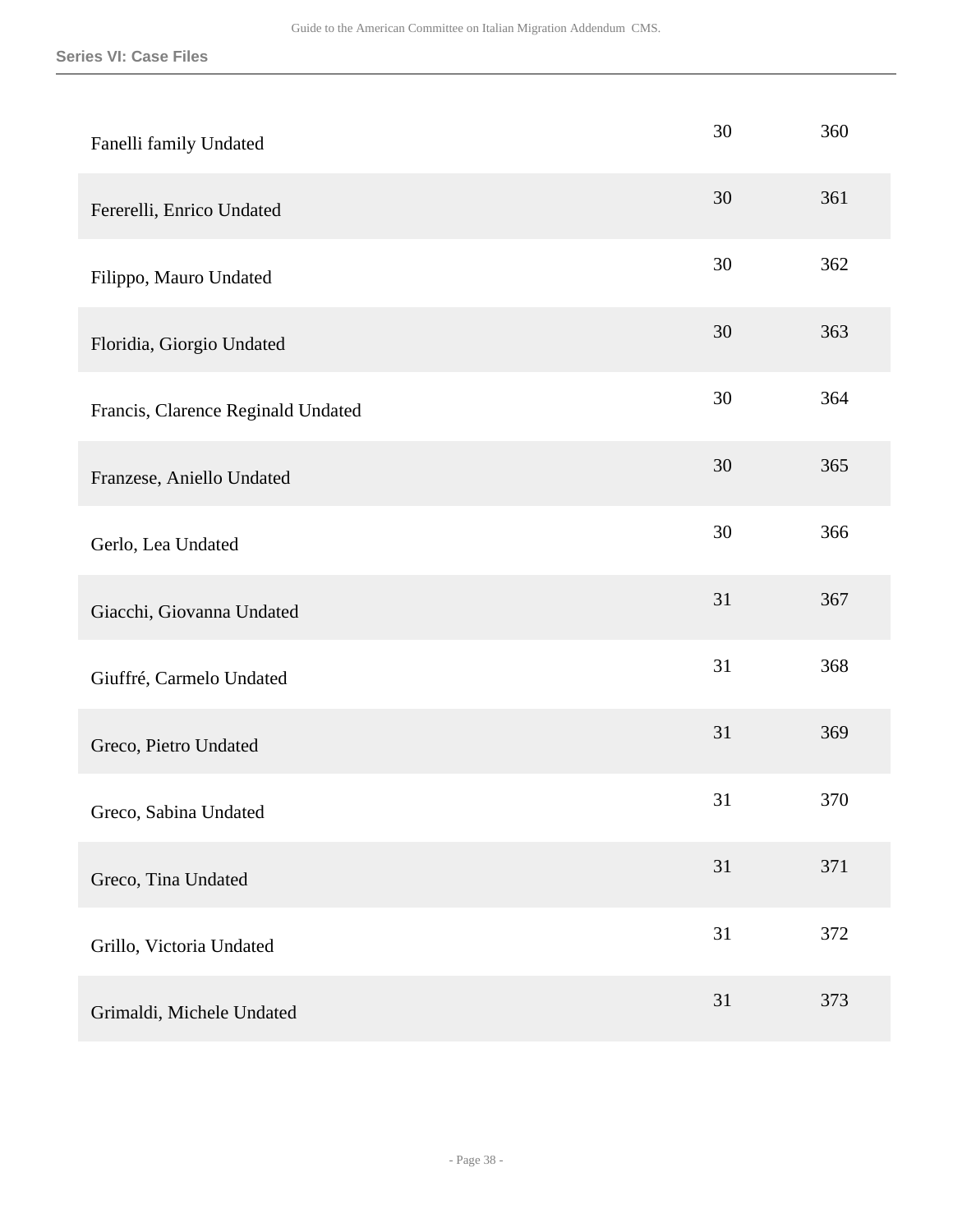| | | |
|---|---|---|
| Fanelli family Undated | 30 | 360 |
| Fererelli, Enrico Undated | 30 | 361 |
| Filippo, Mauro Undated | 30 | 362 |
| Floridia, Giorgio Undated | 30 | 363 |
| Francis, Clarence Reginald Undated | 30 | 364 |
| Franzese, Aniello Undated | 30 | 365 |
| Gerlo, Lea Undated | 30 | 366 |
| Giacchi, Giovanna Undated | 31 | 367 |
| Giuffré, Carmelo Undated | 31 | 368 |
| Greco, Pietro Undated | 31 | 369 |
| Greco, Sabina Undated | 31 | 370 |
| Greco, Tina Undated | 31 | 371 |
| Grillo, Victoria Undated | 31 | 372 |
| Grimaldi, Michele Undated | 31 | 373 |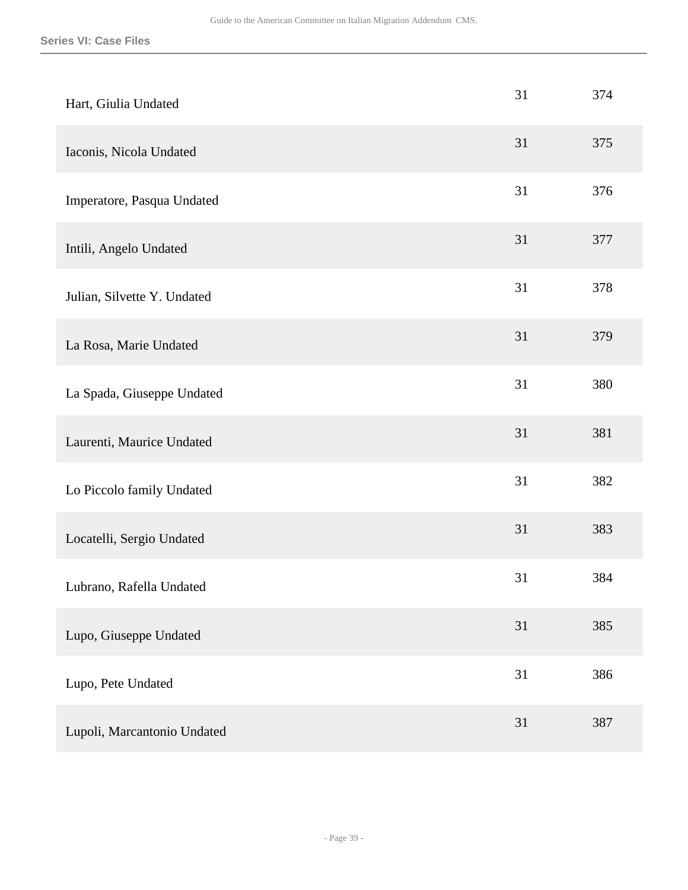| | | |
|---|---|---|
| Hart, Giulia Undated | 31 | 374 |
| Iaconis, Nicola Undated | 31 | 375 |
| Imperatore, Pasqua Undated | 31 | 376 |
| Intili, Angelo Undated | 31 | 377 |
| Julian, Silvette Y. Undated | 31 | 378 |
| La Rosa, Marie Undated | 31 | 379 |
| La Spada, Giuseppe Undated | 31 | 380 |
| Laurenti, Maurice Undated | 31 | 381 |
| Lo Piccolo family Undated | 31 | 382 |
| Locatelli, Sergio Undated | 31 | 383 |
| Lubrano, Rafella Undated | 31 | 384 |
| Lupo, Giuseppe Undated | 31 | 385 |
| Lupo, Pete Undated | 31 | 386 |
| Lupoli, Marcantonio Undated | 31 | 387 |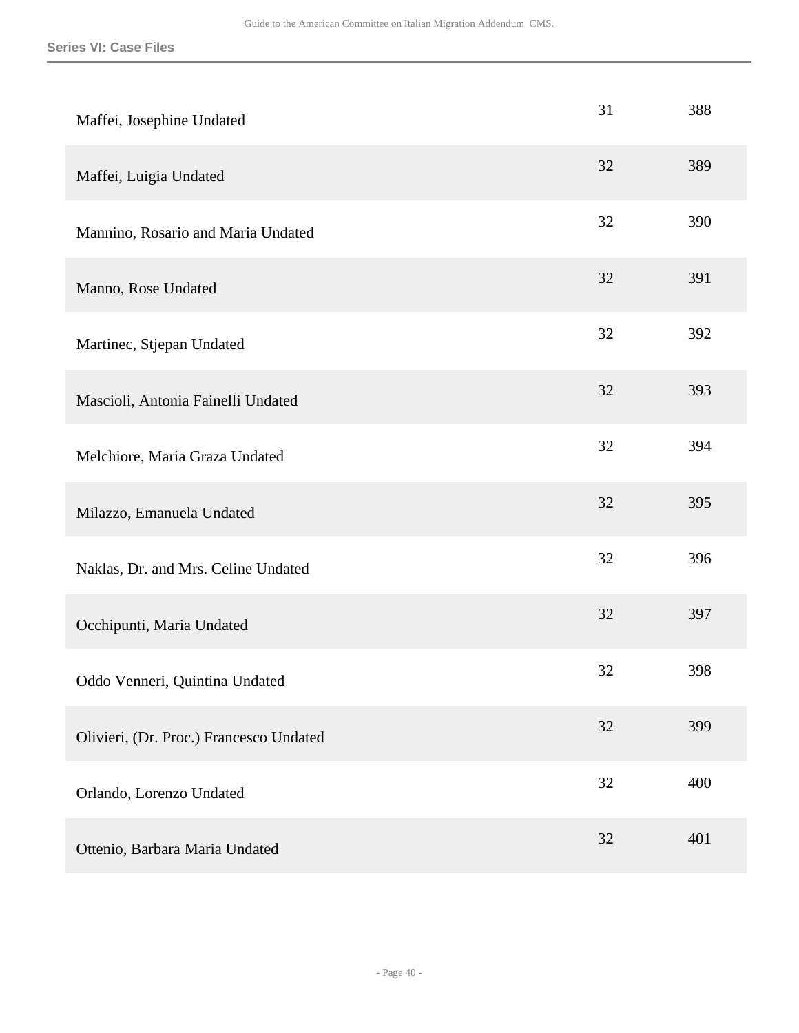| | | |
|---|---|---|
| Maffei, Josephine Undated | 31 | 388 |
| Maffei, Luigia Undated | 32 | 389 |
| Mannino, Rosario and Maria Undated | 32 | 390 |
| Manno, Rose Undated | 32 | 391 |
| Martinec, Stjepan Undated | 32 | 392 |
| Mascioli, Antonia Fainelli Undated | 32 | 393 |
| Melchiore, Maria Graza Undated | 32 | 394 |
| Milazzo, Emanuela Undated | 32 | 395 |
| Naklas, Dr. and Mrs. Celine Undated | 32 | 396 |
| Occhipunti, Maria Undated | 32 | 397 |
| Oddo Venneri, Quintina Undated | 32 | 398 |
| Olivieri, (Dr. Proc.) Francesco Undated | 32 | 399 |
| Orlando, Lorenzo Undated | 32 | 400 |
| Ottenio, Barbara Maria Undated | 32 | 401 |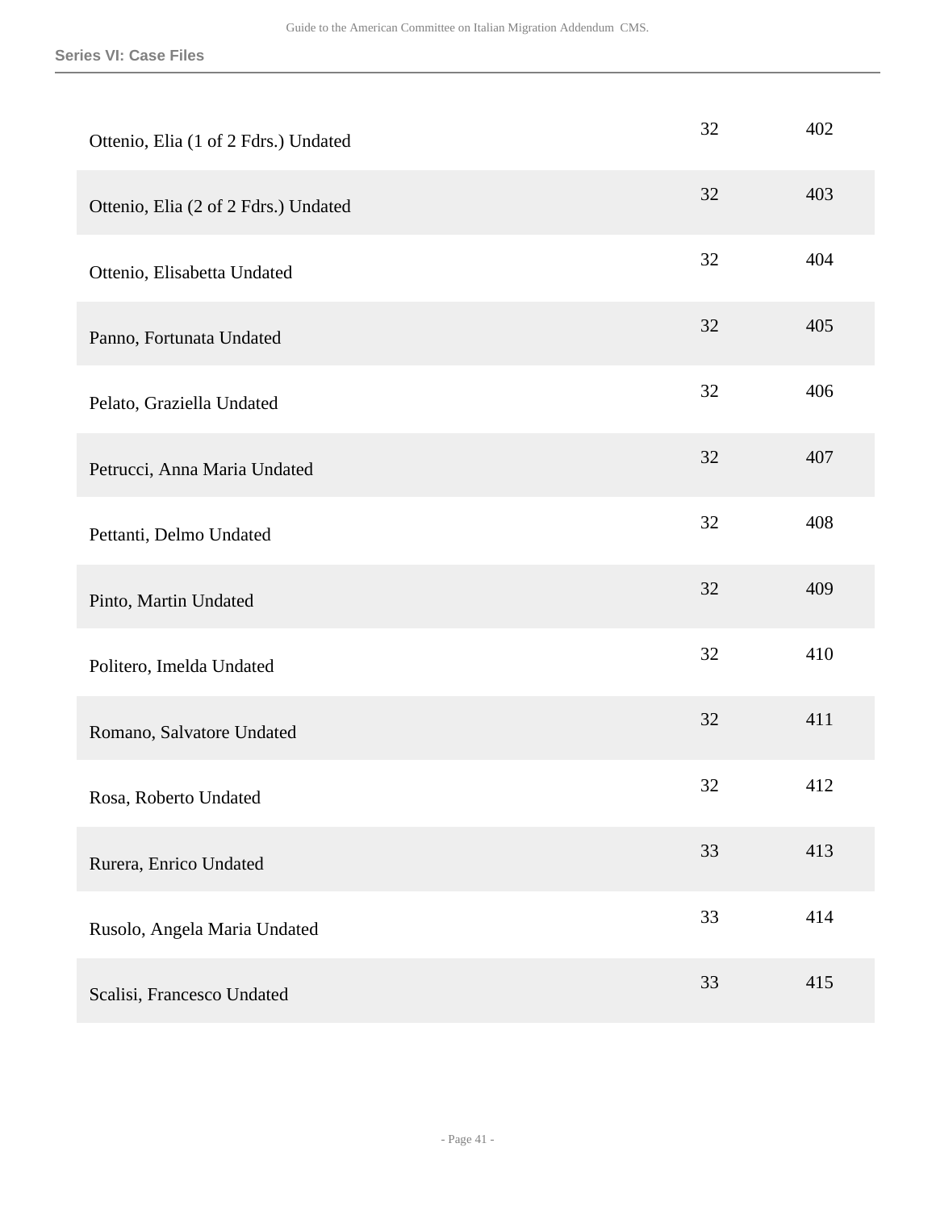| | | |
|---|---|---|
| Ottenio, Elia (1 of 2 Fdrs.) Undated | 32 | 402 |
| Ottenio, Elia (2 of 2 Fdrs.) Undated | 32 | 403 |
| Ottenio, Elisabetta Undated | 32 | 404 |
| Panno, Fortunata Undated | 32 | 405 |
| Pelato, Graziella Undated | 32 | 406 |
| Petrucci, Anna Maria Undated | 32 | 407 |
| Pettanti, Delmo Undated | 32 | 408 |
| Pinto, Martin Undated | 32 | 409 |
| Politero, Imelda Undated | 32 | 410 |
| Romano, Salvatore Undated | 32 | 411 |
| Rosa, Roberto Undated | 32 | 412 |
| Rurera, Enrico Undated | 33 | 413 |
| Rusolo, Angela Maria Undated | 33 | 414 |
| Scalisi, Francesco Undated | 33 | 415 |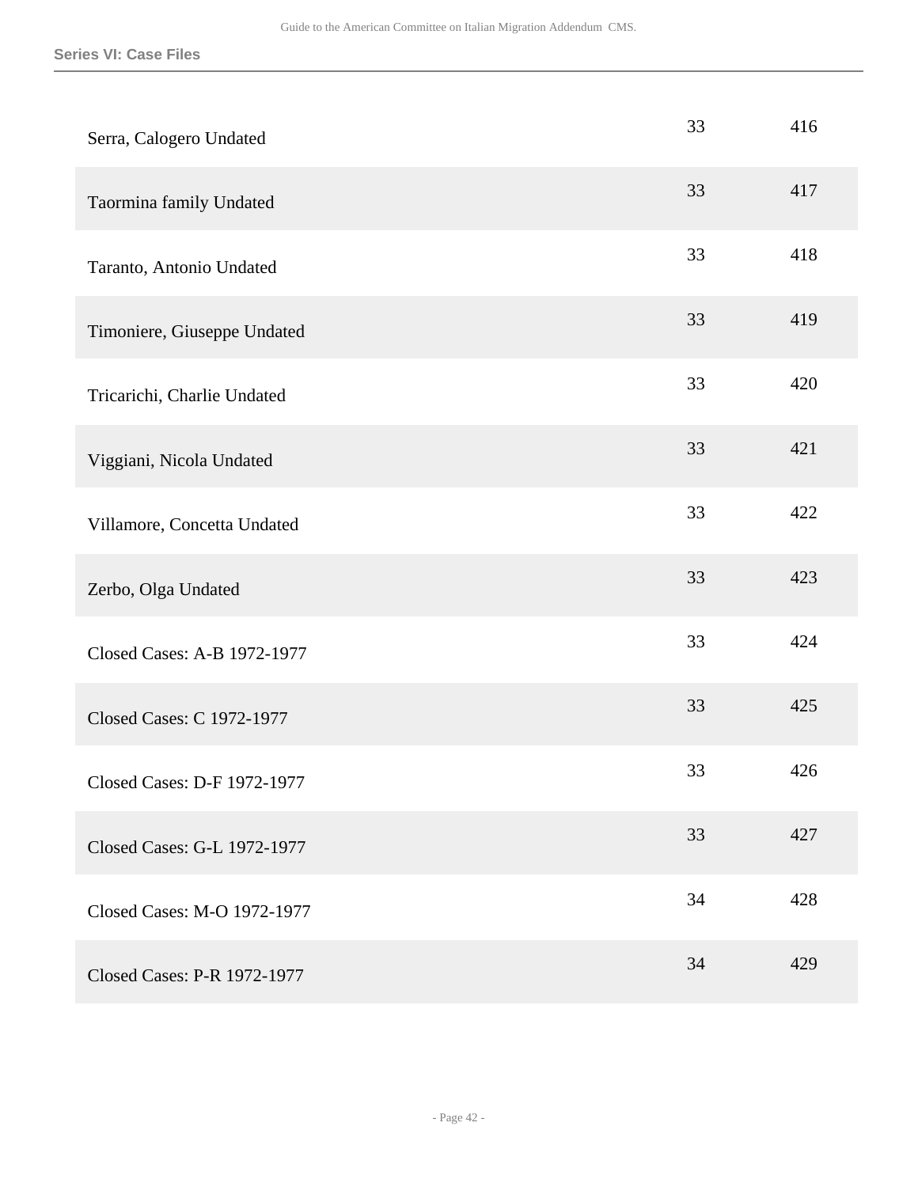| | | |
|---|---|---|
| Serra, Calogero Undated | 33 | 416 |
| Taormina family Undated | 33 | 417 |
| Taranto, Antonio Undated | 33 | 418 |
| Timoniere, Giuseppe Undated | 33 | 419 |
| Tricarichi, Charlie Undated | 33 | 420 |
| Viggiani, Nicola Undated | 33 | 421 |
| Villamore, Concetta Undated | 33 | 422 |
| Zerbo, Olga Undated | 33 | 423 |
| Closed Cases: A-B 1972-1977 | 33 | 424 |
| Closed Cases: C 1972-1977 | 33 | 425 |
| Closed Cases: D-F 1972-1977 | 33 | 426 |
| Closed Cases: G-L 1972-1977 | 33 | 427 |
| Closed Cases: M-O 1972-1977 | 34 | 428 |
| Closed Cases: P-R 1972-1977 | 34 | 429 |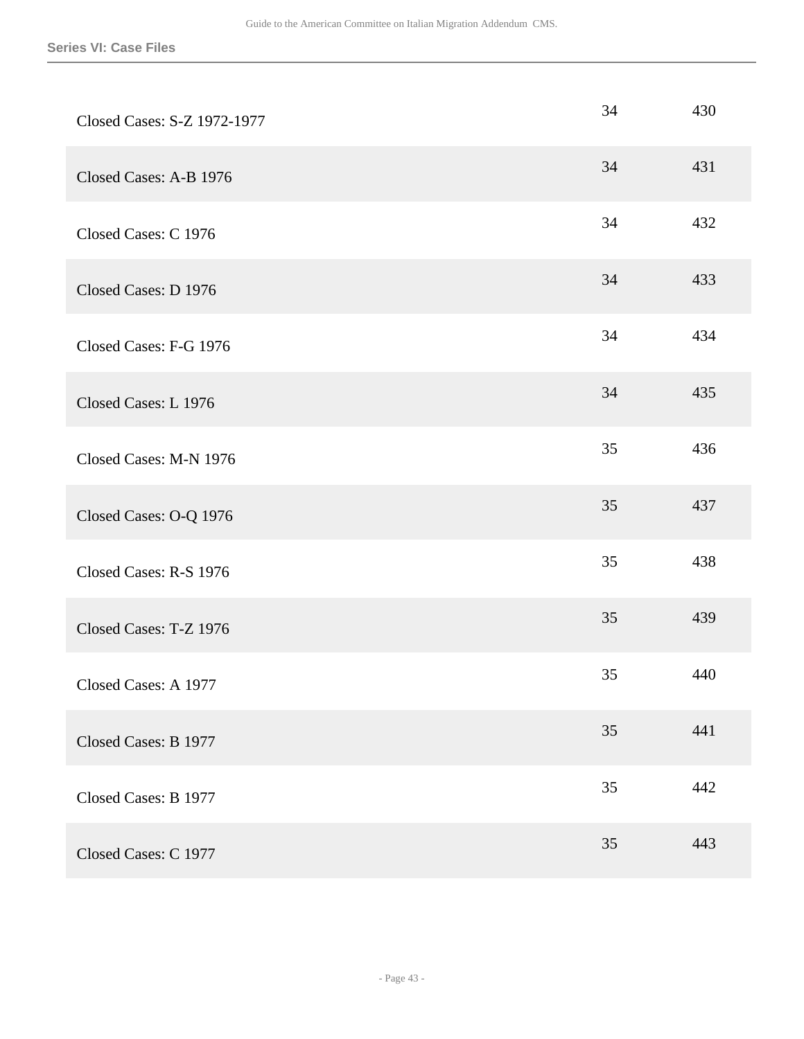| | | |
|---|---|---|
| Closed Cases: S-Z 1972-1977 | 34 | 430 |
| Closed Cases: A-B 1976 | 34 | 431 |
| Closed Cases: C 1976 | 34 | 432 |
| Closed Cases: D 1976 | 34 | 433 |
| Closed Cases: F-G 1976 | 34 | 434 |
| Closed Cases: L 1976 | 34 | 435 |
| Closed Cases: M-N 1976 | 35 | 436 |
| Closed Cases: O-Q 1976 | 35 | 437 |
| Closed Cases: R-S 1976 | 35 | 438 |
| Closed Cases: T-Z 1976 | 35 | 439 |
| Closed Cases: A 1977 | 35 | 440 |
| Closed Cases: B 1977 | 35 | 441 |
| Closed Cases: B 1977 | 35 | 442 |
| Closed Cases: C 1977 | 35 | 443 |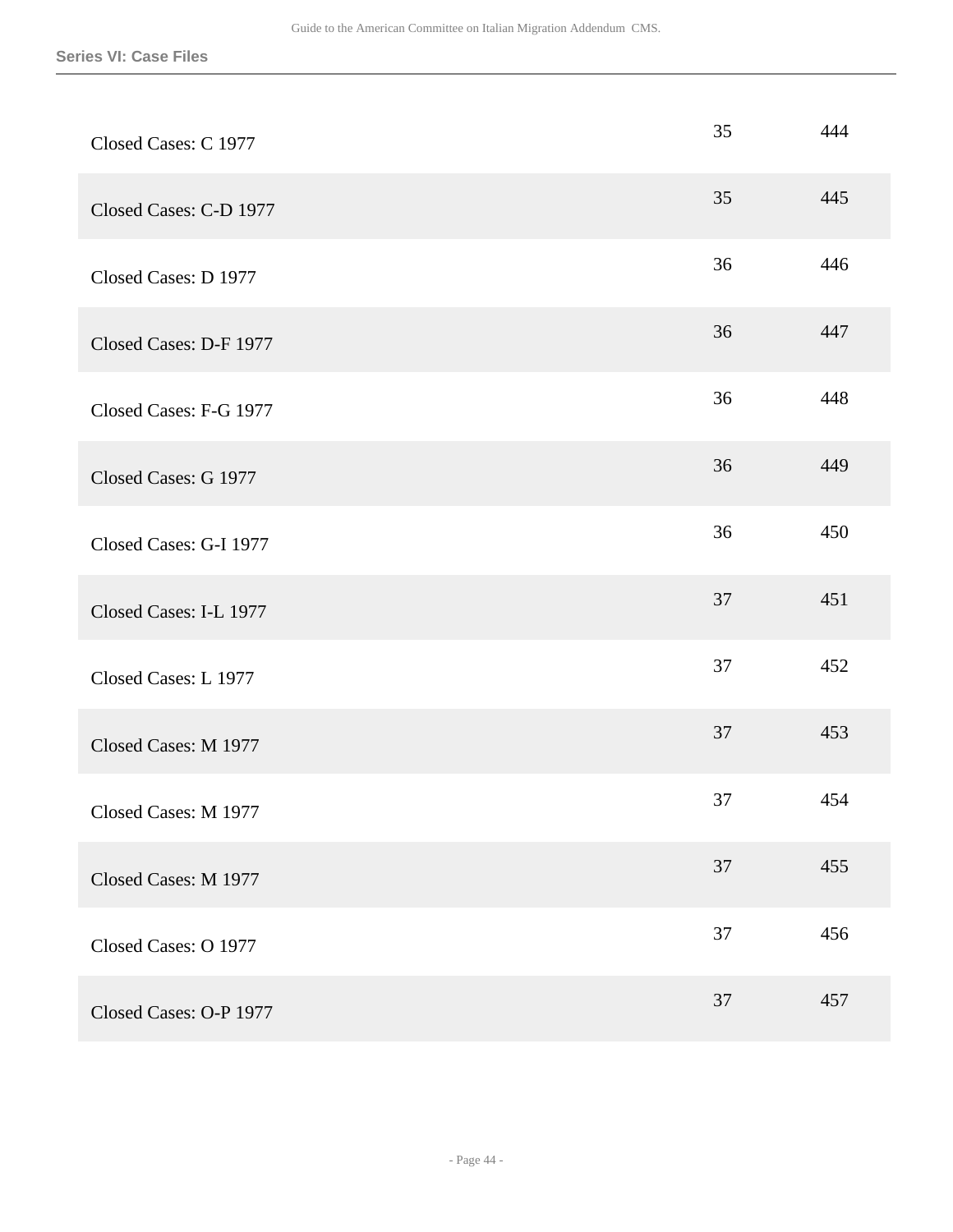| | | |
|---|---|---|
| Closed Cases: C 1977 | 35 | 444 |
| Closed Cases: C-D 1977 | 35 | 445 |
| Closed Cases: D 1977 | 36 | 446 |
| Closed Cases: D-F 1977 | 36 | 447 |
| Closed Cases: F-G 1977 | 36 | 448 |
| Closed Cases: G 1977 | 36 | 449 |
| Closed Cases: G-I 1977 | 36 | 450 |
| Closed Cases: I-L 1977 | 37 | 451 |
| Closed Cases: L 1977 | 37 | 452 |
| Closed Cases: M 1977 | 37 | 453 |
| Closed Cases: M 1977 | 37 | 454 |
| Closed Cases: M 1977 | 37 | 455 |
| Closed Cases: O 1977 | 37 | 456 |
| Closed Cases: O-P 1977 | 37 | 457 |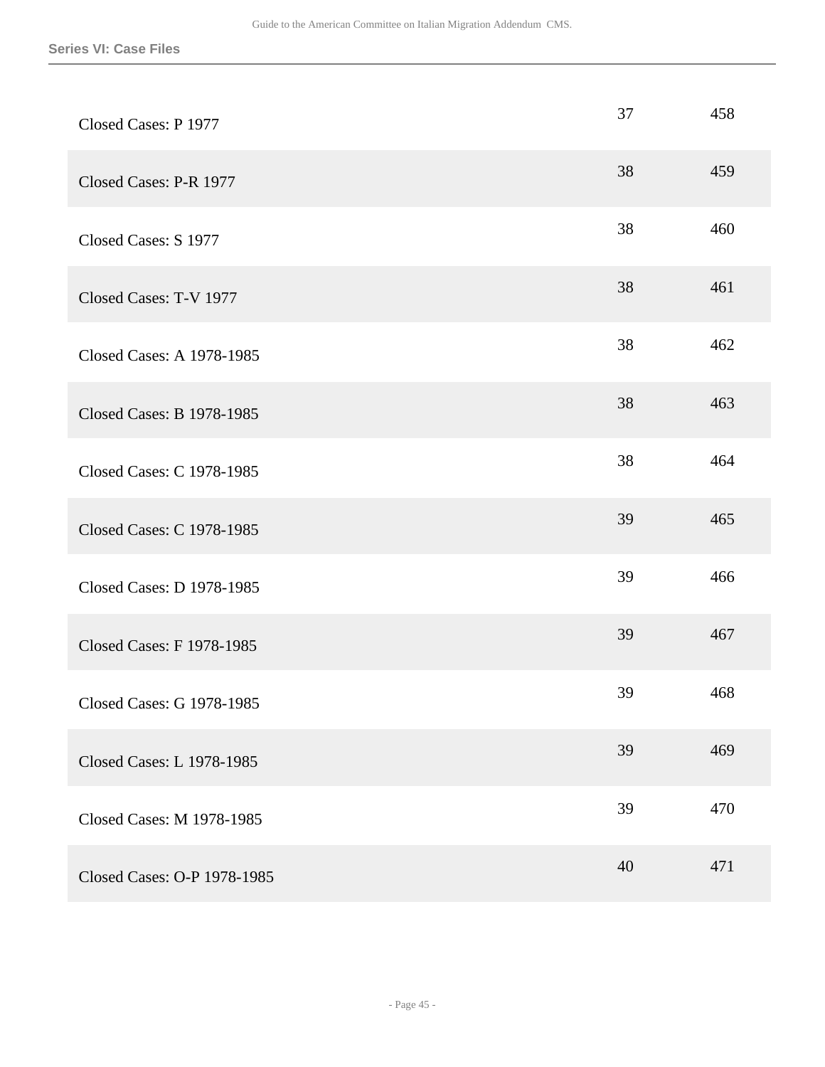| | | |
|---|---|---|
| Closed Cases: P 1977 | 37 | 458 |
| Closed Cases: P-R 1977 | 38 | 459 |
| Closed Cases: S 1977 | 38 | 460 |
| Closed Cases: T-V 1977 | 38 | 461 |
| Closed Cases: A 1978-1985 | 38 | 462 |
| Closed Cases: B 1978-1985 | 38 | 463 |
| Closed Cases: C 1978-1985 | 38 | 464 |
| Closed Cases: C 1978-1985 | 39 | 465 |
| Closed Cases: D 1978-1985 | 39 | 466 |
| Closed Cases: F 1978-1985 | 39 | 467 |
| Closed Cases: G 1978-1985 | 39 | 468 |
| Closed Cases: L 1978-1985 | 39 | 469 |
| Closed Cases: M 1978-1985 | 39 | 470 |
| Closed Cases: O-P 1978-1985 | 40 | 471 |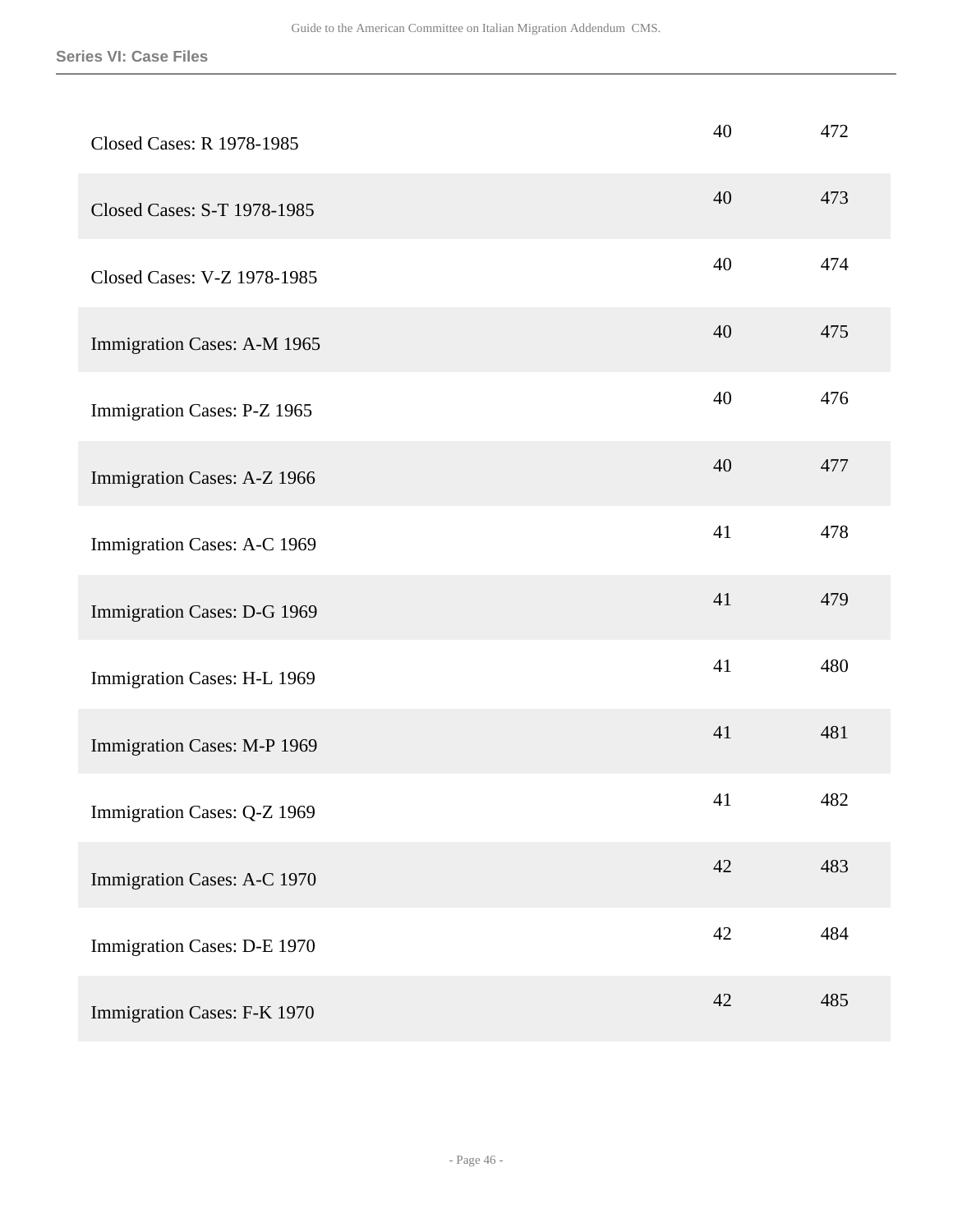| | | |
|---|---|---|
| Closed Cases: R 1978-1985 | 40 | 472 |
| Closed Cases: S-T 1978-1985 | 40 | 473 |
| Closed Cases: V-Z 1978-1985 | 40 | 474 |
| Immigration Cases: A-M 1965 | 40 | 475 |
| Immigration Cases: P-Z 1965 | 40 | 476 |
| Immigration Cases: A-Z 1966 | 40 | 477 |
| Immigration Cases: A-C 1969 | 41 | 478 |
| Immigration Cases: D-G 1969 | 41 | 479 |
| Immigration Cases: H-L 1969 | 41 | 480 |
| Immigration Cases: M-P 1969 | 41 | 481 |
| Immigration Cases: Q-Z 1969 | 41 | 482 |
| Immigration Cases: A-C 1970 | 42 | 483 |
| Immigration Cases: D-E 1970 | 42 | 484 |
| Immigration Cases: F-K 1970 | 42 | 485 |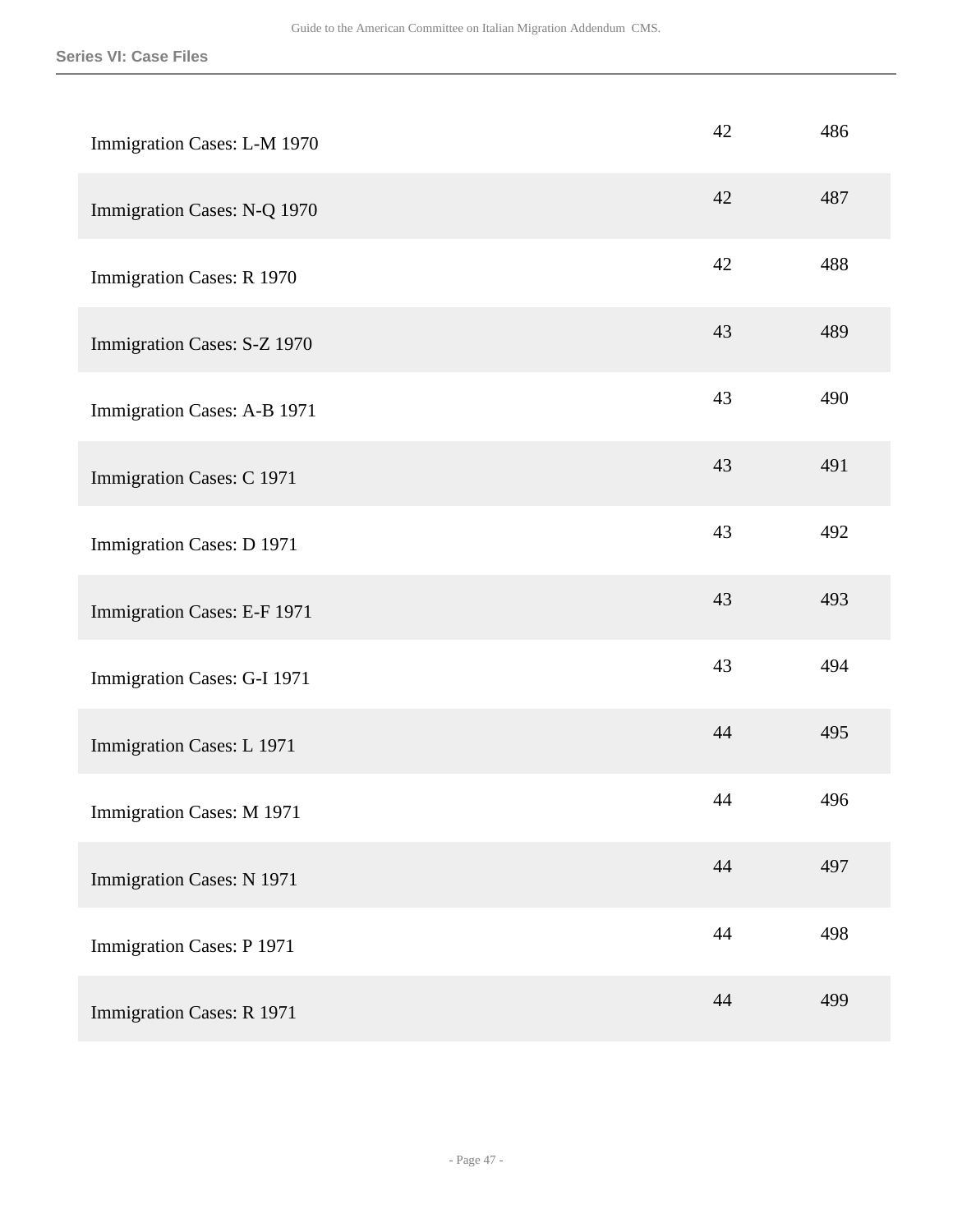| | | |
|---|---|---|
| Immigration Cases: L-M 1970 | 42 | 486 |
| Immigration Cases: N-Q 1970 | 42 | 487 |
| Immigration Cases: R 1970 | 42 | 488 |
| Immigration Cases: S-Z 1970 | 43 | 489 |
| Immigration Cases: A-B 1971 | 43 | 490 |
| Immigration Cases: C 1971 | 43 | 491 |
| Immigration Cases: D 1971 | 43 | 492 |
| Immigration Cases: E-F 1971 | 43 | 493 |
| Immigration Cases: G-I 1971 | 43 | 494 |
| Immigration Cases: L 1971 | 44 | 495 |
| Immigration Cases: M 1971 | 44 | 496 |
| Immigration Cases: N 1971 | 44 | 497 |
| Immigration Cases: P 1971 | 44 | 498 |
| Immigration Cases: R 1971 | 44 | 499 |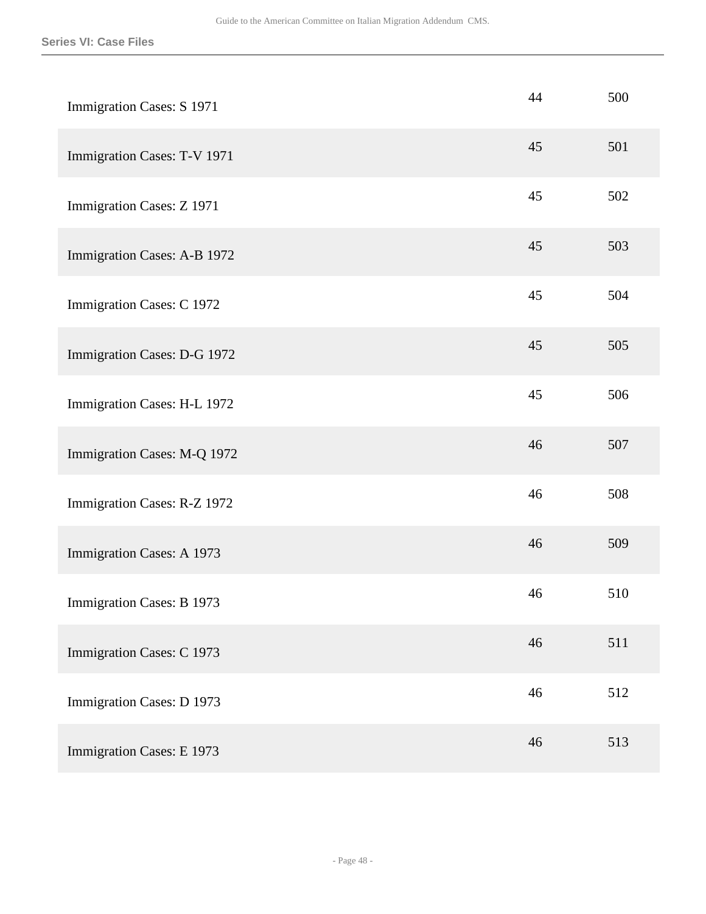**Series VI: Case Files**

| | | |
|---|---|---|
| Immigration Cases: S 1971 | 44 | 500 |
| Immigration Cases: T-V 1971 | 45 | 501 |
| Immigration Cases: Z 1971 | 45 | 502 |
| Immigration Cases: A-B 1972 | 45 | 503 |
| Immigration Cases: C 1972 | 45 | 504 |
| Immigration Cases: D-G 1972 | 45 | 505 |
| Immigration Cases: H-L 1972 | 45 | 506 |
| Immigration Cases: M-Q 1972 | 46 | 507 |
| Immigration Cases: R-Z 1972 | 46 | 508 |
| Immigration Cases: A 1973 | 46 | 509 |
| Immigration Cases: B 1973 | 46 | 510 |
| Immigration Cases: C 1973 | 46 | 511 |
| Immigration Cases: D 1973 | 46 | 512 |
| Immigration Cases: E 1973 | 46 | 513 |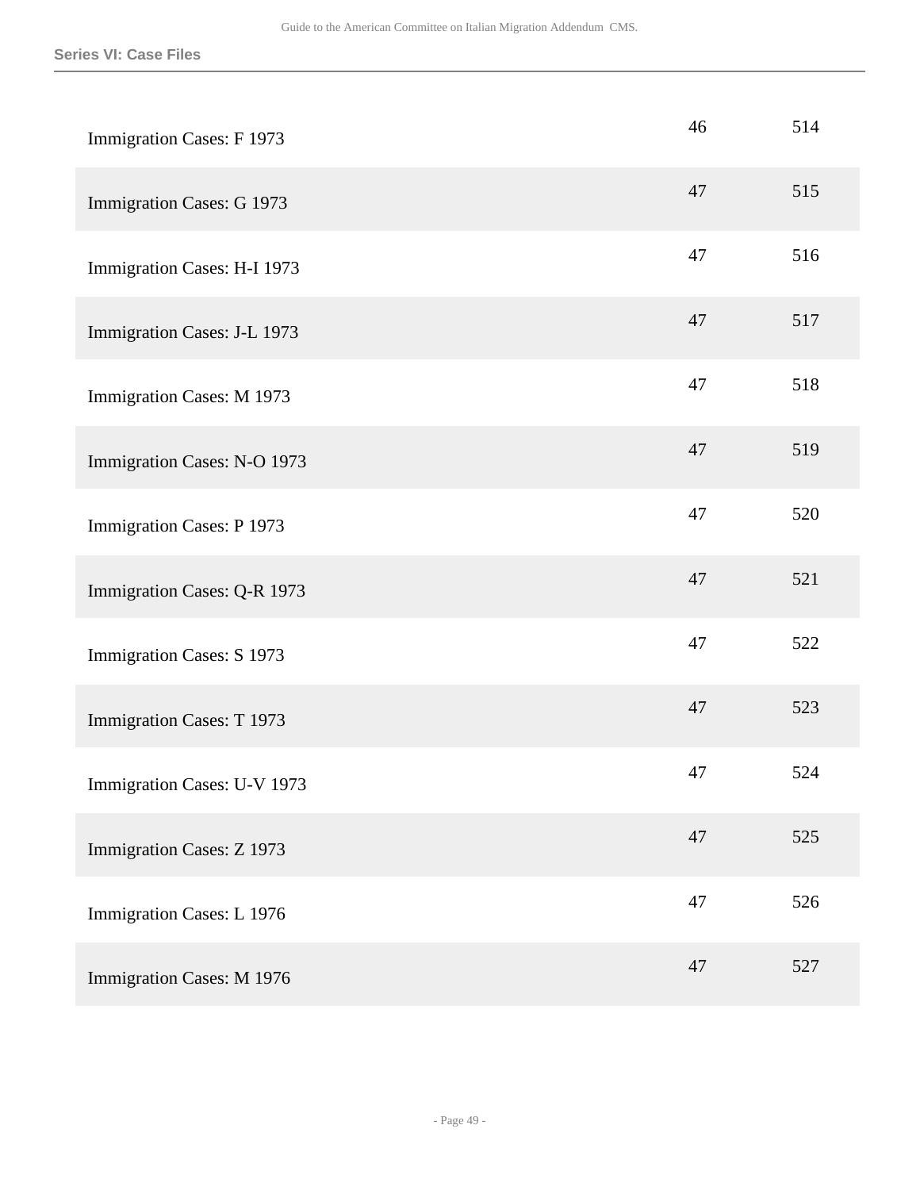| | | |
|---|---|---|
| Immigration Cases: F 1973 | 46 | 514 |
| Immigration Cases: G 1973 | 47 | 515 |
| Immigration Cases: H-I 1973 | 47 | 516 |
| Immigration Cases: J-L 1973 | 47 | 517 |
| Immigration Cases: M 1973 | 47 | 518 |
| Immigration Cases: N-O 1973 | 47 | 519 |
| Immigration Cases: P 1973 | 47 | 520 |
| Immigration Cases: Q-R 1973 | 47 | 521 |
| Immigration Cases: S 1973 | 47 | 522 |
| Immigration Cases: T 1973 | 47 | 523 |
| Immigration Cases: U-V 1973 | 47 | 524 |
| Immigration Cases: Z 1973 | 47 | 525 |
| Immigration Cases: L 1976 | 47 | 526 |
| Immigration Cases: M 1976 | 47 | 527 |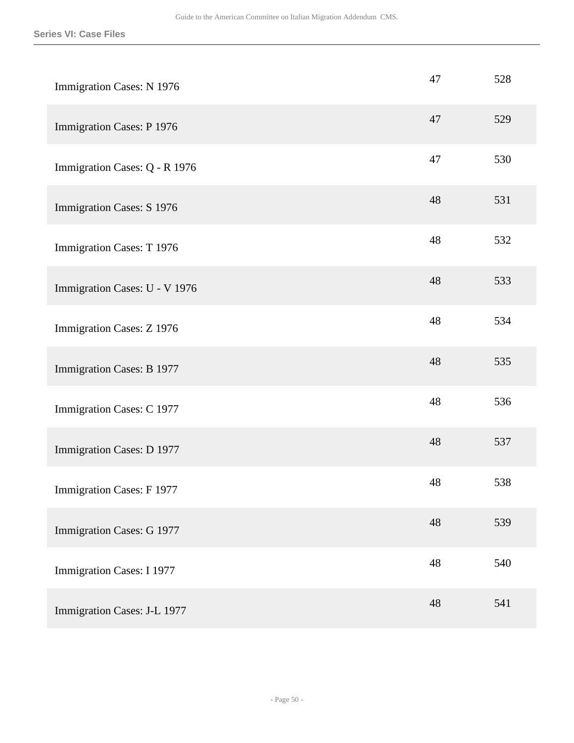| | | |
|---|---|---|
| Immigration Cases: N 1976 | 47 | 528 |
| Immigration Cases: P 1976 | 47 | 529 |
| Immigration Cases: Q - R 1976 | 47 | 530 |
| Immigration Cases: S 1976 | 48 | 531 |
| Immigration Cases: T 1976 | 48 | 532 |
| Immigration Cases: U - V 1976 | 48 | 533 |
| Immigration Cases: Z 1976 | 48 | 534 |
| Immigration Cases: B 1977 | 48 | 535 |
| Immigration Cases: C 1977 | 48 | 536 |
| Immigration Cases: D 1977 | 48 | 537 |
| Immigration Cases: F 1977 | 48 | 538 |
| Immigration Cases: G 1977 | 48 | 539 |
| Immigration Cases: I 1977 | 48 | 540 |
| Immigration Cases: J-L 1977 | 48 | 541 |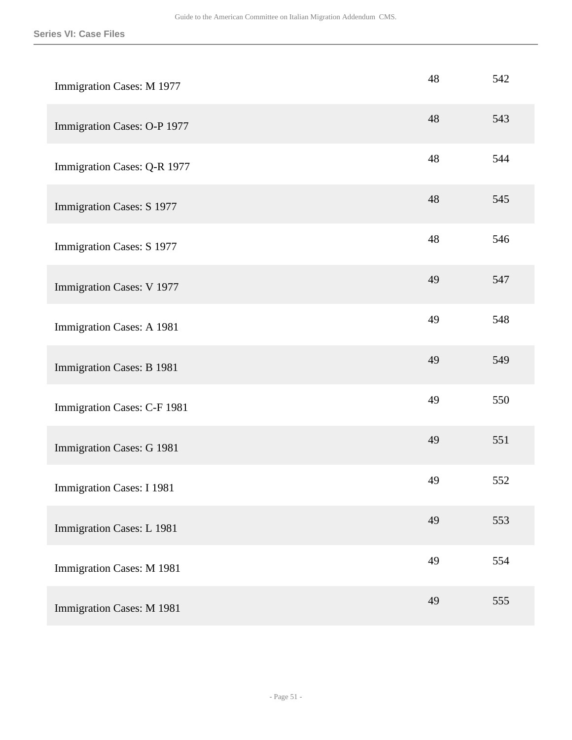| | | |
|---|---|---|
| Immigration Cases: M 1977 | 48 | 542 |
| Immigration Cases: O-P 1977 | 48 | 543 |
| Immigration Cases: Q-R 1977 | 48 | 544 |
| Immigration Cases: S 1977 | 48 | 545 |
| Immigration Cases: S 1977 | 48 | 546 |
| Immigration Cases: V 1977 | 49 | 547 |
| Immigration Cases: A 1981 | 49 | 548 |
| Immigration Cases: B 1981 | 49 | 549 |
| Immigration Cases: C-F 1981 | 49 | 550 |
| Immigration Cases: G 1981 | 49 | 551 |
| Immigration Cases: I 1981 | 49 | 552 |
| Immigration Cases: L 1981 | 49 | 553 |
| Immigration Cases: M 1981 | 49 | 554 |
| Immigration Cases: M 1981 | 49 | 555 |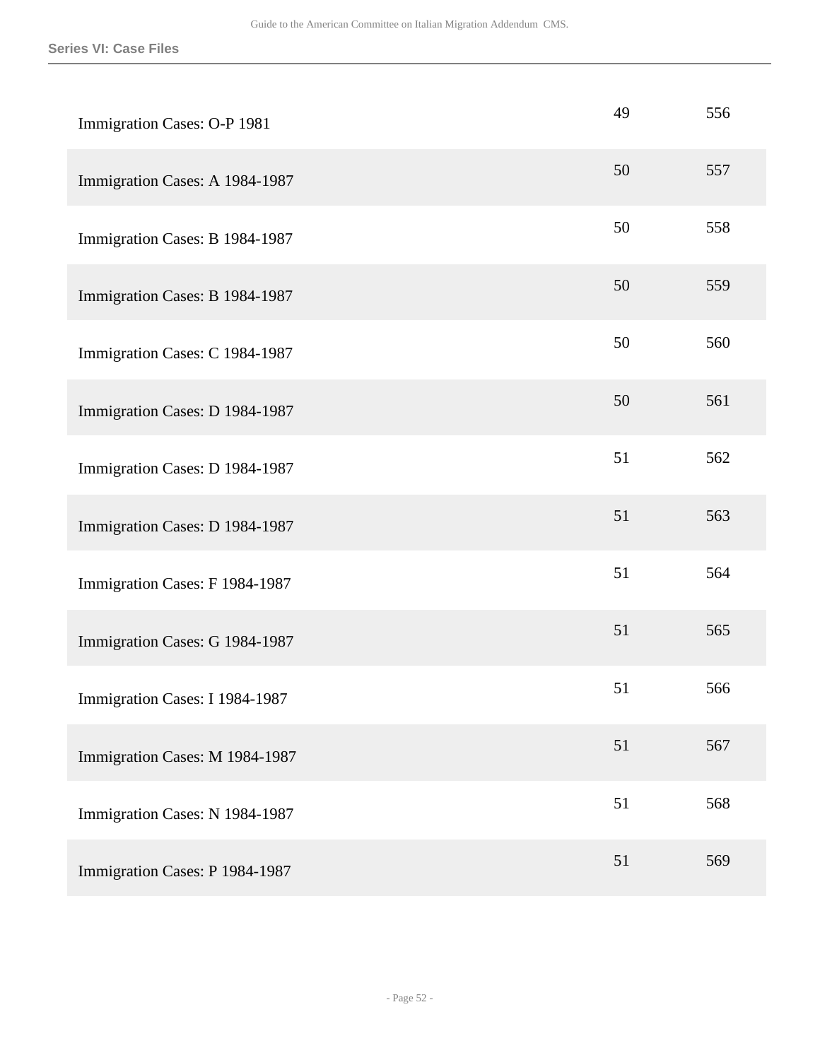Series VI: Case Files

| | | |
|---|---|---|
| Immigration Cases: O-P 1981 | 49 | 556 |
| Immigration Cases: A 1984-1987 | 50 | 557 |
| Immigration Cases: B 1984-1987 | 50 | 558 |
| Immigration Cases: B 1984-1987 | 50 | 559 |
| Immigration Cases: C 1984-1987 | 50 | 560 |
| Immigration Cases: D 1984-1987 | 50 | 561 |
| Immigration Cases: D 1984-1987 | 51 | 562 |
| Immigration Cases: D 1984-1987 | 51 | 563 |
| Immigration Cases: F 1984-1987 | 51 | 564 |
| Immigration Cases: G 1984-1987 | 51 | 565 |
| Immigration Cases: I 1984-1987 | 51 | 566 |
| Immigration Cases: M 1984-1987 | 51 | 567 |
| Immigration Cases: N 1984-1987 | 51 | 568 |
| Immigration Cases: P 1984-1987 | 51 | 569 |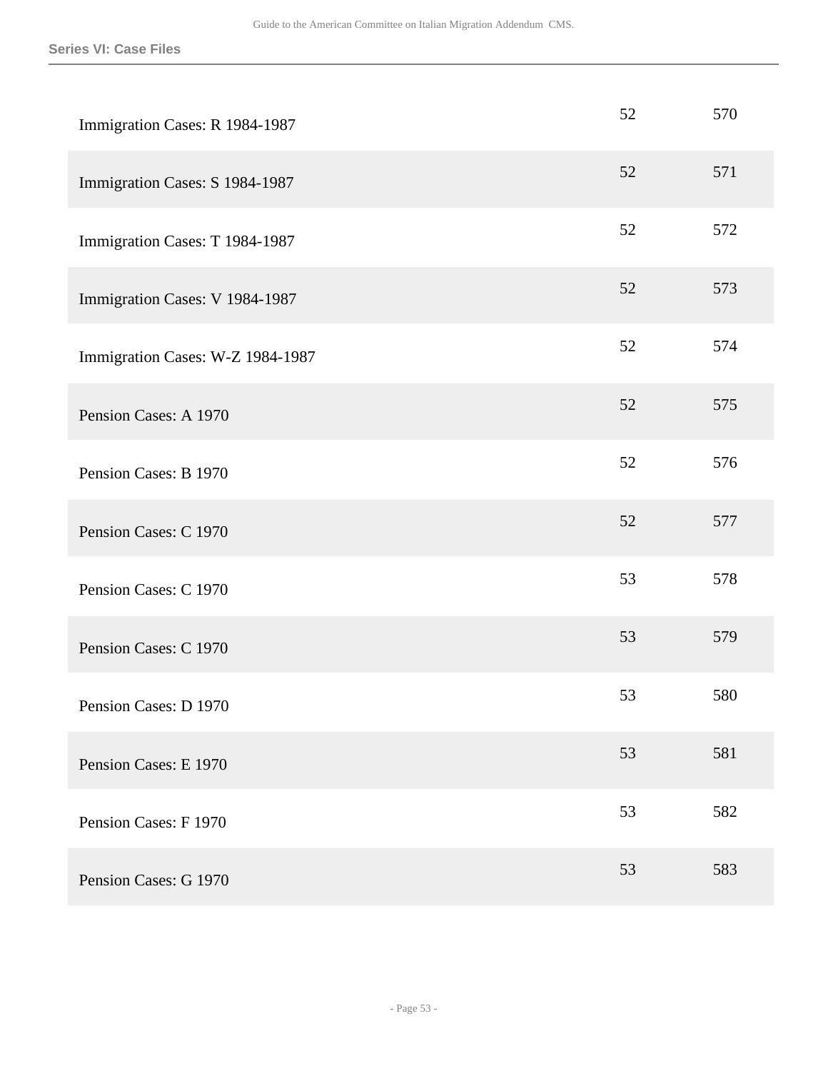| | | |
|---|---|---|
| Immigration Cases: R 1984-1987 | 52 | 570 |
| Immigration Cases: S 1984-1987 | 52 | 571 |
| Immigration Cases: T 1984-1987 | 52 | 572 |
| Immigration Cases: V 1984-1987 | 52 | 573 |
| Immigration Cases: W-Z 1984-1987 | 52 | 574 |
| Pension Cases: A 1970 | 52 | 575 |
| Pension Cases: B 1970 | 52 | 576 |
| Pension Cases: C 1970 | 52 | 577 |
| Pension Cases: C 1970 | 53 | 578 |
| Pension Cases: C 1970 | 53 | 579 |
| Pension Cases: D 1970 | 53 | 580 |
| Pension Cases: E 1970 | 53 | 581 |
| Pension Cases: F 1970 | 53 | 582 |
| Pension Cases: G 1970 | 53 | 583 |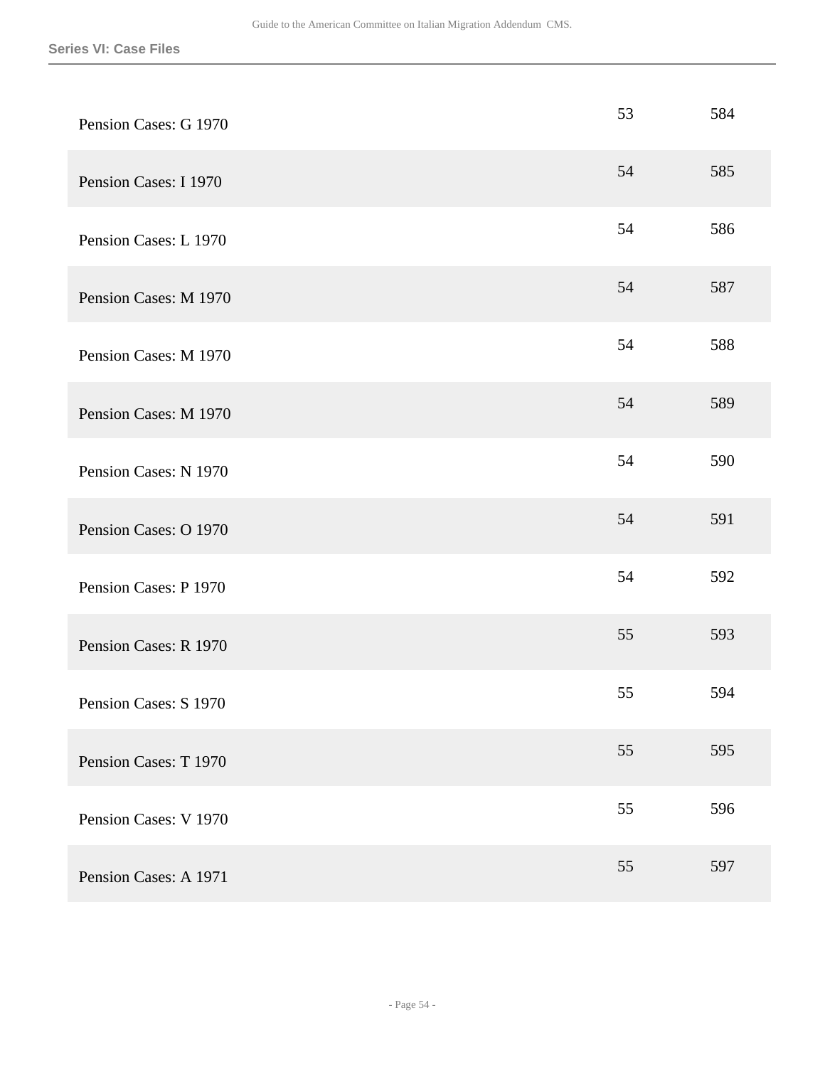| Pension Cases: G 1970 | 53 | 584 |
|---|---|---|
| Pension Cases: I 1970 | 54 | 585 |
| Pension Cases: L 1970 | 54 | 586 |
| Pension Cases: M 1970 | 54 | 587 |
| Pension Cases: M 1970 | 54 | 588 |
| Pension Cases: M 1970 | 54 | 589 |
| Pension Cases: N 1970 | 54 | 590 |
| Pension Cases: O 1970 | 54 | 591 |
| Pension Cases: P 1970 | 54 | 592 |
| Pension Cases: R 1970 | 55 | 593 |
| Pension Cases: S 1970 | 55 | 594 |
| Pension Cases: T 1970 | 55 | 595 |
| Pension Cases: V 1970 | 55 | 596 |
| Pension Cases: A 1971 | 55 | 597 |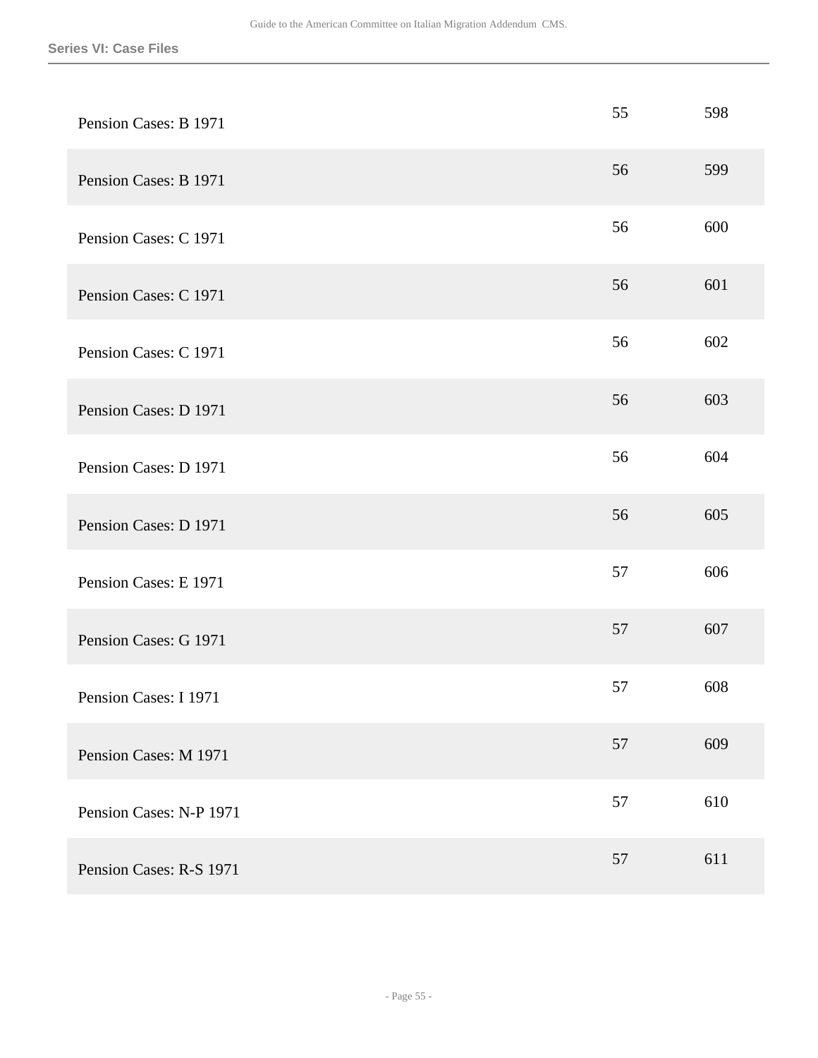## Series VI: Case Files

| | | |
|---|---|---|
| Pension Cases: B 1971 | 55 | 598 |
| Pension Cases: B 1971 | 56 | 599 |
| Pension Cases: C 1971 | 56 | 600 |
| Pension Cases: C 1971 | 56 | 601 |
| Pension Cases: C 1971 | 56 | 602 |
| Pension Cases: D 1971 | 56 | 603 |
| Pension Cases: D 1971 | 56 | 604 |
| Pension Cases: D 1971 | 56 | 605 |
| Pension Cases: E 1971 | 57 | 606 |
| Pension Cases: G 1971 | 57 | 607 |
| Pension Cases: I 1971 | 57 | 608 |
| Pension Cases: M 1971 | 57 | 609 |
| Pension Cases: N-P 1971 | 57 | 610 |
| Pension Cases: R-S 1971 | 57 | 611 |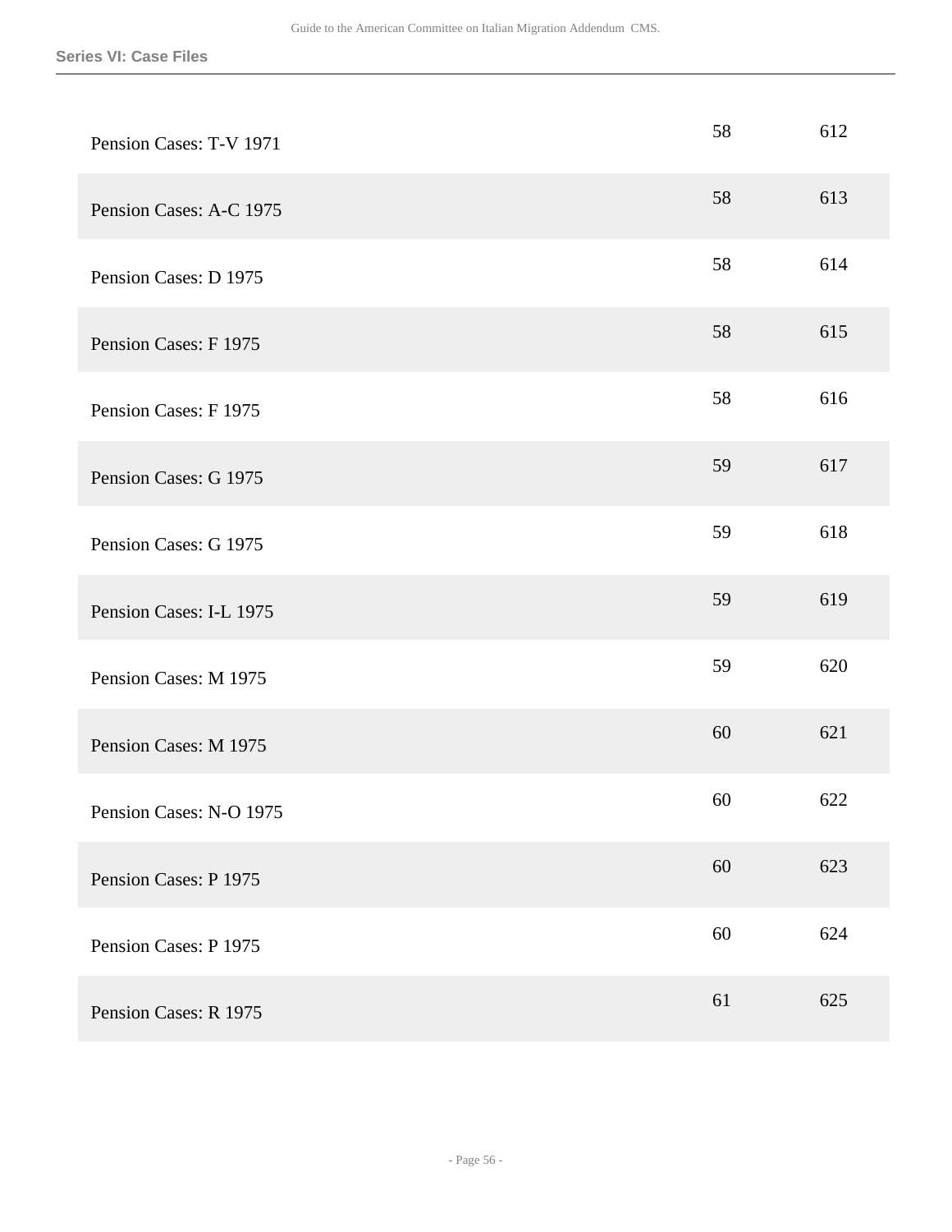| | | |
|---|---|---|
| Pension Cases: T-V 1971 | 58 | 612 |
| Pension Cases: A-C 1975 | 58 | 613 |
| Pension Cases: D 1975 | 58 | 614 |
| Pension Cases: F 1975 | 58 | 615 |
| Pension Cases: F 1975 | 58 | 616 |
| Pension Cases: G 1975 | 59 | 617 |
| Pension Cases: G 1975 | 59 | 618 |
| Pension Cases: I-L 1975 | 59 | 619 |
| Pension Cases: M 1975 | 59 | 620 |
| Pension Cases: M 1975 | 60 | 621 |
| Pension Cases: N-O 1975 | 60 | 622 |
| Pension Cases: P 1975 | 60 | 623 |
| Pension Cases: P 1975 | 60 | 624 |
| Pension Cases: R 1975 | 61 | 625 |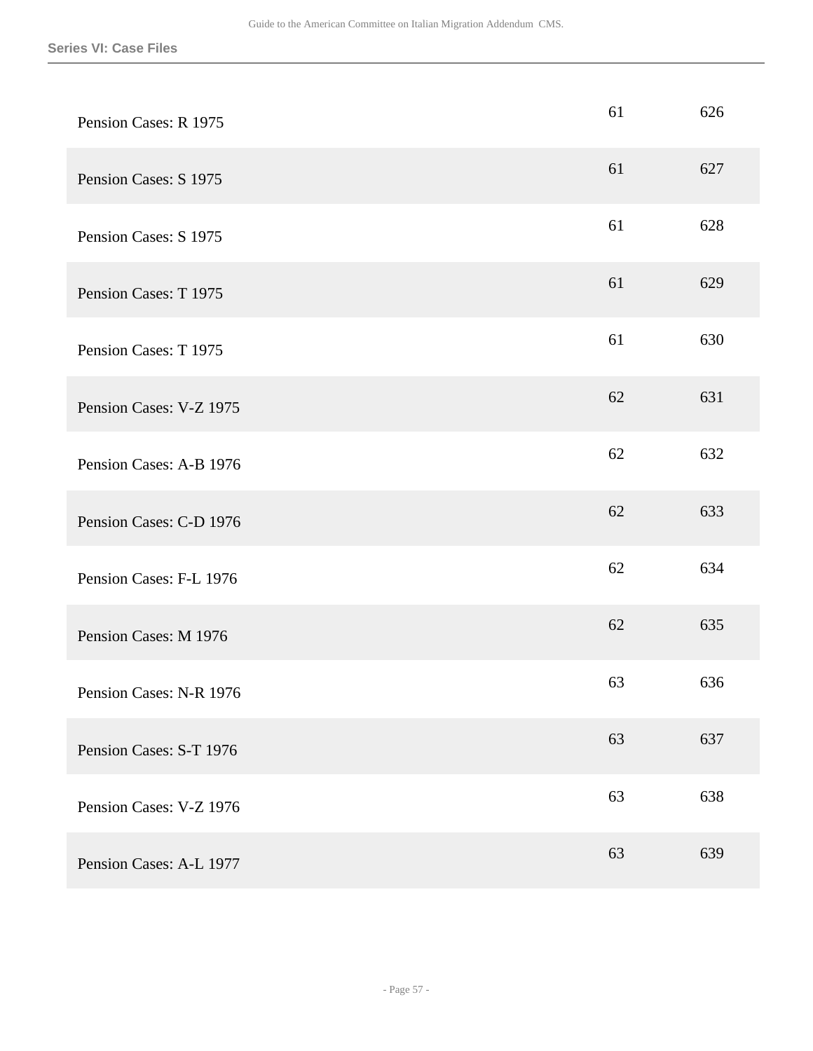| Pension Cases: R 1975 | 61 | 626 |
|---|---|---|
| Pension Cases: S 1975 | 61 | 627 |
| Pension Cases: S 1975 | 61 | 628 |
| Pension Cases: T 1975 | 61 | 629 |
| Pension Cases: T 1975 | 61 | 630 |
| Pension Cases: V-Z 1975 | 62 | 631 |
| Pension Cases: A-B 1976 | 62 | 632 |
| Pension Cases: C-D 1976 | 62 | 633 |
| Pension Cases: F-L 1976 | 62 | 634 |
| Pension Cases: M 1976 | 62 | 635 |
| Pension Cases: N-R 1976 | 63 | 636 |
| Pension Cases: S-T 1976 | 63 | 637 |
| Pension Cases: V-Z 1976 | 63 | 638 |
| Pension Cases: A-L 1977 | 63 | 639 |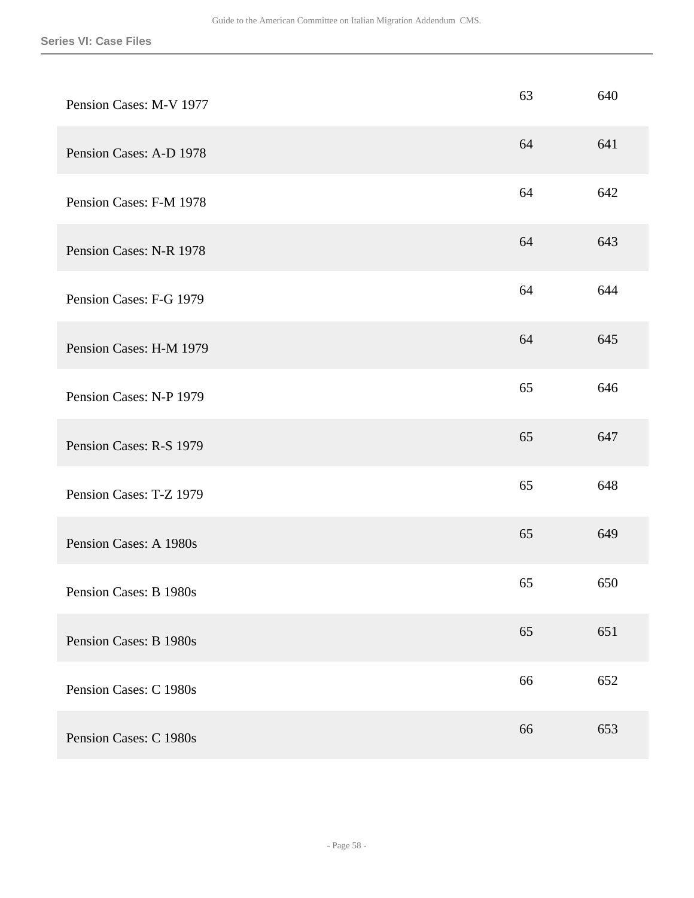| | | |
|---|---|---|
| Pension Cases: M-V 1977 | 63 | 640 |
| Pension Cases: A-D 1978 | 64 | 641 |
| Pension Cases: F-M 1978 | 64 | 642 |
| Pension Cases: N-R 1978 | 64 | 643 |
| Pension Cases: F-G 1979 | 64 | 644 |
| Pension Cases: H-M 1979 | 64 | 645 |
| Pension Cases: N-P 1979 | 65 | 646 |
| Pension Cases: R-S 1979 | 65 | 647 |
| Pension Cases: T-Z 1979 | 65 | 648 |
| Pension Cases: A 1980s | 65 | 649 |
| Pension Cases: B 1980s | 65 | 650 |
| Pension Cases: B 1980s | 65 | 651 |
| Pension Cases: C 1980s | 66 | 652 |
| Pension Cases: C 1980s | 66 | 653 |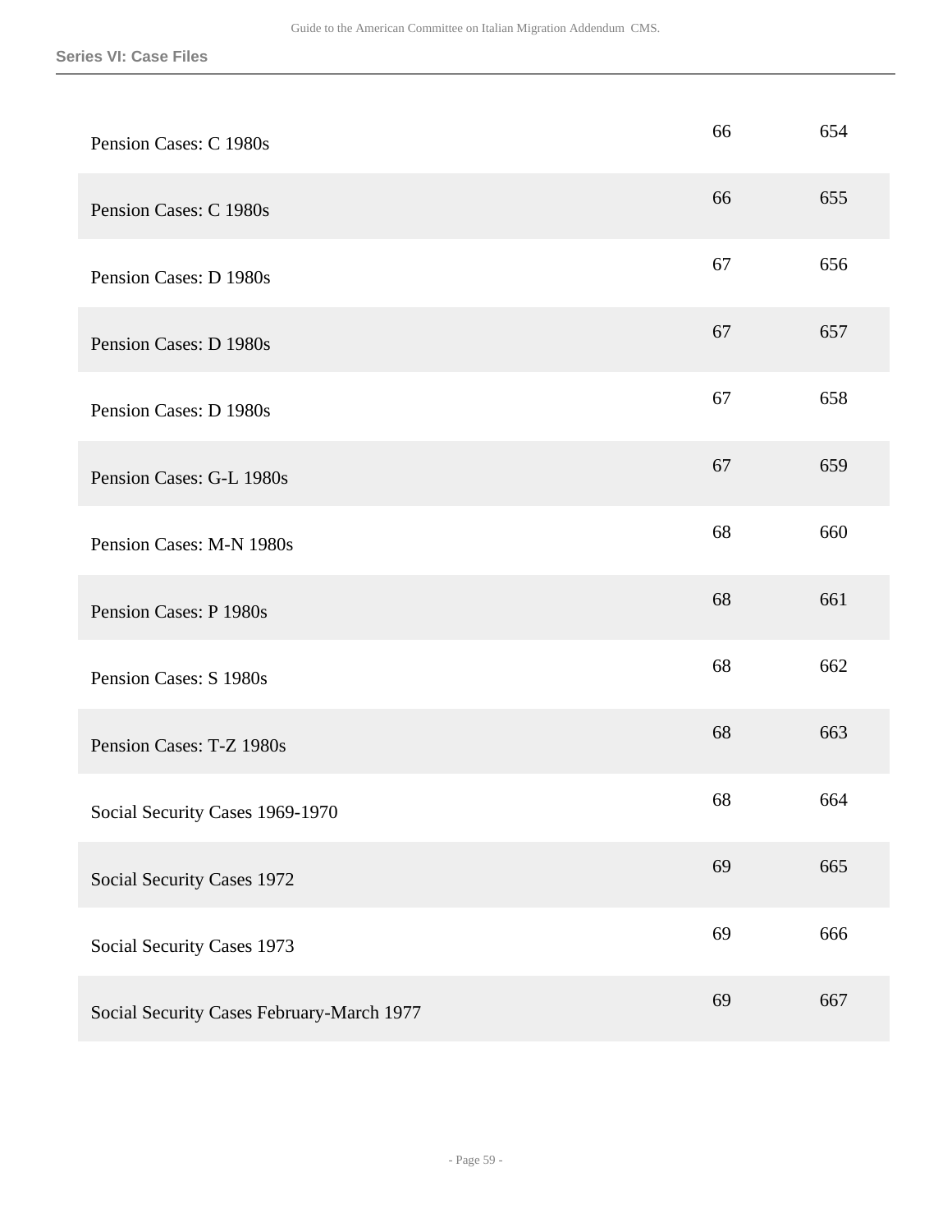| | | |
|---|---|---|
| Pension Cases: C 1980s | 66 | 654 |
| Pension Cases: C 1980s | 66 | 655 |
| Pension Cases: D 1980s | 67 | 656 |
| Pension Cases: D 1980s | 67 | 657 |
| Pension Cases: D 1980s | 67 | 658 |
| Pension Cases: G-L 1980s | 67 | 659 |
| Pension Cases: M-N 1980s | 68 | 660 |
| Pension Cases: P 1980s | 68 | 661 |
| Pension Cases: S 1980s | 68 | 662 |
| Pension Cases: T-Z 1980s | 68 | 663 |
| Social Security Cases 1969-1970 | 68 | 664 |
| Social Security Cases 1972 | 69 | 665 |
| Social Security Cases 1973 | 69 | 666 |
| Social Security Cases February-March 1977 | 69 | 667 |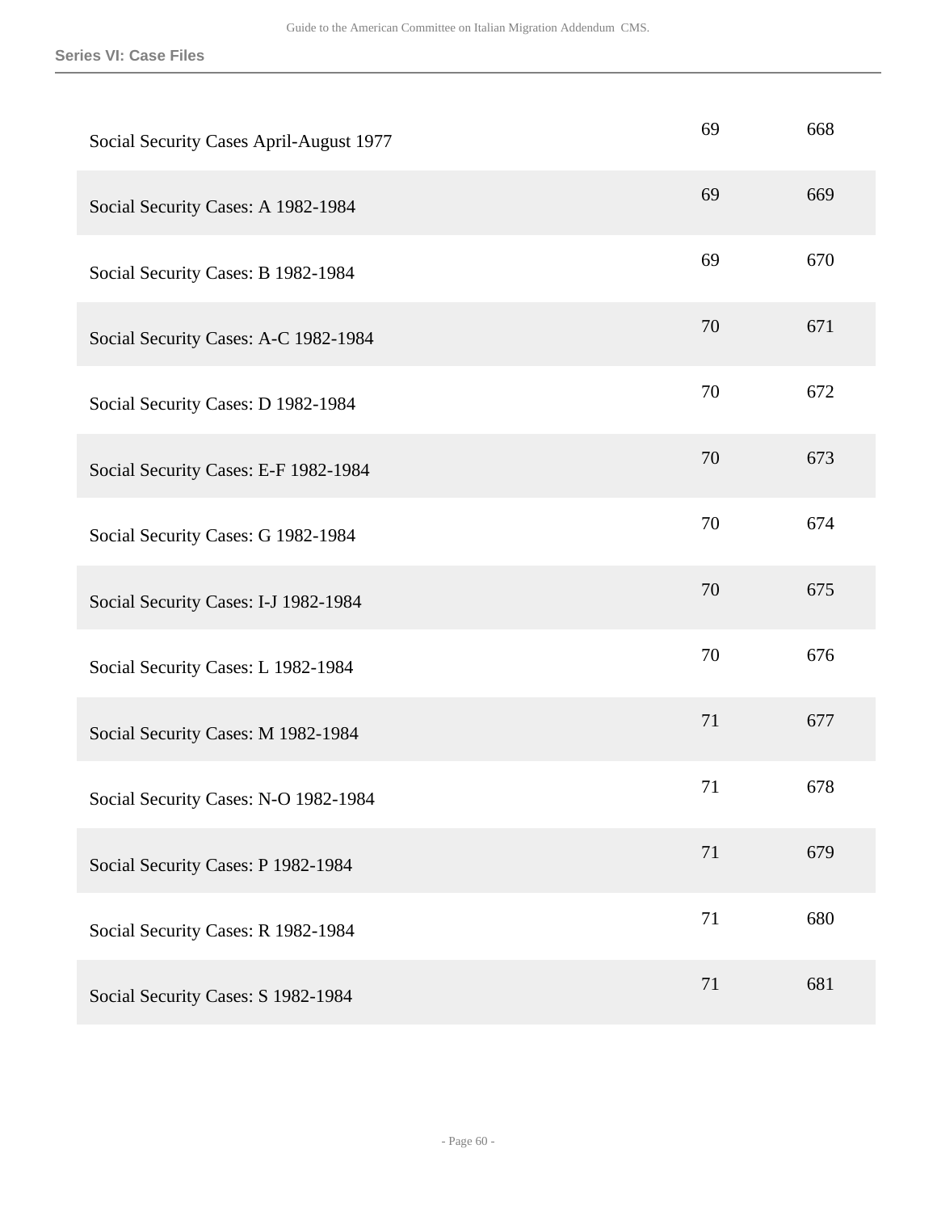| | | |
|---|---|---|
| Social Security Cases April-August 1977 | 69 | 668 |
| Social Security Cases: A 1982-1984 | 69 | 669 |
| Social Security Cases: B 1982-1984 | 69 | 670 |
| Social Security Cases: A-C 1982-1984 | 70 | 671 |
| Social Security Cases: D 1982-1984 | 70 | 672 |
| Social Security Cases: E-F 1982-1984 | 70 | 673 |
| Social Security Cases: G 1982-1984 | 70 | 674 |
| Social Security Cases: I-J 1982-1984 | 70 | 675 |
| Social Security Cases: L 1982-1984 | 70 | 676 |
| Social Security Cases: M 1982-1984 | 71 | 677 |
| Social Security Cases: N-O 1982-1984 | 71 | 678 |
| Social Security Cases: P 1982-1984 | 71 | 679 |
| Social Security Cases: R 1982-1984 | 71 | 680 |
| Social Security Cases: S 1982-1984 | 71 | 681 |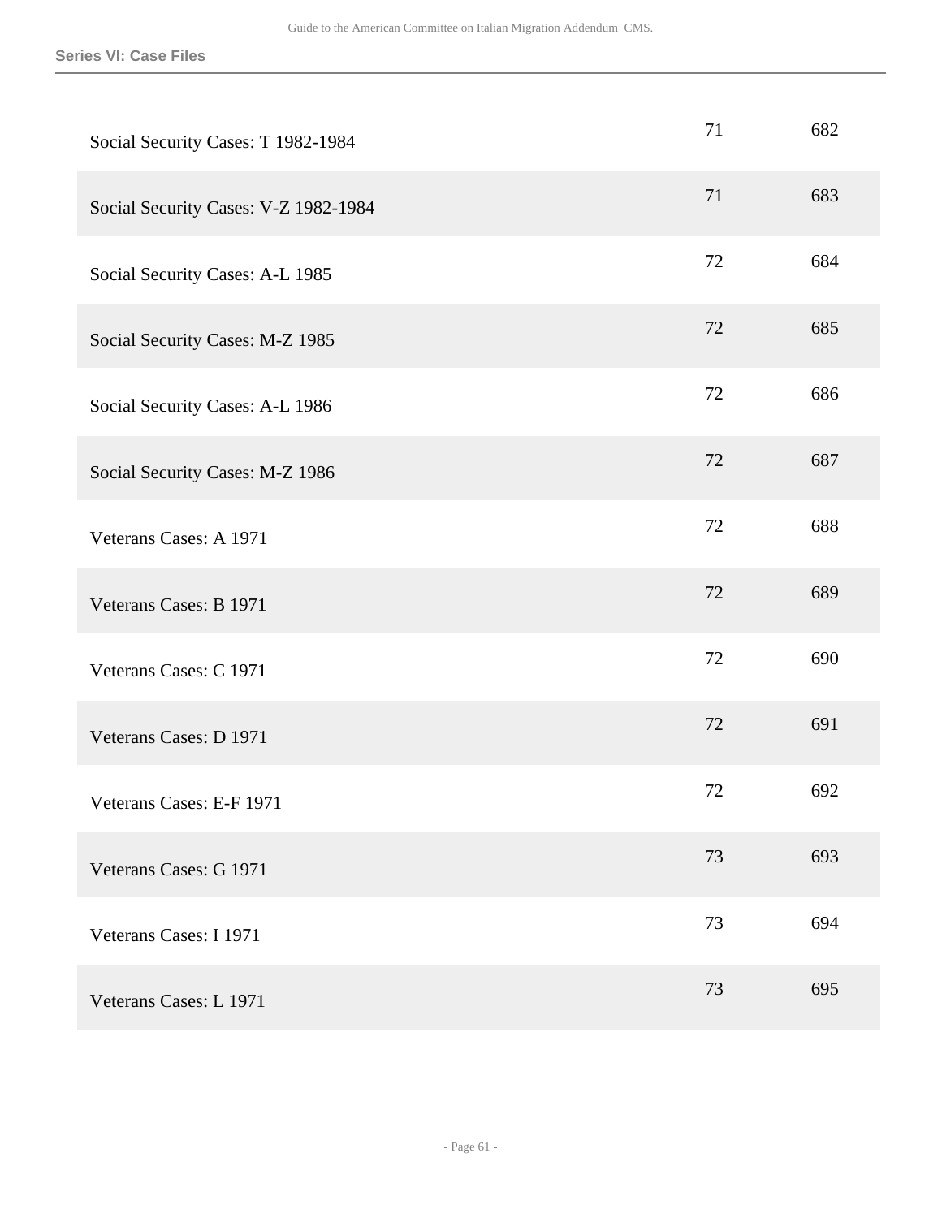| | | |
|---|---|---|
| Social Security Cases: T 1982-1984 | 71 | 682 |
| Social Security Cases: V-Z 1982-1984 | 71 | 683 |
| Social Security Cases: A-L 1985 | 72 | 684 |
| Social Security Cases: M-Z 1985 | 72 | 685 |
| Social Security Cases: A-L 1986 | 72 | 686 |
| Social Security Cases: M-Z 1986 | 72 | 687 |
| Veterans Cases: A 1971 | 72 | 688 |
| Veterans Cases: B 1971 | 72 | 689 |
| Veterans Cases: C 1971 | 72 | 690 |
| Veterans Cases: D 1971 | 72 | 691 |
| Veterans Cases: E-F 1971 | 72 | 692 |
| Veterans Cases: G 1971 | 73 | 693 |
| Veterans Cases: I 1971 | 73 | 694 |
| Veterans Cases: L 1971 | 73 | 695 |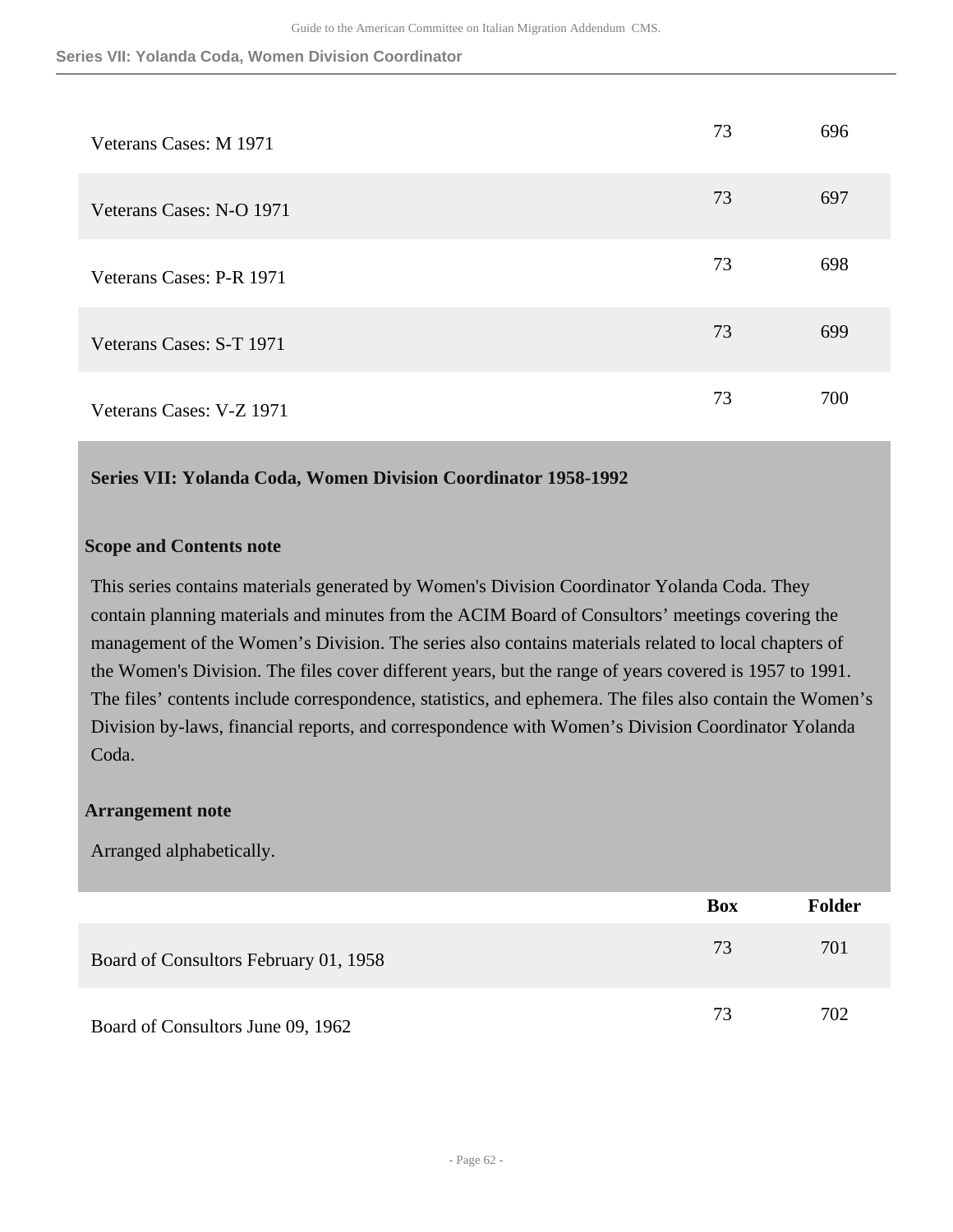| | Box | Folder |
|---|---|---|
| Veterans Cases: M 1971 | 73 | 696 |
| Veterans Cases: N-O 1971 | 73 | 697 |
| Veterans Cases: P-R 1971 | 73 | 698 |
| Veterans Cases: S-T 1971 | 73 | 699 |
| Veterans Cases: V-Z 1971 | 73 | 700 |

## Series VII: Yolanda Coda, Women Division Coordinator 1958-1992

### Scope and Contents note

This series contains materials generated by Women's Division Coordinator Yolanda Coda. They contain planning materials and minutes from the ACIM Board of Consultors' meetings covering the management of the Women's Division. The series also contains materials related to local chapters of the Women's Division. The files cover different years, but the range of years covered is 1957 to 1991. The files' contents include correspondence, statistics, and ephemera. The files also contain the Women's Division by-laws, financial reports, and correspondence with Women's Division Coordinator Yolanda Coda.

### Arrangement note

Arranged alphabetically.

| | Box | Folder |
|---|---|---|
| Board of Consultors February 01, 1958 | 73 | 701 |
| Board of Consultors June 09, 1962 | 73 | 702 |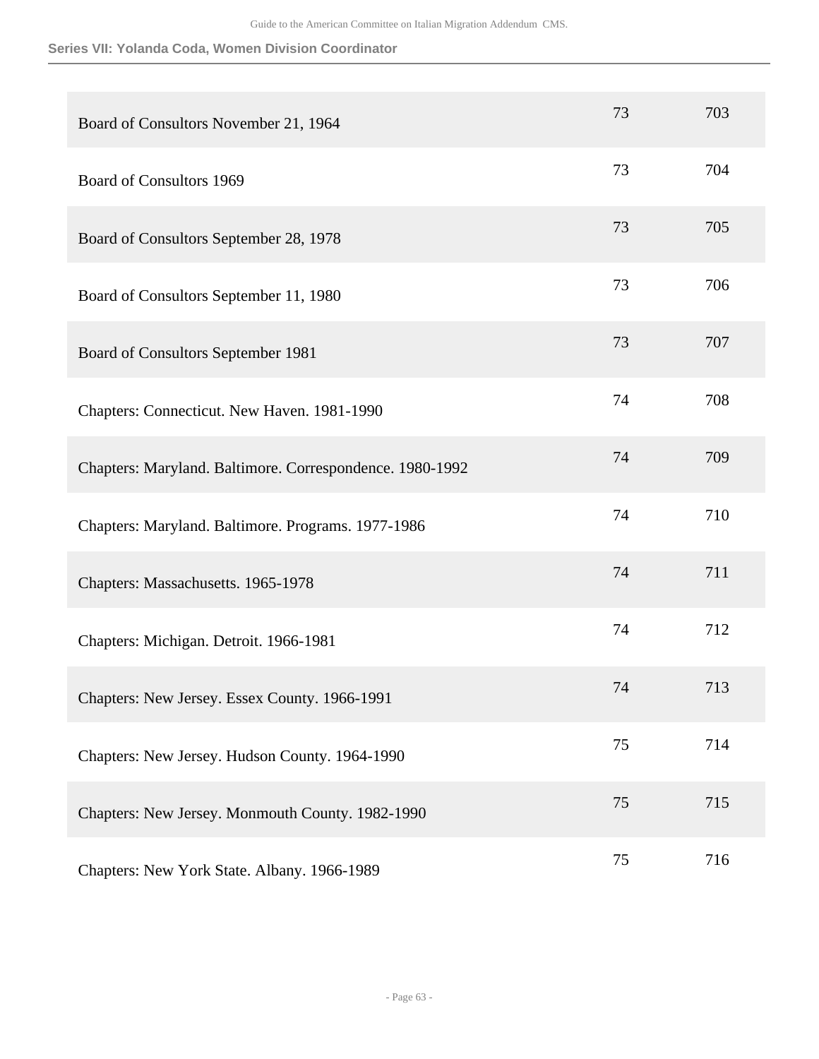| | | |
|---|---|---|
| Board of Consultors November 21, 1964 | 73 | 703 |
| Board of Consultors 1969 | 73 | 704 |
| Board of Consultors September 28, 1978 | 73 | 705 |
| Board of Consultors September 11, 1980 | 73 | 706 |
| Board of Consultors September 1981 | 73 | 707 |
| Chapters: Connecticut. New Haven. 1981-1990 | 74 | 708 |
| Chapters: Maryland. Baltimore. Correspondence. 1980-1992 | 74 | 709 |
| Chapters: Maryland. Baltimore. Programs. 1977-1986 | 74 | 710 |
| Chapters: Massachusetts. 1965-1978 | 74 | 711 |
| Chapters: Michigan. Detroit. 1966-1981 | 74 | 712 |
| Chapters: New Jersey. Essex County. 1966-1991 | 74 | 713 |
| Chapters: New Jersey. Hudson County. 1964-1990 | 75 | 714 |
| Chapters: New Jersey. Monmouth County. 1982-1990 | 75 | 715 |
| Chapters: New York State. Albany. 1966-1989 | 75 | 716 |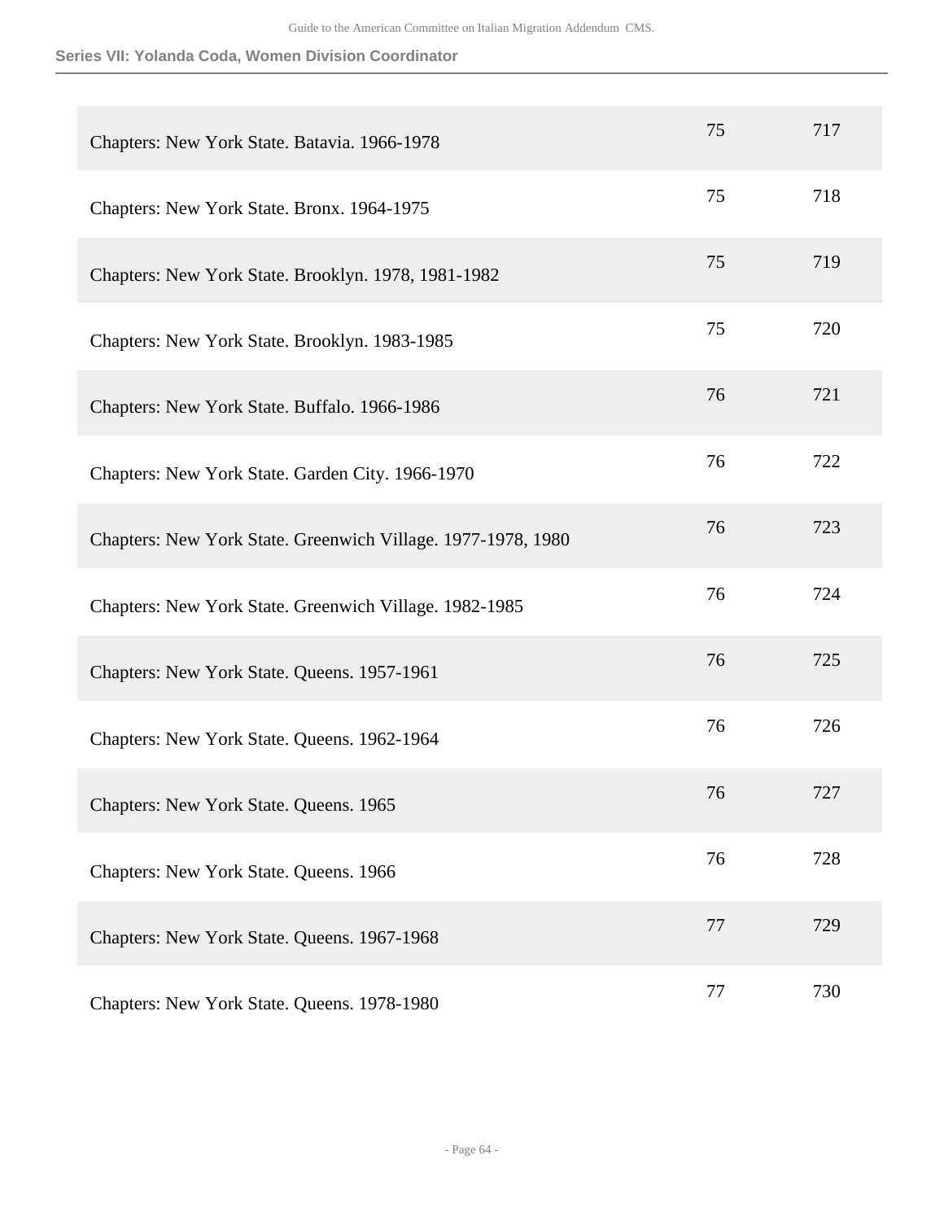| | | |
|---|---|---|
| Chapters: New York State. Batavia. 1966-1978 | 75 | 717 |
| Chapters: New York State. Bronx. 1964-1975 | 75 | 718 |
| Chapters: New York State. Brooklyn. 1978, 1981-1982 | 75 | 719 |
| Chapters: New York State. Brooklyn. 1983-1985 | 75 | 720 |
| Chapters: New York State. Buffalo. 1966-1986 | 76 | 721 |
| Chapters: New York State. Garden City. 1966-1970 | 76 | 722 |
| Chapters: New York State. Greenwich Village. 1977-1978, 1980 | 76 | 723 |
| Chapters: New York State. Greenwich Village. 1982-1985 | 76 | 724 |
| Chapters: New York State. Queens. 1957-1961 | 76 | 725 |
| Chapters: New York State. Queens. 1962-1964 | 76 | 726 |
| Chapters: New York State. Queens. 1965 | 76 | 727 |
| Chapters: New York State. Queens. 1966 | 76 | 728 |
| Chapters: New York State. Queens. 1967-1968 | 77 | 729 |
| Chapters: New York State. Queens. 1978-1980 | 77 | 730 |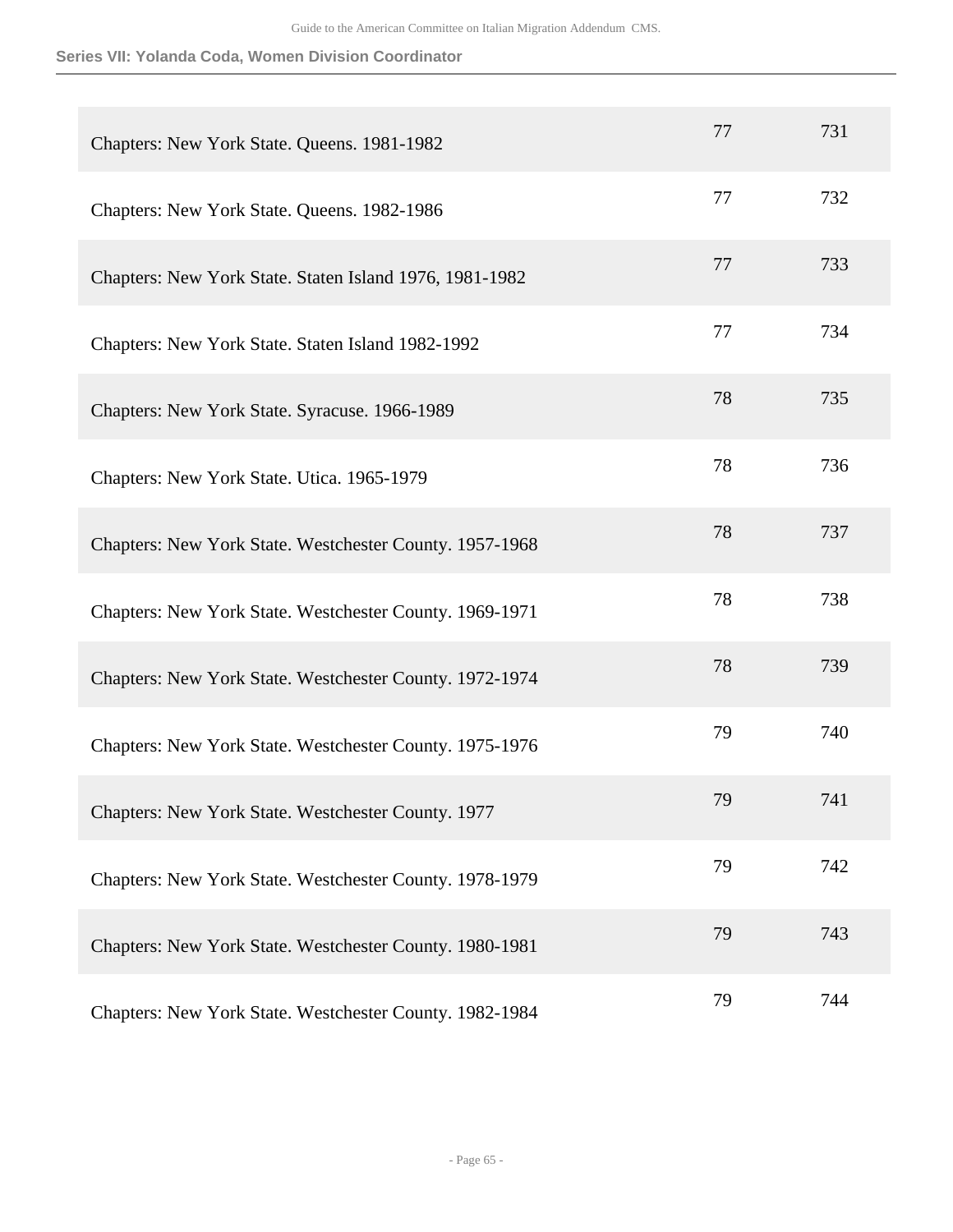| | | |
|---|---|---|
| Chapters: New York State. Queens. 1981-1982 | 77 | 731 |
| Chapters: New York State. Queens. 1982-1986 | 77 | 732 |
| Chapters: New York State. Staten Island 1976, 1981-1982 | 77 | 733 |
| Chapters: New York State. Staten Island 1982-1992 | 77 | 734 |
| Chapters: New York State. Syracuse. 1966-1989 | 78 | 735 |
| Chapters: New York State. Utica. 1965-1979 | 78 | 736 |
| Chapters: New York State. Westchester County. 1957-1968 | 78 | 737 |
| Chapters: New York State. Westchester County. 1969-1971 | 78 | 738 |
| Chapters: New York State. Westchester County. 1972-1974 | 78 | 739 |
| Chapters: New York State. Westchester County. 1975-1976 | 79 | 740 |
| Chapters: New York State. Westchester County. 1977 | 79 | 741 |
| Chapters: New York State. Westchester County. 1978-1979 | 79 | 742 |
| Chapters: New York State. Westchester County. 1980-1981 | 79 | 743 |
| Chapters: New York State. Westchester County. 1982-1984 | 79 | 744 |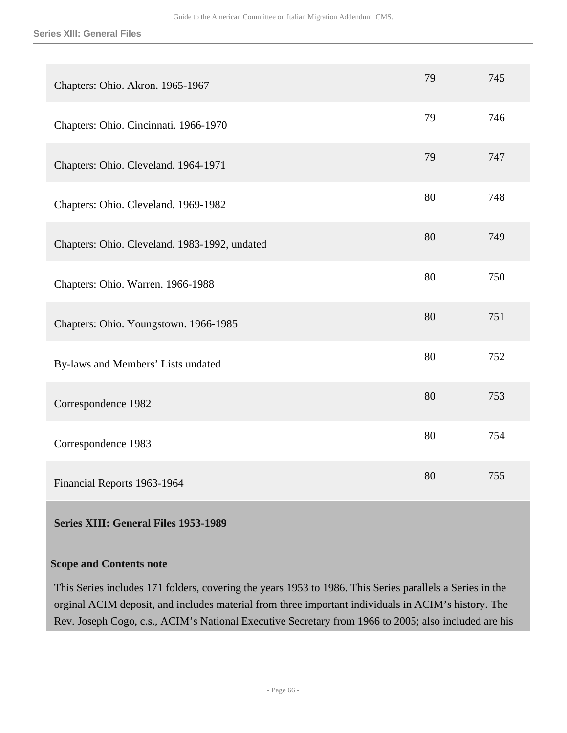| | | |
|---|---|---|
| Chapters: Ohio. Akron. 1965-1967 | 79 | 745 |
| Chapters: Ohio. Cincinnati. 1966-1970 | 79 | 746 |
| Chapters: Ohio. Cleveland. 1964-1971 | 79 | 747 |
| Chapters: Ohio. Cleveland. 1969-1982 | 80 | 748 |
| Chapters: Ohio. Cleveland. 1983-1992, undated | 80 | 749 |
| Chapters: Ohio. Warren. 1966-1988 | 80 | 750 |
| Chapters: Ohio. Youngstown. 1966-1985 | 80 | 751 |
| By-laws and Members' Lists undated | 80 | 752 |
| Correspondence 1982 | 80 | 753 |
| Correspondence 1983 | 80 | 754 |
| Financial Reports 1963-1964 | 80 | 755 |

## Series XIII: General Files 1953-1989

### Scope and Contents note

This Series includes 171 folders, covering the years 1953 to 1986. This Series parallels a Series in the orginal ACIM deposit, and includes material from three important individuals in ACIM's history. The Rev. Joseph Cogo, c.s., ACIM's National Executive Secretary from 1966 to 2005; also included are his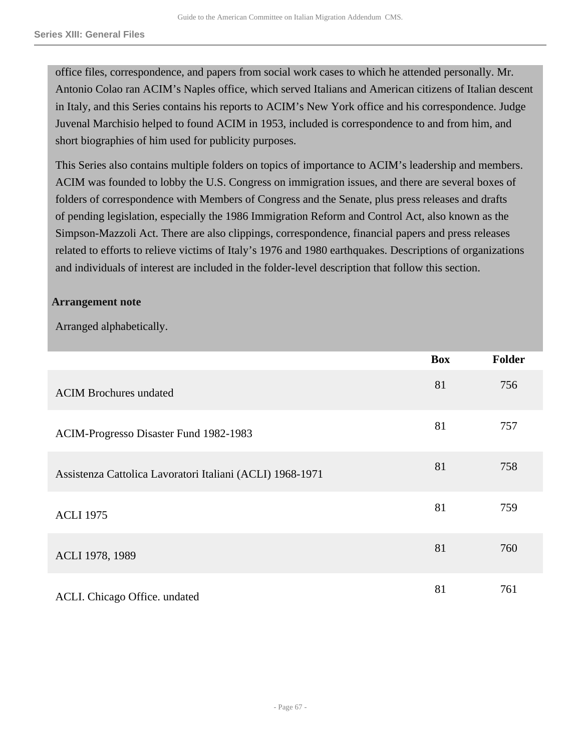office files, correspondence, and papers from social work cases to which he attended personally. Mr. Antonio Colao ran ACIM's Naples office, which served Italians and American citizens of Italian descent in Italy, and this Series contains his reports to ACIM's New York office and his correspondence. Judge Juvenal Marchisio helped to found ACIM in 1953, included is correspondence to and from him, and short biographies of him used for publicity purposes.

This Series also contains multiple folders on topics of importance to ACIM's leadership and members. ACIM was founded to lobby the U.S. Congress on immigration issues, and there are several boxes of folders of correspondence with Members of Congress and the Senate, plus press releases and drafts of pending legislation, especially the 1986 Immigration Reform and Control Act, also known as the Simpson-Mazzoli Act. There are also clippings, correspondence, financial papers and press releases related to efforts to relieve victims of Italy's 1976 and 1980 earthquakes. Descriptions of organizations and individuals of interest are included in the folder-level description that follow this section.

**Arrangement note**

Arranged alphabetically.

| | Box | Folder |
|---|---|---|
| ACIM Brochures undated | 81 | 756 |
| ACIM-Progresso Disaster Fund 1982-1983 | 81 | 757 |
| Assistenza Cattolica Lavoratori Italiani (ACLI) 1968-1971 | 81 | 758 |
| ACLI 1975 | 81 | 759 |
| ACLI 1978, 1989 | 81 | 760 |
| ACLI. Chicago Office. undated | 81 | 761 |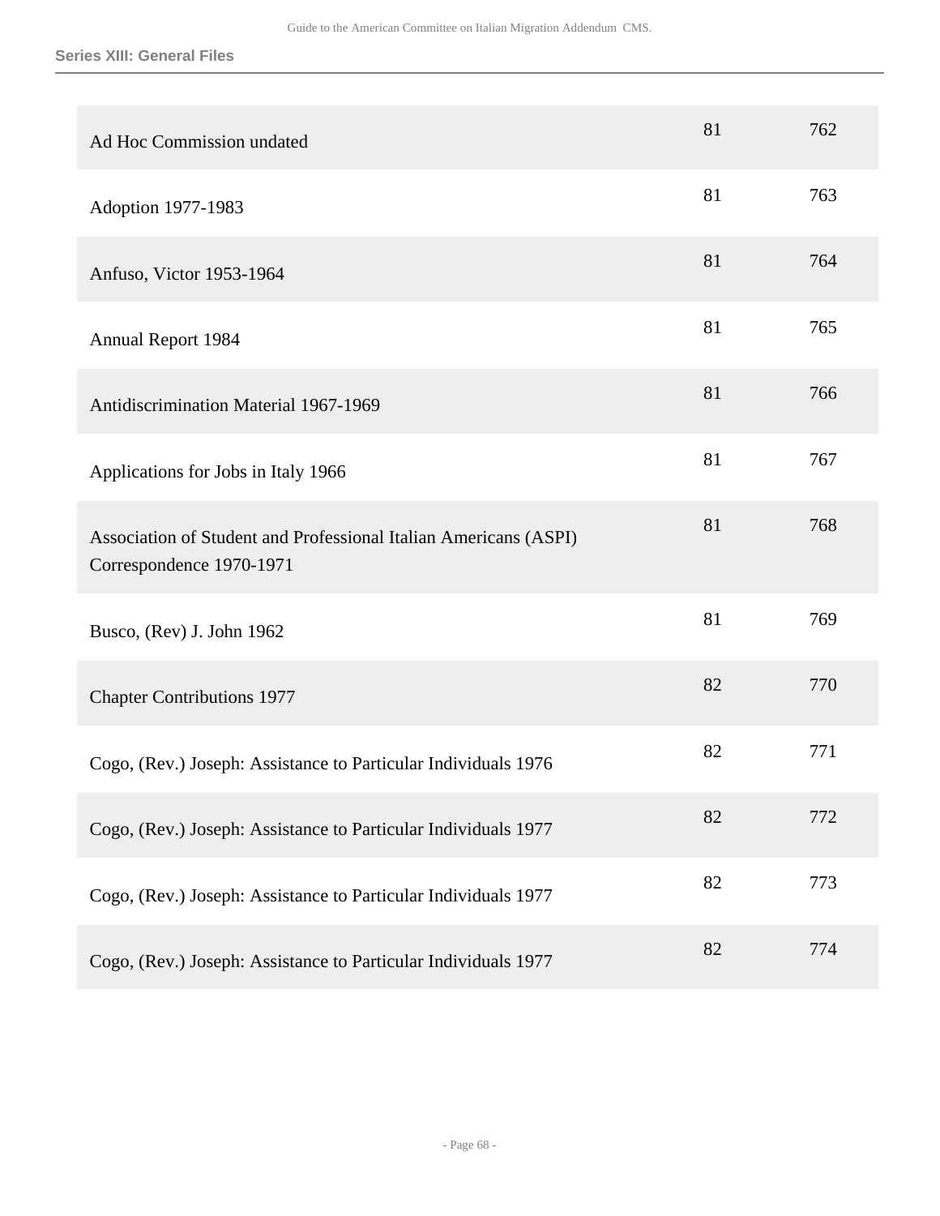| Title | Box | Folder |
|---|---|---|
| Ad Hoc Commission undated | 81 | 762 |
| Adoption 1977-1983 | 81 | 763 |
| Anfuso, Victor 1953-1964 | 81 | 764 |
| Annual Report 1984 | 81 | 765 |
| Antidiscrimination Material 1967-1969 | 81 | 766 |
| Applications for Jobs in Italy 1966 | 81 | 767 |
| Association of Student and Professional Italian Americans (ASPI) Correspondence 1970-1971 | 81 | 768 |
| Busco, (Rev) J. John 1962 | 81 | 769 |
| Chapter Contributions 1977 | 82 | 770 |
| Cogo, (Rev.) Joseph: Assistance to Particular Individuals 1976 | 82 | 771 |
| Cogo, (Rev.) Joseph: Assistance to Particular Individuals 1977 | 82 | 772 |
| Cogo, (Rev.) Joseph: Assistance to Particular Individuals 1977 | 82 | 773 |
| Cogo, (Rev.) Joseph: Assistance to Particular Individuals 1977 | 82 | 774 |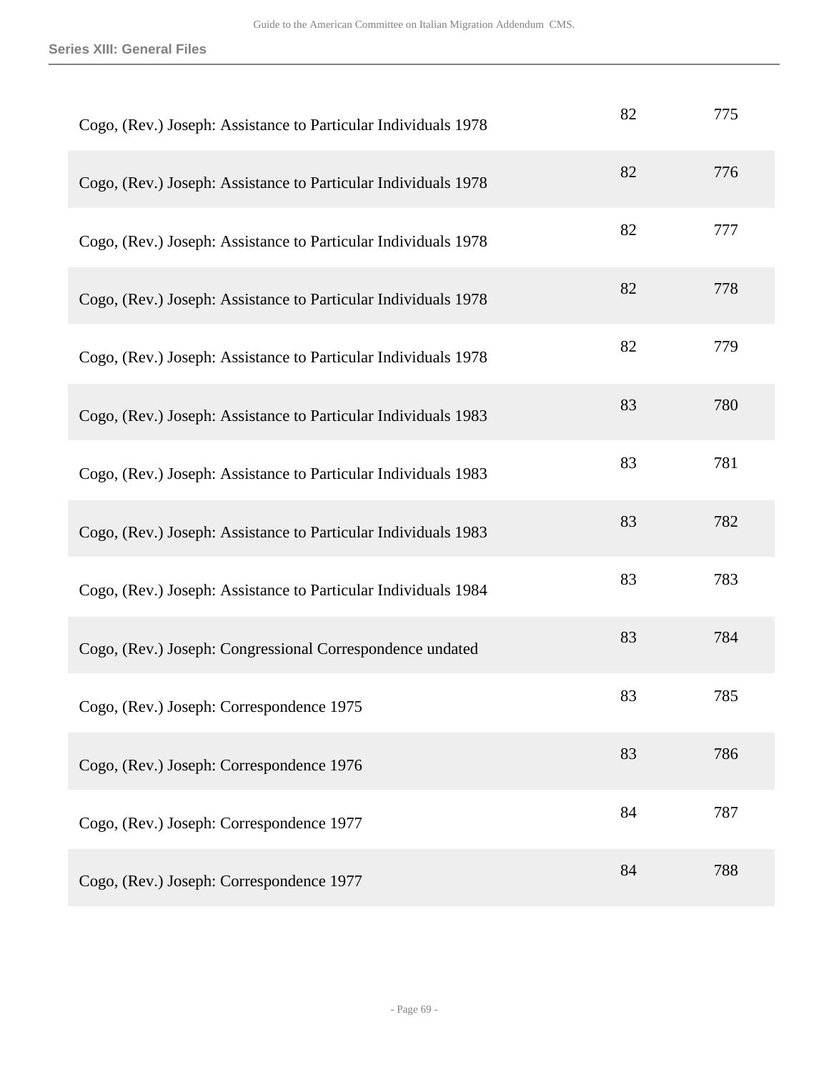| | | |
|---|---|---|
| Cogo, (Rev.) Joseph: Assistance to Particular Individuals 1978 | 82 | 775 |
| Cogo, (Rev.) Joseph: Assistance to Particular Individuals 1978 | 82 | 776 |
| Cogo, (Rev.) Joseph: Assistance to Particular Individuals 1978 | 82 | 777 |
| Cogo, (Rev.) Joseph: Assistance to Particular Individuals 1978 | 82 | 778 |
| Cogo, (Rev.) Joseph: Assistance to Particular Individuals 1978 | 82 | 779 |
| Cogo, (Rev.) Joseph: Assistance to Particular Individuals 1983 | 83 | 780 |
| Cogo, (Rev.) Joseph: Assistance to Particular Individuals 1983 | 83 | 781 |
| Cogo, (Rev.) Joseph: Assistance to Particular Individuals 1983 | 83 | 782 |
| Cogo, (Rev.) Joseph: Assistance to Particular Individuals 1984 | 83 | 783 |
| Cogo, (Rev.) Joseph: Congressional Correspondence undated | 83 | 784 |
| Cogo, (Rev.) Joseph: Correspondence 1975 | 83 | 785 |
| Cogo, (Rev.) Joseph: Correspondence 1976 | 83 | 786 |
| Cogo, (Rev.) Joseph: Correspondence 1977 | 84 | 787 |
| Cogo, (Rev.) Joseph: Correspondence 1977 | 84 | 788 |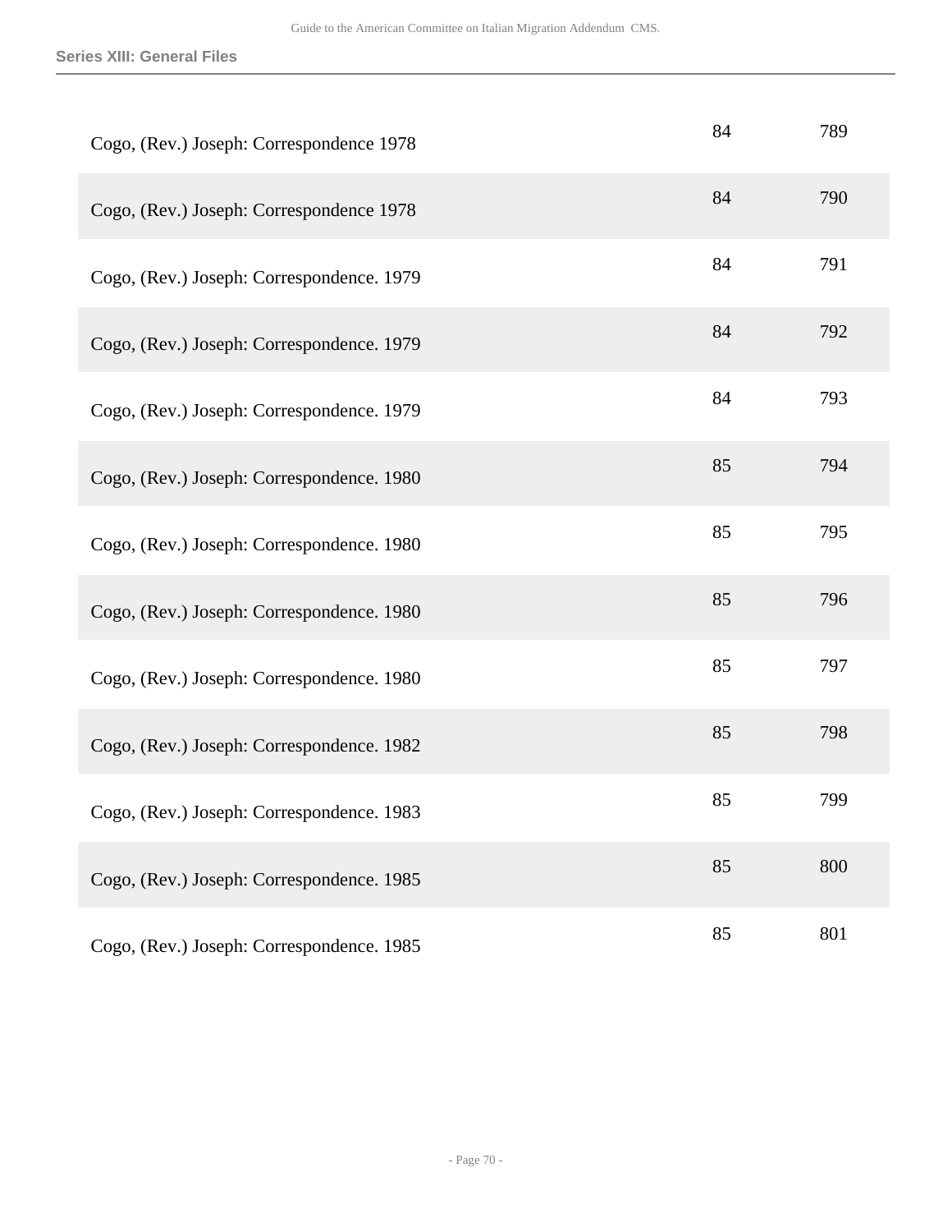| | | |
|---|---|---|
| Cogo, (Rev.) Joseph: Correspondence 1978 | 84 | 789 |
| Cogo, (Rev.) Joseph: Correspondence 1978 | 84 | 790 |
| Cogo, (Rev.) Joseph: Correspondence. 1979 | 84 | 791 |
| Cogo, (Rev.) Joseph: Correspondence. 1979 | 84 | 792 |
| Cogo, (Rev.) Joseph: Correspondence. 1979 | 84 | 793 |
| Cogo, (Rev.) Joseph: Correspondence. 1980 | 85 | 794 |
| Cogo, (Rev.) Joseph: Correspondence. 1980 | 85 | 795 |
| Cogo, (Rev.) Joseph: Correspondence. 1980 | 85 | 796 |
| Cogo, (Rev.) Joseph: Correspondence. 1980 | 85 | 797 |
| Cogo, (Rev.) Joseph: Correspondence. 1982 | 85 | 798 |
| Cogo, (Rev.) Joseph: Correspondence. 1983 | 85 | 799 |
| Cogo, (Rev.) Joseph: Correspondence. 1985 | 85 | 800 |
| Cogo, (Rev.) Joseph: Correspondence. 1985 | 85 | 801 |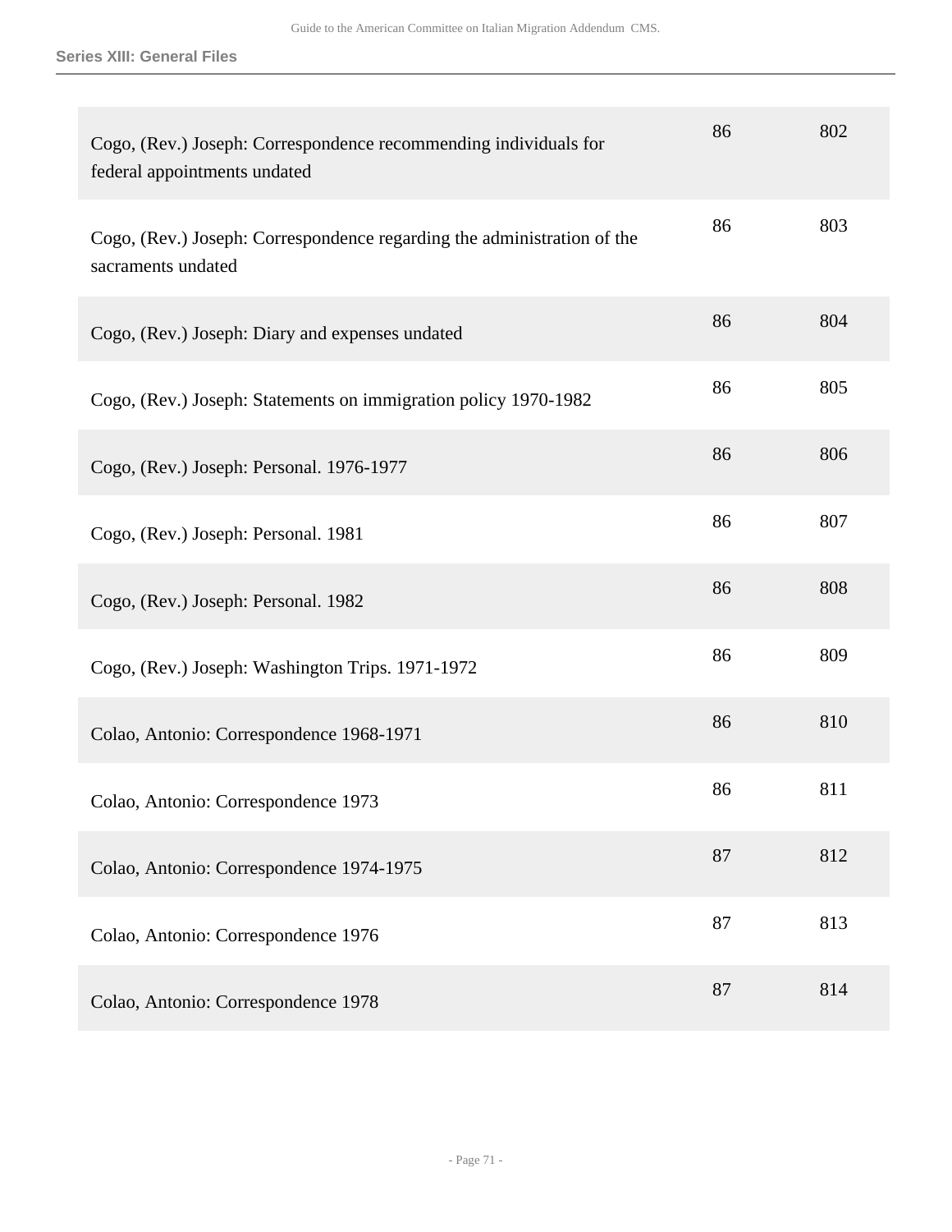| | | |
|---|---|---|
| Cogo, (Rev.) Joseph: Correspondence recommending individuals for federal appointments undated | 86 | 802 |
| Cogo, (Rev.) Joseph: Correspondence regarding the administration of the sacraments undated | 86 | 803 |
| Cogo, (Rev.) Joseph: Diary and expenses undated | 86 | 804 |
| Cogo, (Rev.) Joseph: Statements on immigration policy 1970-1982 | 86 | 805 |
| Cogo, (Rev.) Joseph: Personal. 1976-1977 | 86 | 806 |
| Cogo, (Rev.) Joseph: Personal. 1981 | 86 | 807 |
| Cogo, (Rev.) Joseph: Personal. 1982 | 86 | 808 |
| Cogo, (Rev.) Joseph: Washington Trips. 1971-1972 | 86 | 809 |
| Colao, Antonio: Correspondence 1968-1971 | 86 | 810 |
| Colao, Antonio: Correspondence 1973 | 86 | 811 |
| Colao, Antonio: Correspondence 1974-1975 | 87 | 812 |
| Colao, Antonio: Correspondence 1976 | 87 | 813 |
| Colao, Antonio: Correspondence 1978 | 87 | 814 |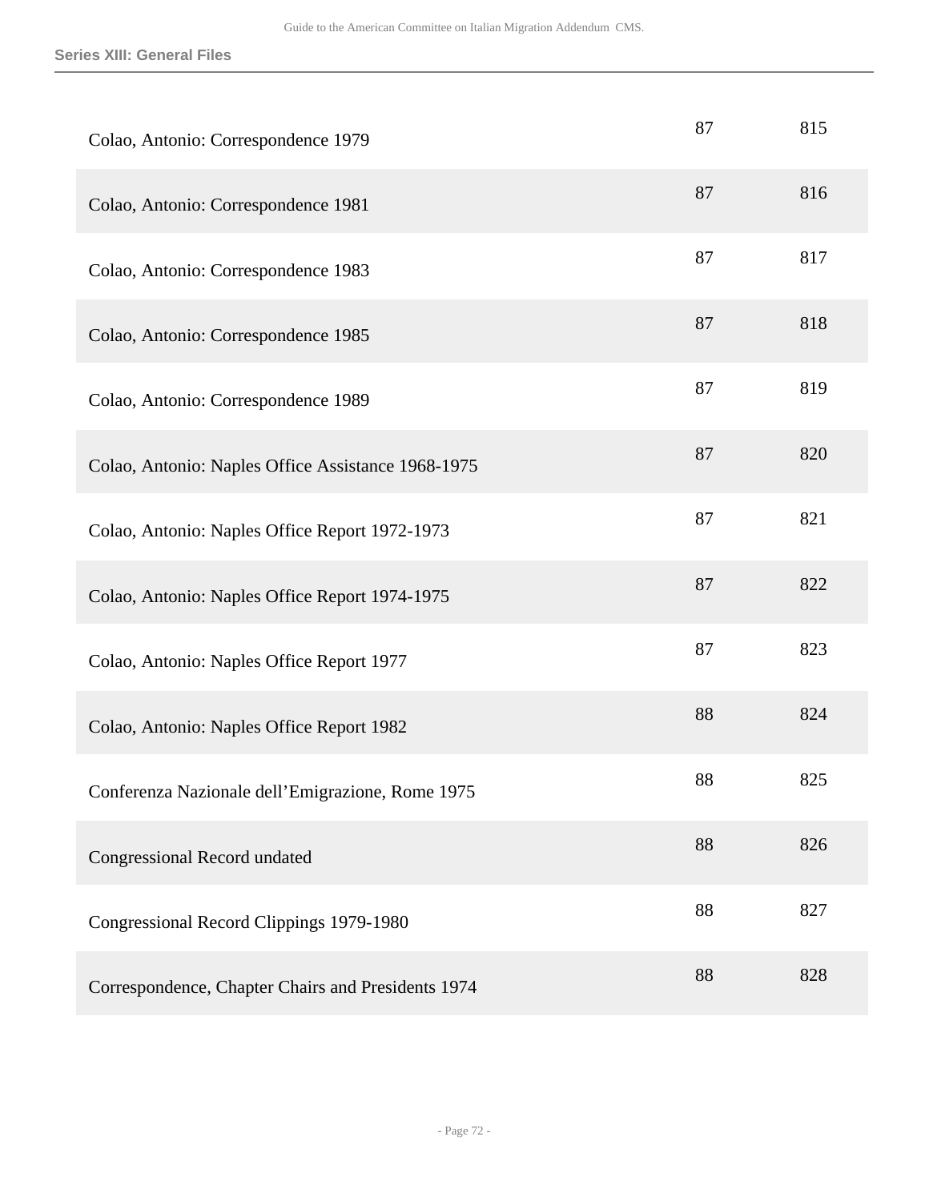| | | |
|---|---|---|
| Colao, Antonio: Correspondence 1979 | 87 | 815 |
| Colao, Antonio: Correspondence 1981 | 87 | 816 |
| Colao, Antonio: Correspondence 1983 | 87 | 817 |
| Colao, Antonio: Correspondence 1985 | 87 | 818 |
| Colao, Antonio: Correspondence 1989 | 87 | 819 |
| Colao, Antonio: Naples Office Assistance 1968-1975 | 87 | 820 |
| Colao, Antonio: Naples Office Report 1972-1973 | 87 | 821 |
| Colao, Antonio: Naples Office Report 1974-1975 | 87 | 822 |
| Colao, Antonio: Naples Office Report 1977 | 87 | 823 |
| Colao, Antonio: Naples Office Report 1982 | 88 | 824 |
| Conferenza Nazionale dell'Emigrazione, Rome 1975 | 88 | 825 |
| Congressional Record undated | 88 | 826 |
| Congressional Record Clippings 1979-1980 | 88 | 827 |
| Correspondence, Chapter Chairs and Presidents 1974 | 88 | 828 |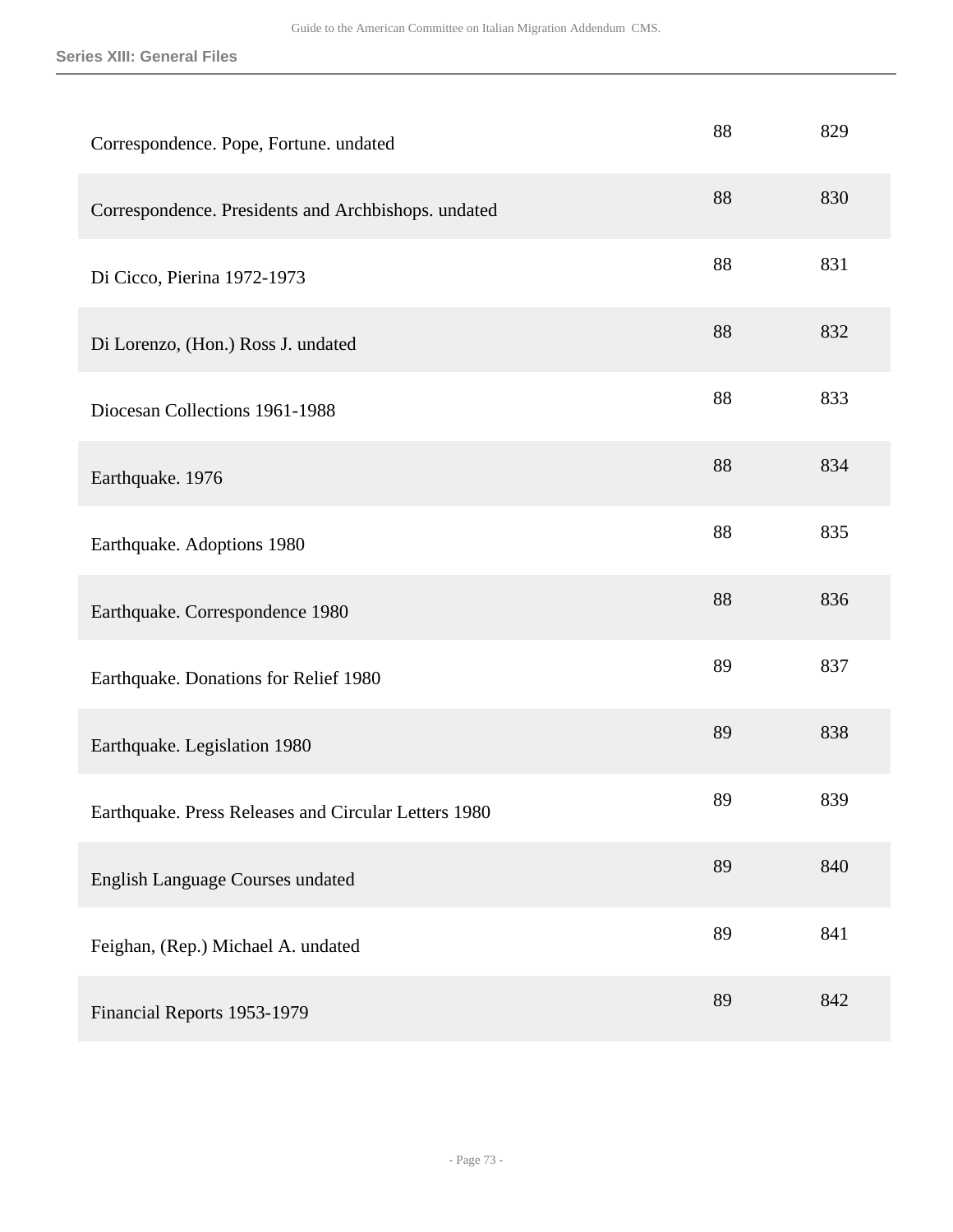| | | |
|---|---|---|
| Correspondence. Pope, Fortune. undated | 88 | 829 |
| Correspondence. Presidents and Archbishops. undated | 88 | 830 |
| Di Cicco, Pierina 1972-1973 | 88 | 831 |
| Di Lorenzo, (Hon.) Ross J. undated | 88 | 832 |
| Diocesan Collections 1961-1988 | 88 | 833 |
| Earthquake. 1976 | 88 | 834 |
| Earthquake. Adoptions 1980 | 88 | 835 |
| Earthquake. Correspondence 1980 | 88 | 836 |
| Earthquake. Donations for Relief 1980 | 89 | 837 |
| Earthquake. Legislation 1980 | 89 | 838 |
| Earthquake. Press Releases and Circular Letters 1980 | 89 | 839 |
| English Language Courses undated | 89 | 840 |
| Feighan, (Rep.) Michael A. undated | 89 | 841 |
| Financial Reports 1953-1979 | 89 | 842 |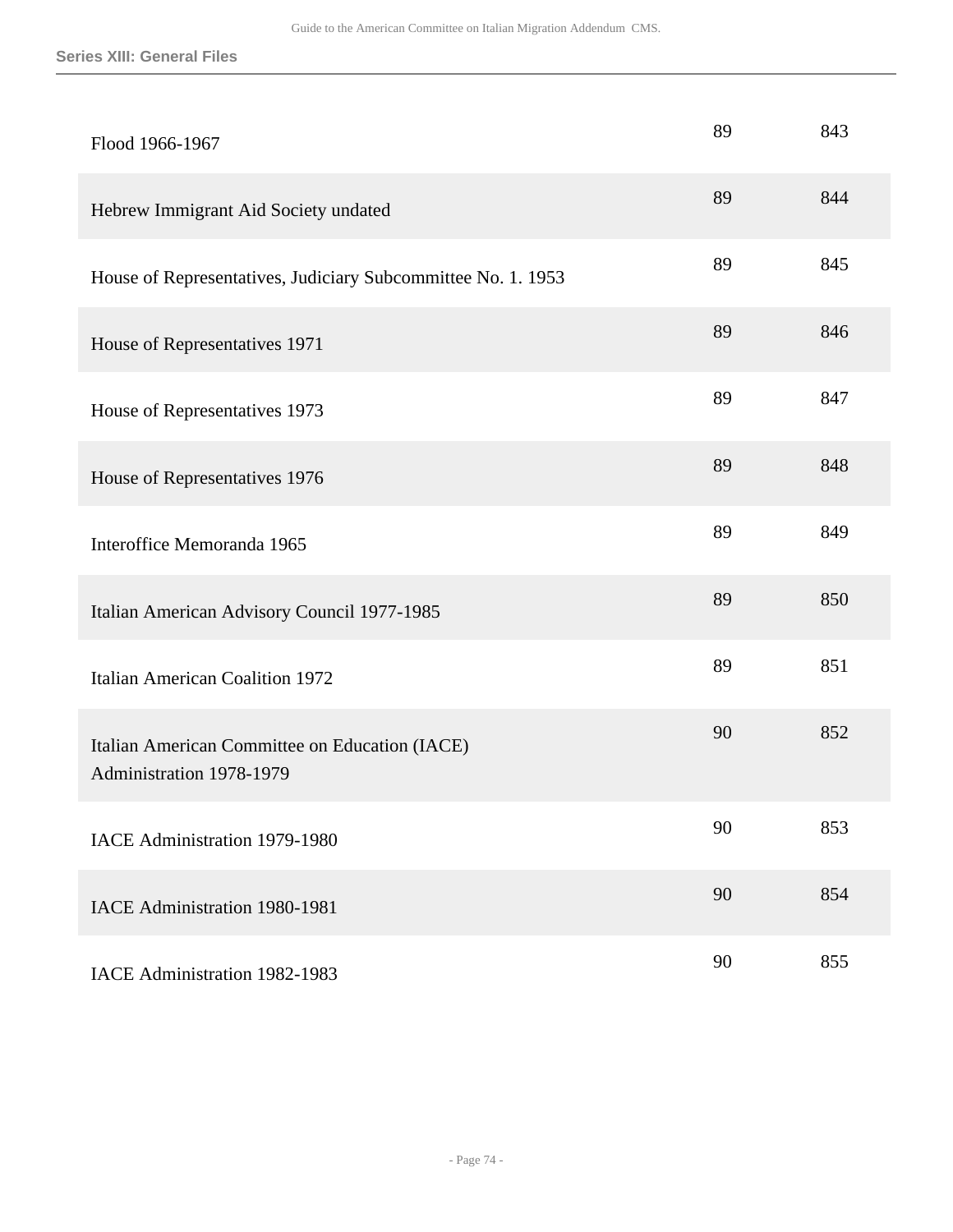| | | |
|---|---|---|
| Flood 1966-1967 | 89 | 843 |
| Hebrew Immigrant Aid Society undated | 89 | 844 |
| House of Representatives, Judiciary Subcommittee No. 1. 1953 | 89 | 845 |
| House of Representatives 1971 | 89 | 846 |
| House of Representatives 1973 | 89 | 847 |
| House of Representatives 1976 | 89 | 848 |
| Interoffice Memoranda 1965 | 89 | 849 |
| Italian American Advisory Council 1977-1985 | 89 | 850 |
| Italian American Coalition 1972 | 89 | 851 |
| Italian American Committee on Education (IACE) Administration 1978-1979 | 90 | 852 |
| IACE Administration 1979-1980 | 90 | 853 |
| IACE Administration 1980-1981 | 90 | 854 |
| IACE Administration 1982-1983 | 90 | 855 |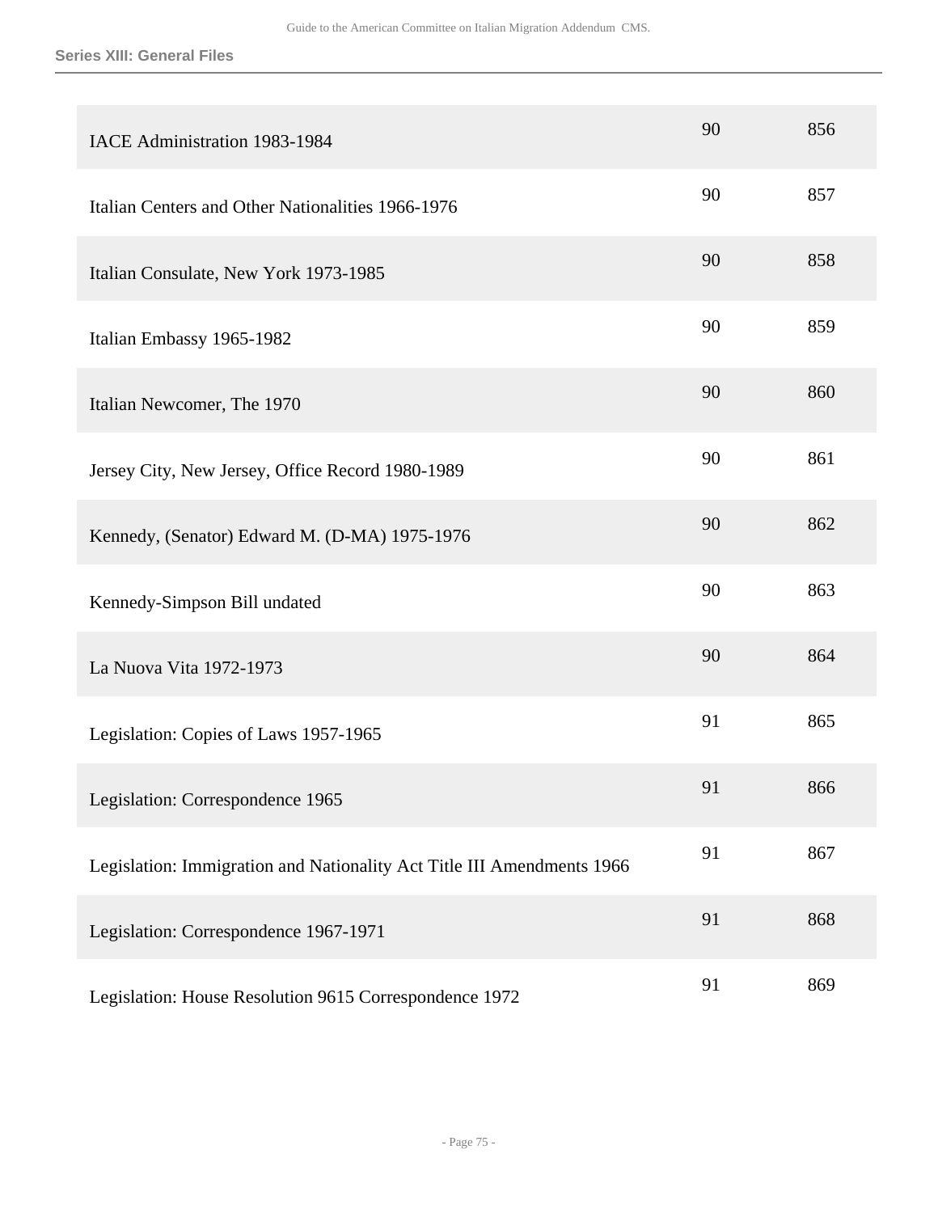| | | |
|---|---|---|
| IACE Administration 1983-1984 | 90 | 856 |
| Italian Centers and Other Nationalities 1966-1976 | 90 | 857 |
| Italian Consulate, New York 1973-1985 | 90 | 858 |
| Italian Embassy 1965-1982 | 90 | 859 |
| Italian Newcomer, The 1970 | 90 | 860 |
| Jersey City, New Jersey, Office Record 1980-1989 | 90 | 861 |
| Kennedy, (Senator) Edward M. (D-MA) 1975-1976 | 90 | 862 |
| Kennedy-Simpson Bill undated | 90 | 863 |
| La Nuova Vita 1972-1973 | 90 | 864 |
| Legislation: Copies of Laws 1957-1965 | 91 | 865 |
| Legislation: Correspondence 1965 | 91 | 866 |
| Legislation: Immigration and Nationality Act Title III Amendments 1966 | 91 | 867 |
| Legislation: Correspondence 1967-1971 | 91 | 868 |
| Legislation: House Resolution 9615 Correspondence 1972 | 91 | 869 |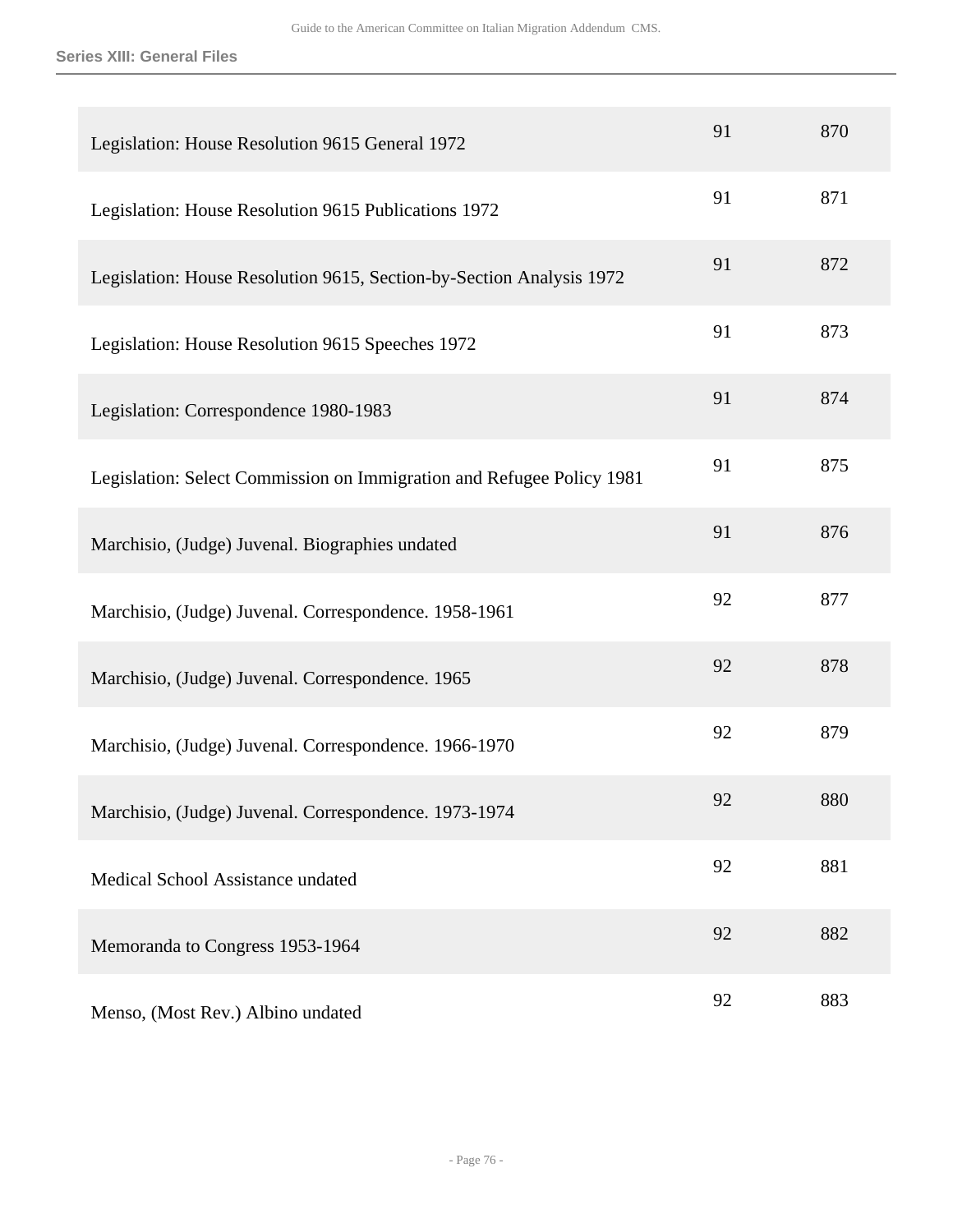| | | |
|---|---|---|
| Legislation: House Resolution 9615 General 1972 | 91 | 870 |
| Legislation: House Resolution 9615 Publications 1972 | 91 | 871 |
| Legislation: House Resolution 9615, Section-by-Section Analysis 1972 | 91 | 872 |
| Legislation: House Resolution 9615 Speeches 1972 | 91 | 873 |
| Legislation: Correspondence 1980-1983 | 91 | 874 |
| Legislation: Select Commission on Immigration and Refugee Policy 1981 | 91 | 875 |
| Marchisio, (Judge) Juvenal. Biographies undated | 91 | 876 |
| Marchisio, (Judge) Juvenal. Correspondence. 1958-1961 | 92 | 877 |
| Marchisio, (Judge) Juvenal. Correspondence. 1965 | 92 | 878 |
| Marchisio, (Judge) Juvenal. Correspondence. 1966-1970 | 92 | 879 |
| Marchisio, (Judge) Juvenal. Correspondence. 1973-1974 | 92 | 880 |
| Medical School Assistance undated | 92 | 881 |
| Memoranda to Congress 1953-1964 | 92 | 882 |
| Menso, (Most Rev.) Albino undated | 92 | 883 |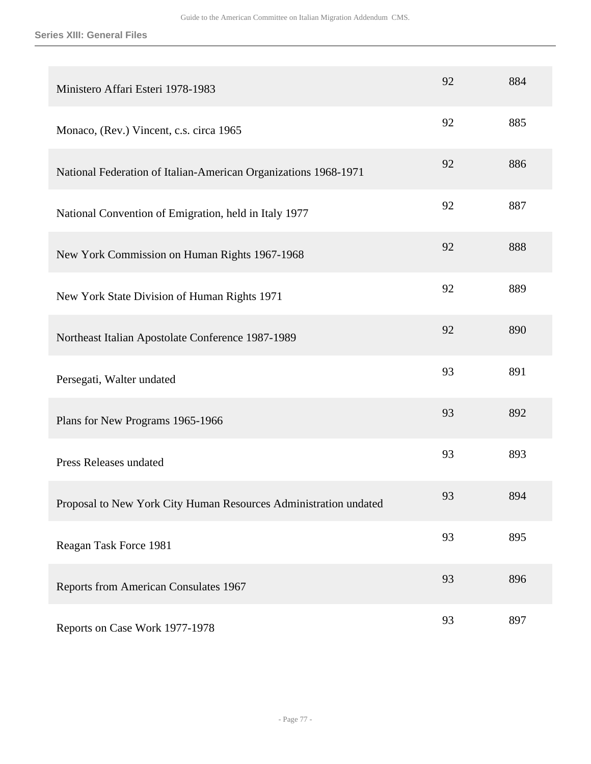**Series XIII: General Files**

| | | |
|---|---|---|
| Ministero Affari Esteri 1978-1983 | 92 | 884 |
| Monaco, (Rev.) Vincent, c.s. circa 1965 | 92 | 885 |
| National Federation of Italian-American Organizations 1968-1971 | 92 | 886 |
| National Convention of Emigration, held in Italy 1977 | 92 | 887 |
| New York Commission on Human Rights 1967-1968 | 92 | 888 |
| New York State Division of Human Rights 1971 | 92 | 889 |
| Northeast Italian Apostolate Conference 1987-1989 | 92 | 890 |
| Persegati, Walter undated | 93 | 891 |
| Plans for New Programs 1965-1966 | 93 | 892 |
| Press Releases undated | 93 | 893 |
| Proposal to New York City Human Resources Administration undated | 93 | 894 |
| Reagan Task Force 1981 | 93 | 895 |
| Reports from American Consulates 1967 | 93 | 896 |
| Reports on Case Work 1977-1978 | 93 | 897 |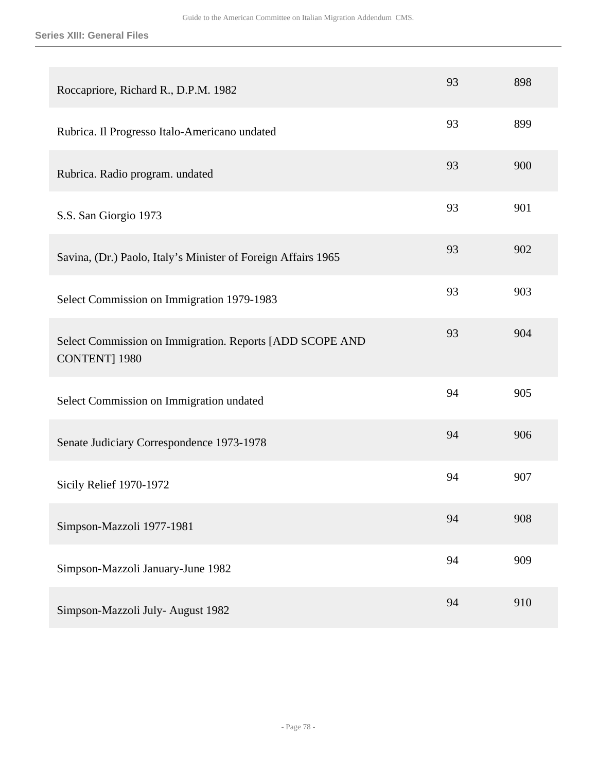| | | |
|---|---|---|
| Roccapriore, Richard R., D.P.M. 1982 | 93 | 898 |
| Rubrica. Il Progresso Italo-Americano undated | 93 | 899 |
| Rubrica. Radio program. undated | 93 | 900 |
| S.S. San Giorgio 1973 | 93 | 901 |
| Savina, (Dr.) Paolo, Italy’s Minister of Foreign Affairs 1965 | 93 | 902 |
| Select Commission on Immigration 1979-1983 | 93 | 903 |
| Select Commission on Immigration. Reports [ADD SCOPE AND CONTENT] 1980 | 93 | 904 |
| Select Commission on Immigration undated | 94 | 905 |
| Senate Judiciary Correspondence 1973-1978 | 94 | 906 |
| Sicily Relief 1970-1972 | 94 | 907 |
| Simpson-Mazzoli 1977-1981 | 94 | 908 |
| Simpson-Mazzoli January-June 1982 | 94 | 909 |
| Simpson-Mazzoli July- August 1982 | 94 | 910 |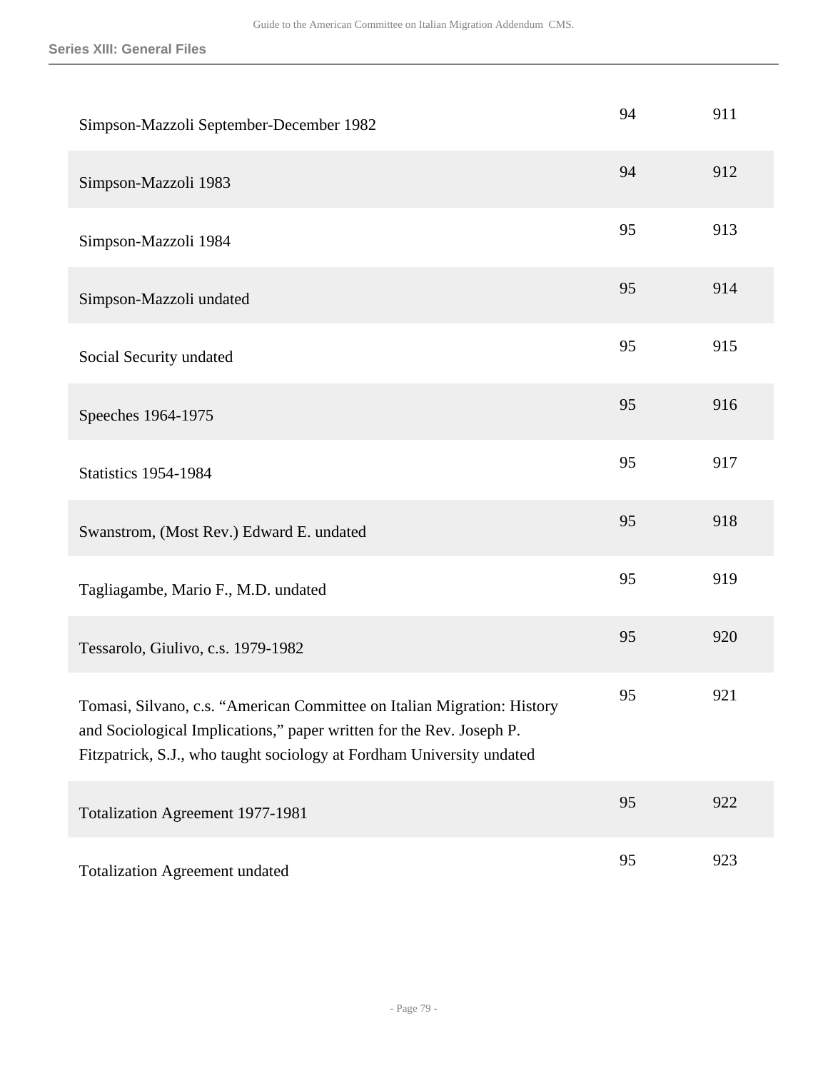| | | |
|---|---|---|
| Simpson-Mazzoli September-December 1982 | 94 | 911 |
| Simpson-Mazzoli 1983 | 94 | 912 |
| Simpson-Mazzoli 1984 | 95 | 913 |
| Simpson-Mazzoli undated | 95 | 914 |
| Social Security undated | 95 | 915 |
| Speeches 1964-1975 | 95 | 916 |
| Statistics 1954-1984 | 95 | 917 |
| Swanstrom, (Most Rev.) Edward E. undated | 95 | 918 |
| Tagliagambe, Mario F., M.D. undated | 95 | 919 |
| Tessarolo, Giulivo, c.s. 1979-1982 | 95 | 920 |
| Tomasi, Silvano, c.s. "American Committee on Italian Migration: History and Sociological Implications," paper written for the Rev. Joseph P. Fitzpatrick, S.J., who taught sociology at Fordham University undated | 95 | 921 |
| Totalization Agreement 1977-1981 | 95 | 922 |
| Totalization Agreement undated | 95 | 923 |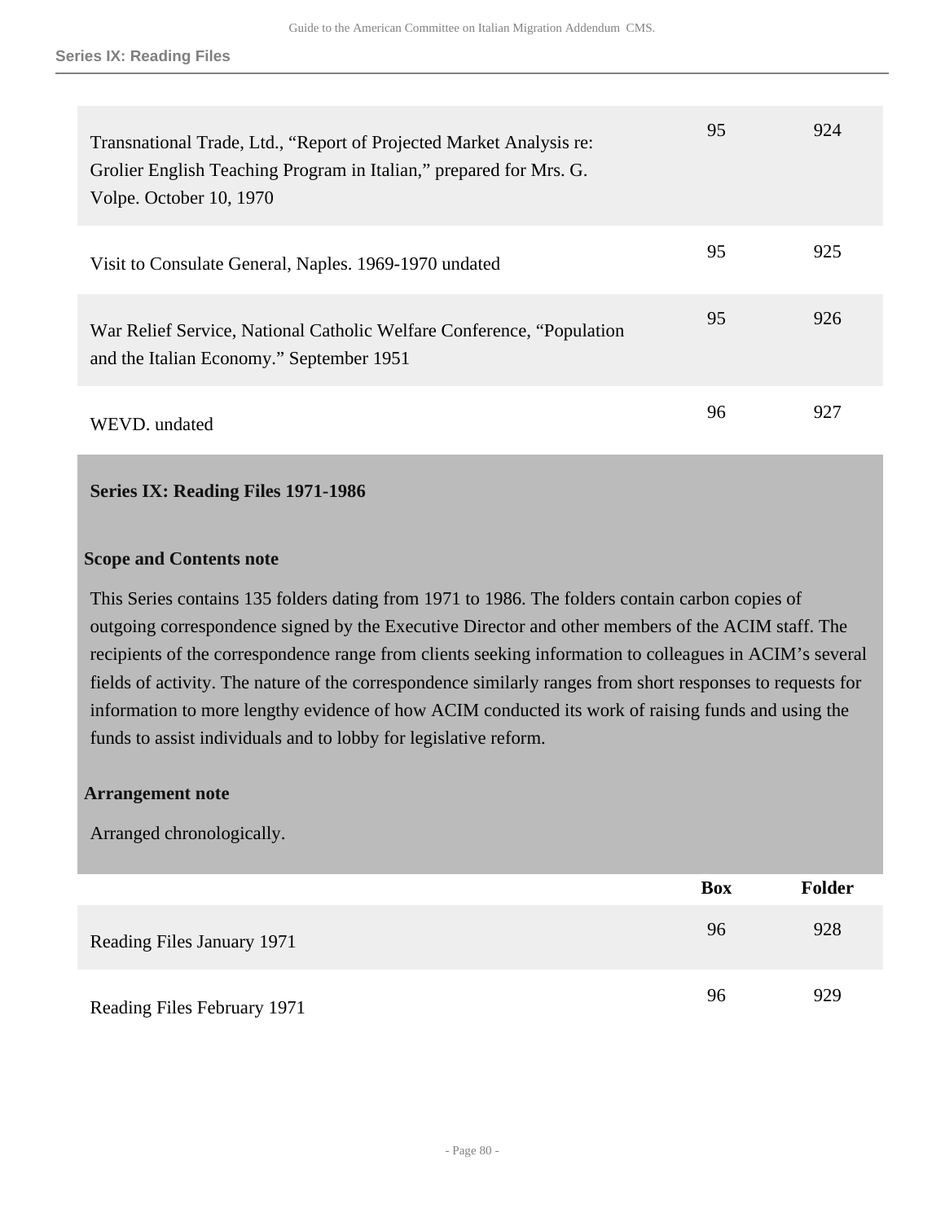| | Box | Folder |
|---|---|---|
| Transnational Trade, Ltd., “Report of Projected Market Analysis re: Grolier English Teaching Program in Italian,” prepared for Mrs. G. Volpe. October 10, 1970 | 95 | 924 |
| Visit to Consulate General, Naples. 1969-1970 undated | 95 | 925 |
| War Relief Service, National Catholic Welfare Conference, “Population and the Italian Economy.” September 1951 | 95 | 926 |
| WEVD. undated | 96 | 927 |

### Series IX: Reading Files 1971-1986

**Scope and Contents note**

This Series contains 135 folders dating from 1971 to 1986. The folders contain carbon copies of outgoing correspondence signed by the Executive Director and other members of the ACIM staff. The recipients of the correspondence range from clients seeking information to colleagues in ACIM’s several fields of activity. The nature of the correspondence similarly ranges from short responses to requests for information to more lengthy evidence of how ACIM conducted its work of raising funds and using the funds to assist individuals and to lobby for legislative reform.

**Arrangement note**

Arranged chronologically.

| | Box | Folder |
|---|---|---|
| Reading Files January 1971 | 96 | 928 |
| Reading Files February 1971 | 96 | 929 |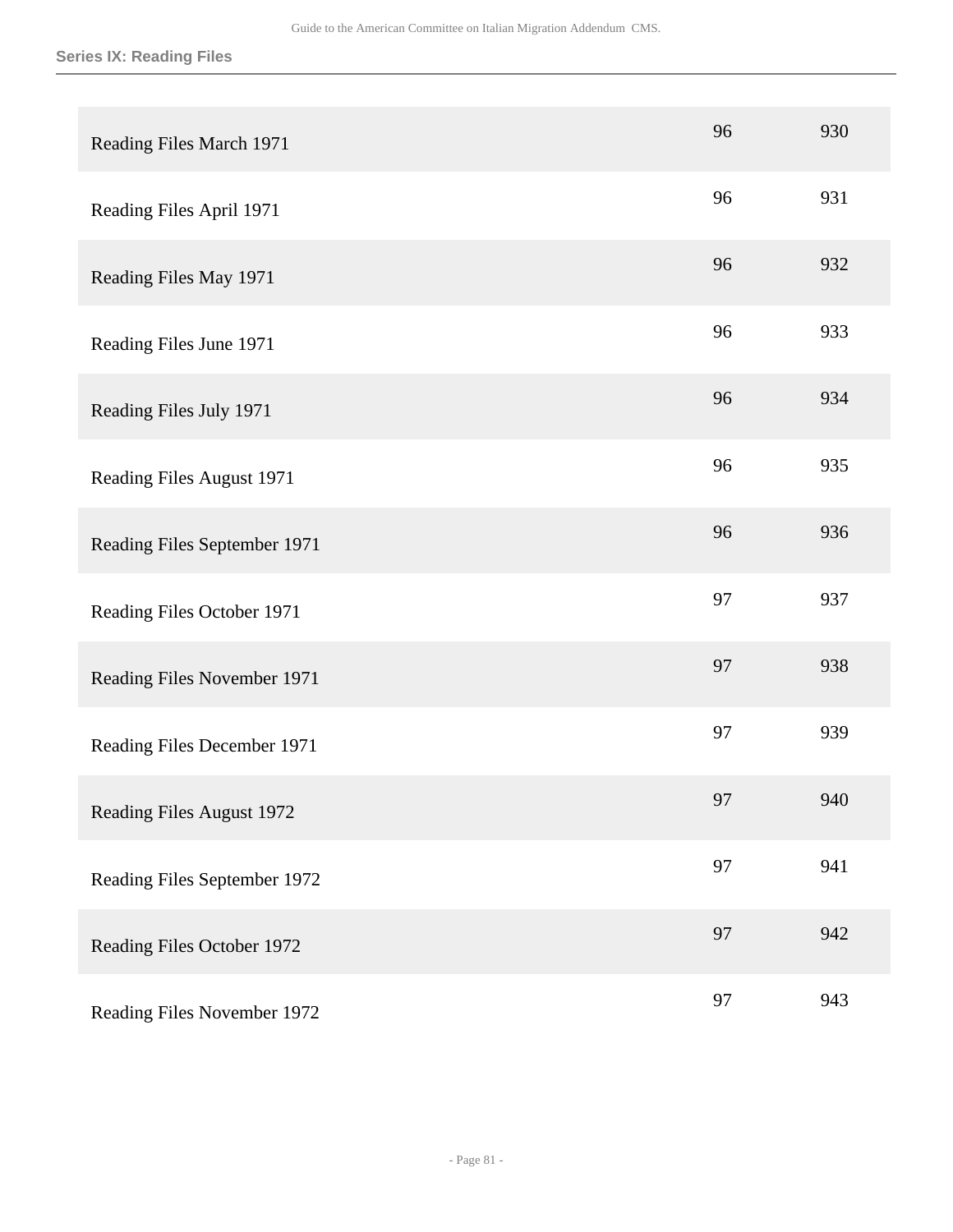| | | |
|---|---|---|
| Reading Files March 1971 | 96 | 930 |
| Reading Files April 1971 | 96 | 931 |
| Reading Files May 1971 | 96 | 932 |
| Reading Files June 1971 | 96 | 933 |
| Reading Files July 1971 | 96 | 934 |
| Reading Files August 1971 | 96 | 935 |
| Reading Files September 1971 | 96 | 936 |
| Reading Files October 1971 | 97 | 937 |
| Reading Files November 1971 | 97 | 938 |
| Reading Files December 1971 | 97 | 939 |
| Reading Files August 1972 | 97 | 940 |
| Reading Files September 1972 | 97 | 941 |
| Reading Files October 1972 | 97 | 942 |
| Reading Files November 1972 | 97 | 943 |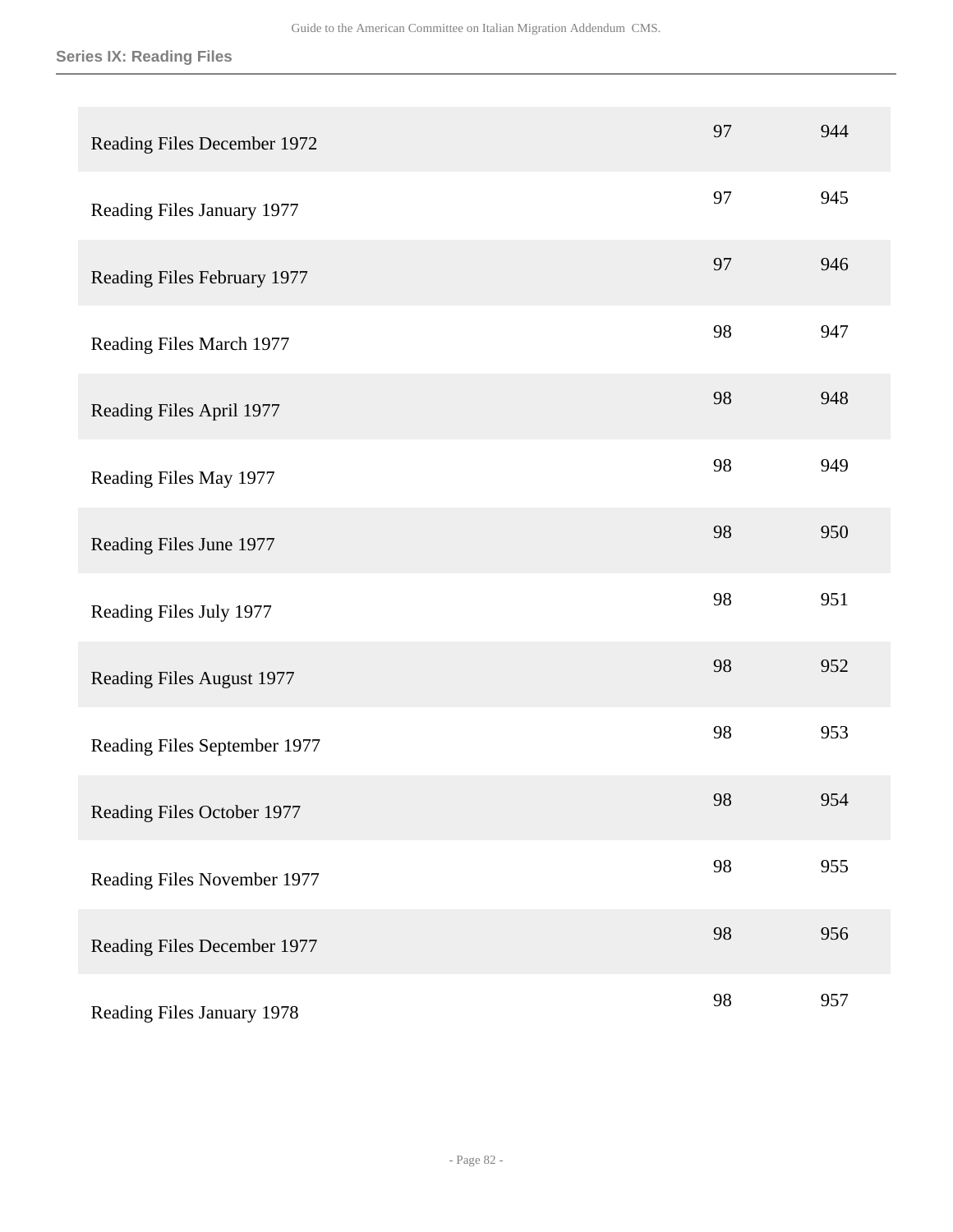| | | |
|---|---|---|
| Reading Files December 1972 | 97 | 944 |
| Reading Files January 1977 | 97 | 945 |
| Reading Files February 1977 | 97 | 946 |
| Reading Files March 1977 | 98 | 947 |
| Reading Files April 1977 | 98 | 948 |
| Reading Files May 1977 | 98 | 949 |
| Reading Files June 1977 | 98 | 950 |
| Reading Files July 1977 | 98 | 951 |
| Reading Files August 1977 | 98 | 952 |
| Reading Files September 1977 | 98 | 953 |
| Reading Files October 1977 | 98 | 954 |
| Reading Files November 1977 | 98 | 955 |
| Reading Files December 1977 | 98 | 956 |
| Reading Files January 1978 | 98 | 957 |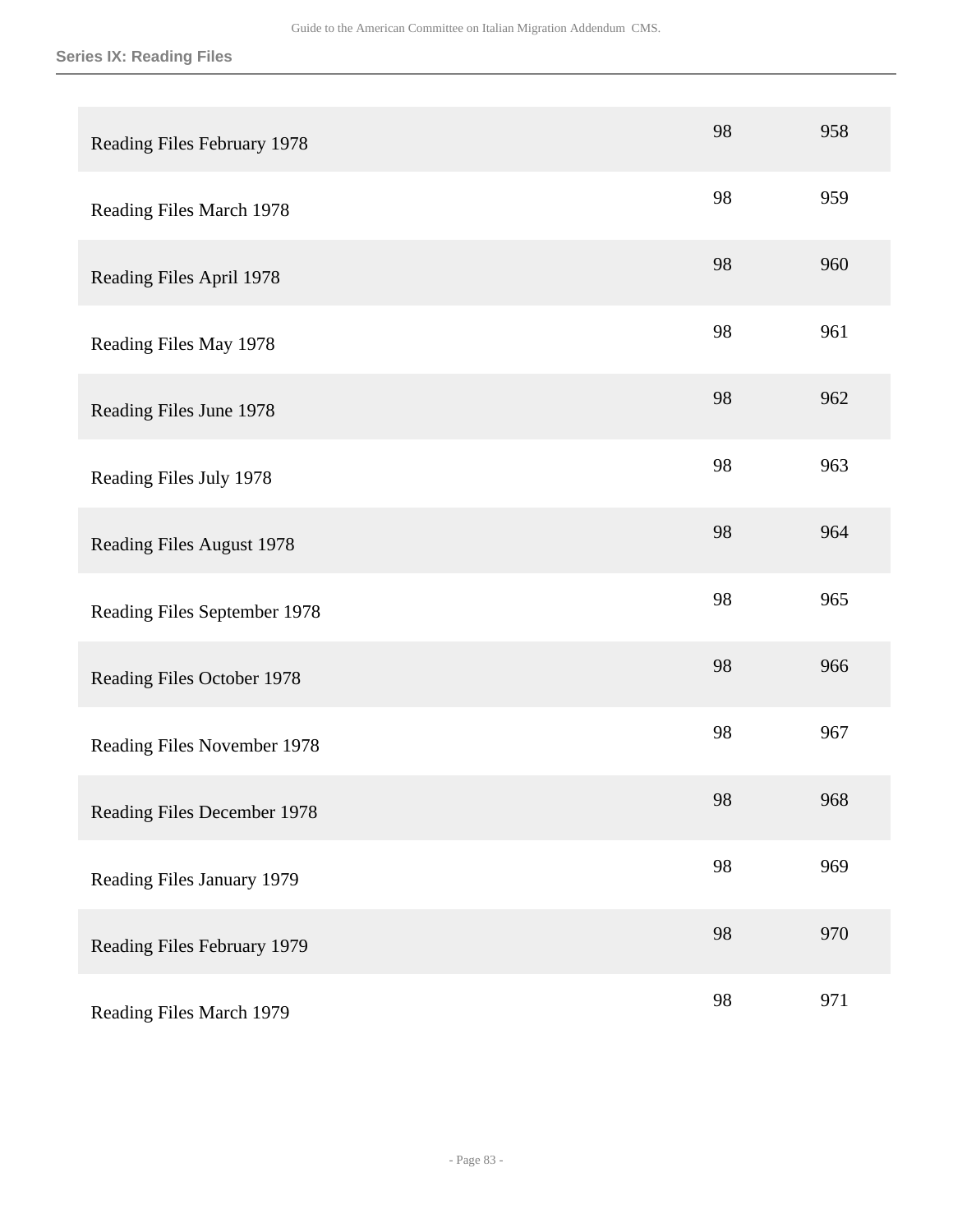| | | |
|---|---|---|
| Reading Files February 1978 | 98 | 958 |
| Reading Files March 1978 | 98 | 959 |
| Reading Files April 1978 | 98 | 960 |
| Reading Files May 1978 | 98 | 961 |
| Reading Files June 1978 | 98 | 962 |
| Reading Files July 1978 | 98 | 963 |
| Reading Files August 1978 | 98 | 964 |
| Reading Files September 1978 | 98 | 965 |
| Reading Files October 1978 | 98 | 966 |
| Reading Files November 1978 | 98 | 967 |
| Reading Files December 1978 | 98 | 968 |
| Reading Files January 1979 | 98 | 969 |
| Reading Files February 1979 | 98 | 970 |
| Reading Files March 1979 | 98 | 971 |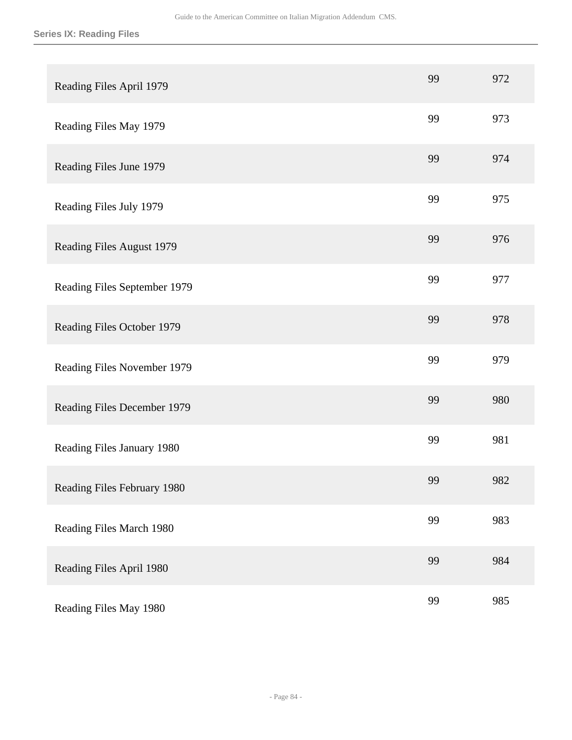| | | |
|---|---|---|
| Reading Files April 1979 | 99 | 972 |
| Reading Files May 1979 | 99 | 973 |
| Reading Files June 1979 | 99 | 974 |
| Reading Files July 1979 | 99 | 975 |
| Reading Files August 1979 | 99 | 976 |
| Reading Files September 1979 | 99 | 977 |
| Reading Files October 1979 | 99 | 978 |
| Reading Files November 1979 | 99 | 979 |
| Reading Files December 1979 | 99 | 980 |
| Reading Files January 1980 | 99 | 981 |
| Reading Files February 1980 | 99 | 982 |
| Reading Files March 1980 | 99 | 983 |
| Reading Files April 1980 | 99 | 984 |
| Reading Files May 1980 | 99 | 985 |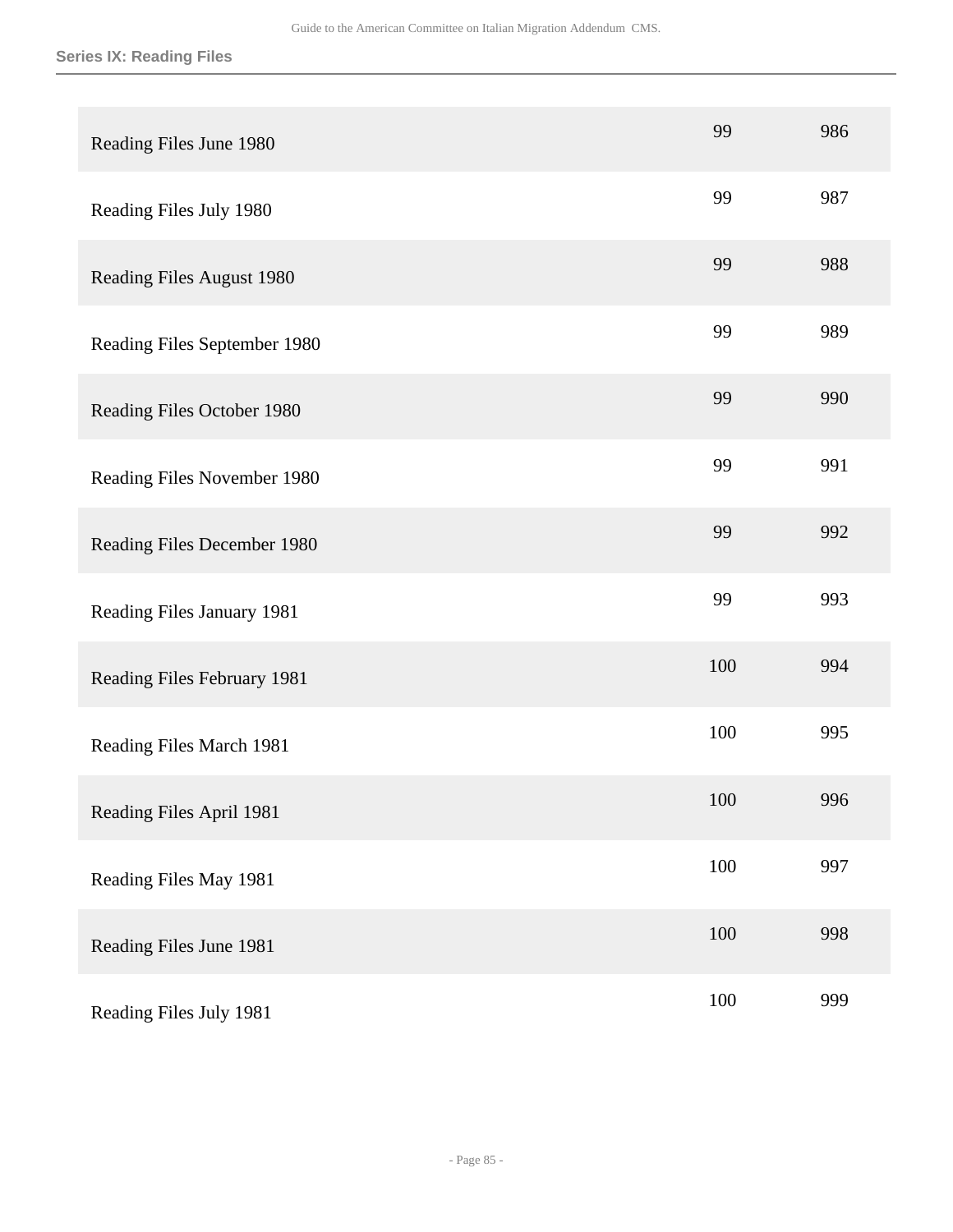| | | |
|---|---|---|
| Reading Files June 1980 | 99 | 986 |
| Reading Files July 1980 | 99 | 987 |
| Reading Files August 1980 | 99 | 988 |
| Reading Files September 1980 | 99 | 989 |
| Reading Files October 1980 | 99 | 990 |
| Reading Files November 1980 | 99 | 991 |
| Reading Files December 1980 | 99 | 992 |
| Reading Files January 1981 | 99 | 993 |
| Reading Files February 1981 | 100 | 994 |
| Reading Files March 1981 | 100 | 995 |
| Reading Files April 1981 | 100 | 996 |
| Reading Files May 1981 | 100 | 997 |
| Reading Files June 1981 | 100 | 998 |
| Reading Files July 1981 | 100 | 999 |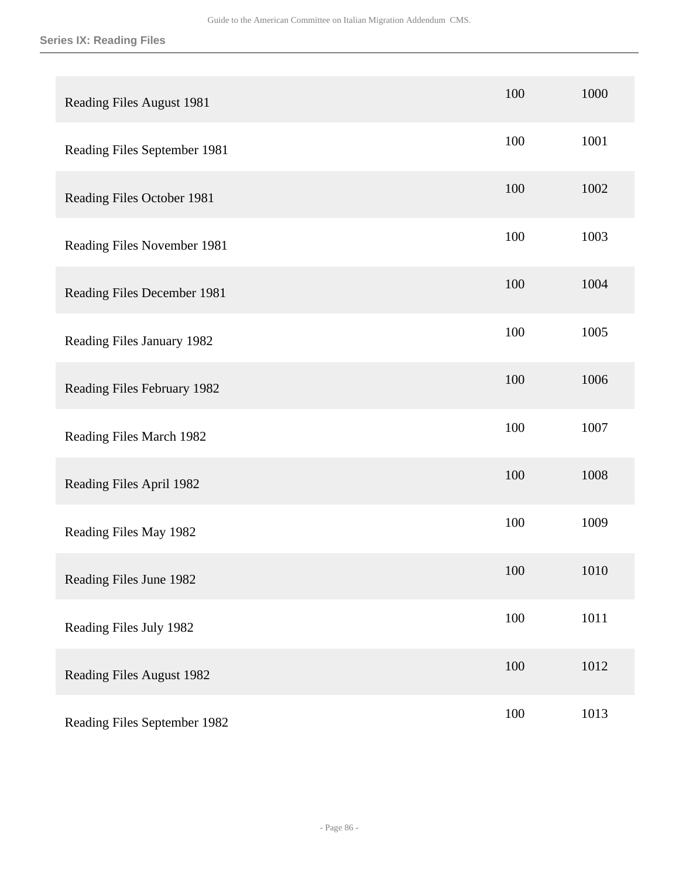| | | |
|---|---|---|
| Reading Files August 1981 | 100 | 1000 |
| Reading Files September 1981 | 100 | 1001 |
| Reading Files October 1981 | 100 | 1002 |
| Reading Files November 1981 | 100 | 1003 |
| Reading Files December 1981 | 100 | 1004 |
| Reading Files January 1982 | 100 | 1005 |
| Reading Files February 1982 | 100 | 1006 |
| Reading Files March 1982 | 100 | 1007 |
| Reading Files April 1982 | 100 | 1008 |
| Reading Files May 1982 | 100 | 1009 |
| Reading Files June 1982 | 100 | 1010 |
| Reading Files July 1982 | 100 | 1011 |
| Reading Files August 1982 | 100 | 1012 |
| Reading Files September 1982 | 100 | 1013 |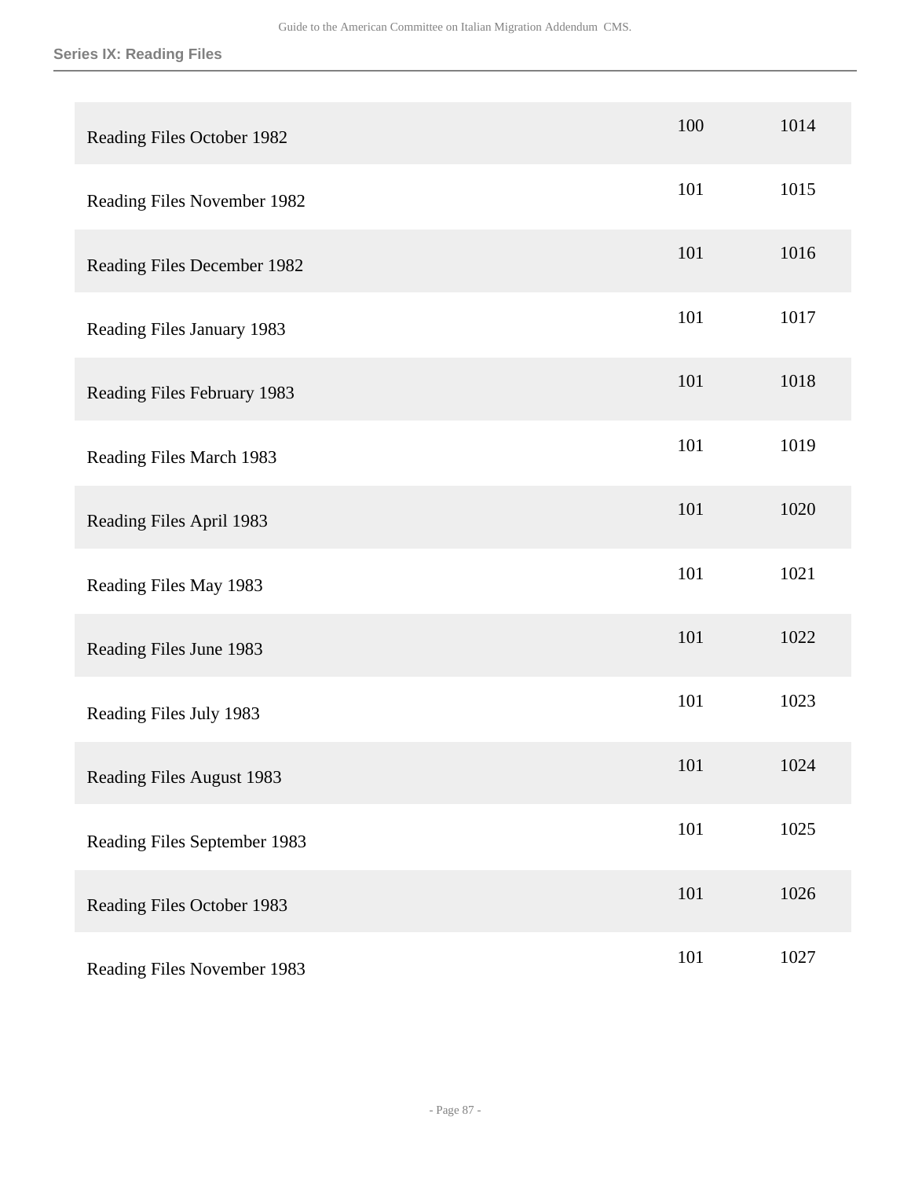| | | |
|---|---|---|
| Reading Files October 1982 | 100 | 1014 |
| Reading Files November 1982 | 101 | 1015 |
| Reading Files December 1982 | 101 | 1016 |
| Reading Files January 1983 | 101 | 1017 |
| Reading Files February 1983 | 101 | 1018 |
| Reading Files March 1983 | 101 | 1019 |
| Reading Files April 1983 | 101 | 1020 |
| Reading Files May 1983 | 101 | 1021 |
| Reading Files June 1983 | 101 | 1022 |
| Reading Files July 1983 | 101 | 1023 |
| Reading Files August 1983 | 101 | 1024 |
| Reading Files September 1983 | 101 | 1025 |
| Reading Files October 1983 | 101 | 1026 |
| Reading Files November 1983 | 101 | 1027 |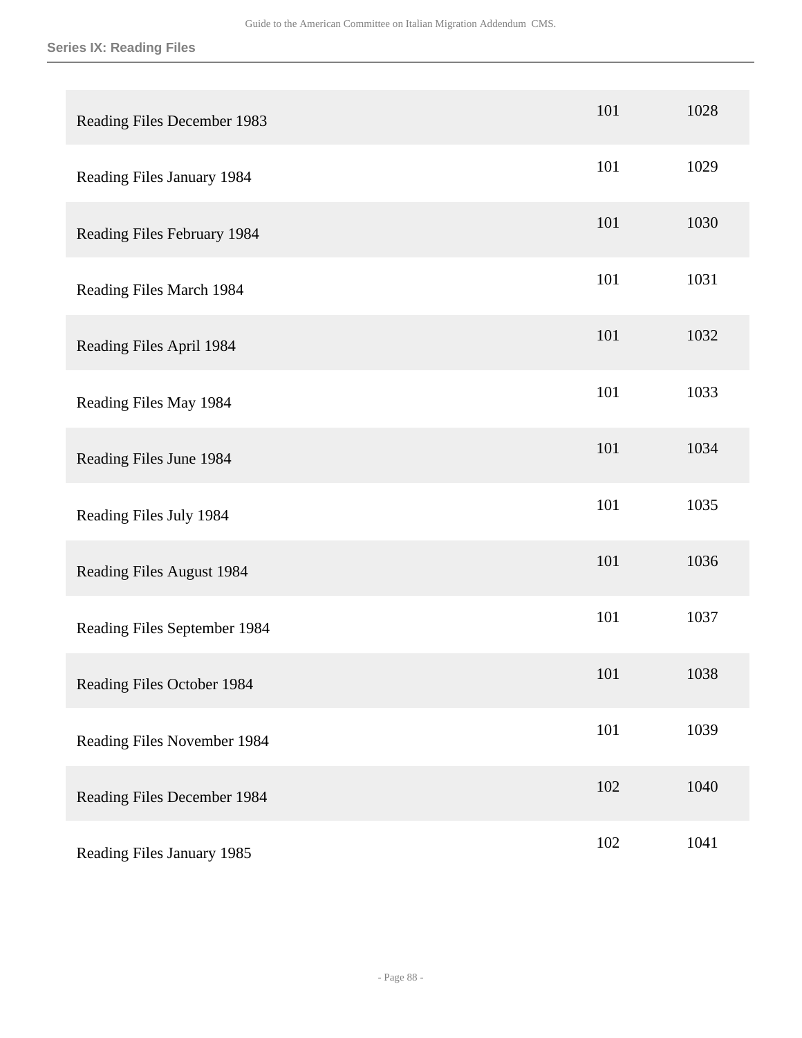**Series IX: Reading Files**

| | | |
|---|---|---|
| Reading Files December 1983 | 101 | 1028 |
| Reading Files January 1984 | 101 | 1029 |
| Reading Files February 1984 | 101 | 1030 |
| Reading Files March 1984 | 101 | 1031 |
| Reading Files April 1984 | 101 | 1032 |
| Reading Files May 1984 | 101 | 1033 |
| Reading Files June 1984 | 101 | 1034 |
| Reading Files July 1984 | 101 | 1035 |
| Reading Files August 1984 | 101 | 1036 |
| Reading Files September 1984 | 101 | 1037 |
| Reading Files October 1984 | 101 | 1038 |
| Reading Files November 1984 | 101 | 1039 |
| Reading Files December 1984 | 102 | 1040 |
| Reading Files January 1985 | 102 | 1041 |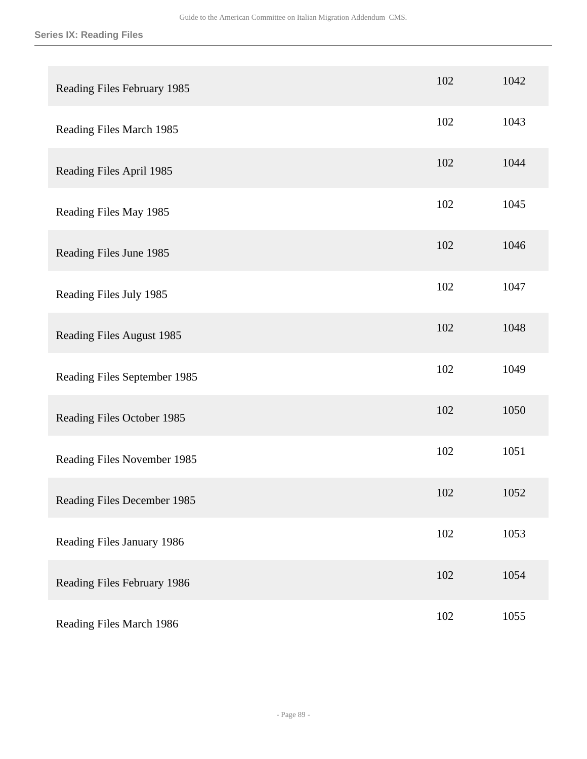## Series IX: Reading Files

| | | |
|---|---|---|
| Reading Files February 1985 | 102 | 1042 |
| Reading Files March 1985 | 102 | 1043 |
| Reading Files April 1985 | 102 | 1044 |
| Reading Files May 1985 | 102 | 1045 |
| Reading Files June 1985 | 102 | 1046 |
| Reading Files July 1985 | 102 | 1047 |
| Reading Files August 1985 | 102 | 1048 |
| Reading Files September 1985 | 102 | 1049 |
| Reading Files October 1985 | 102 | 1050 |
| Reading Files November 1985 | 102 | 1051 |
| Reading Files December 1985 | 102 | 1052 |
| Reading Files January 1986 | 102 | 1053 |
| Reading Files February 1986 | 102 | 1054 |
| Reading Files March 1986 | 102 | 1055 |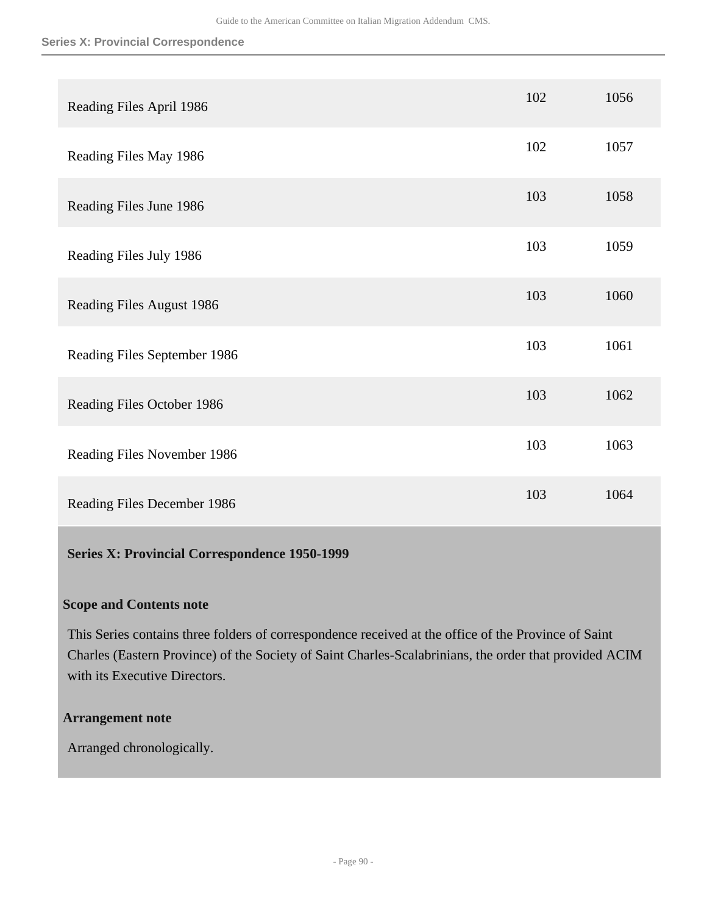| | | |
|---|---|---|
| Reading Files April 1986 | 102 | 1056 |
| Reading Files May 1986 | 102 | 1057 |
| Reading Files June 1986 | 103 | 1058 |
| Reading Files July 1986 | 103 | 1059 |
| Reading Files August 1986 | 103 | 1060 |
| Reading Files September 1986 | 103 | 1061 |
| Reading Files October 1986 | 103 | 1062 |
| Reading Files November 1986 | 103 | 1063 |
| Reading Files December 1986 | 103 | 1064 |

## Series X: Provincial Correspondence 1950-1999

### Scope and Contents note

This Series contains three folders of correspondence received at the office of the Province of Saint Charles (Eastern Province) of the Society of Saint Charles-Scalabrinians, the order that provided ACIM with its Executive Directors.

### Arrangement note

Arranged chronologically.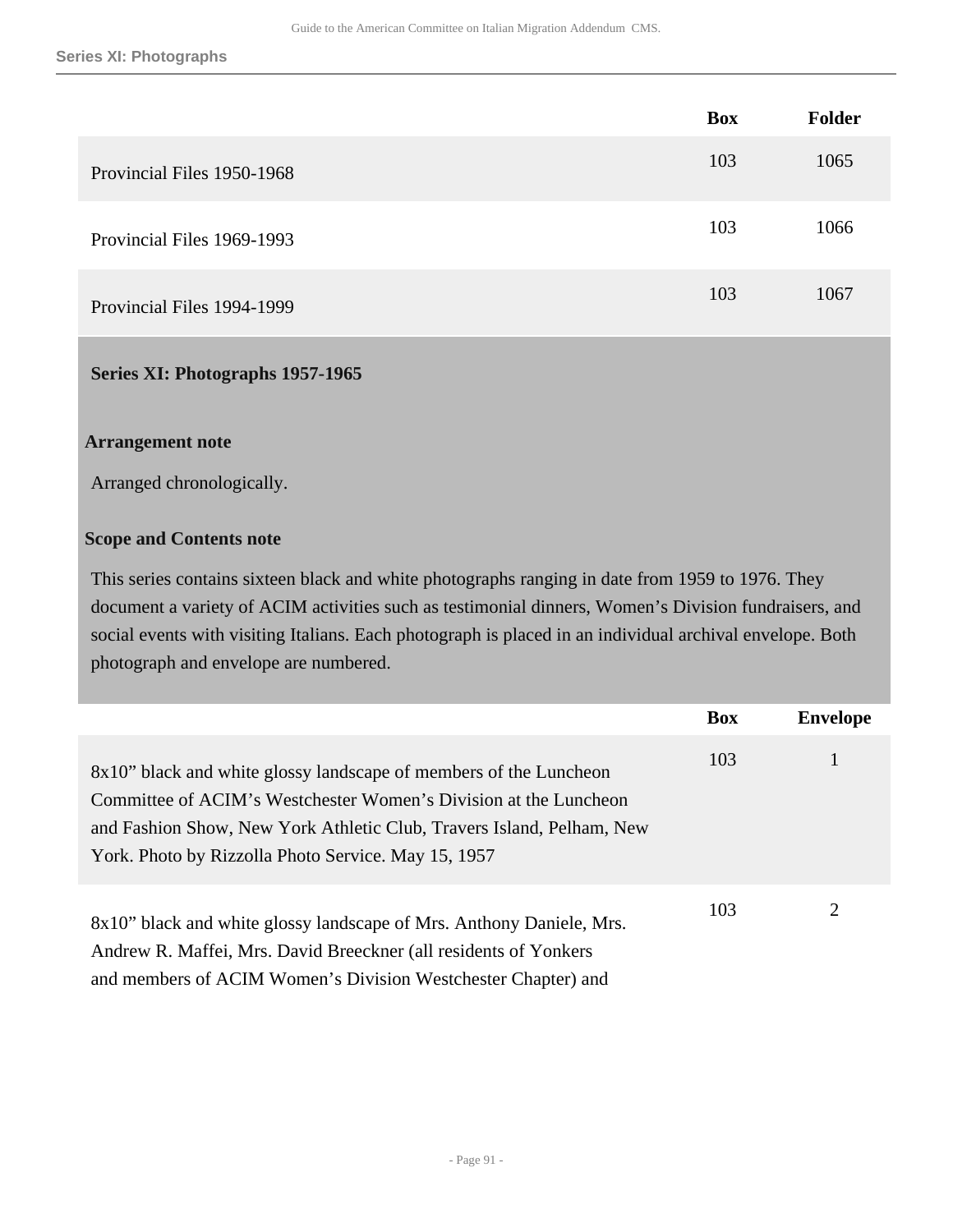| | Box | Folder |
|---|---|---|
| Provincial Files 1950-1968 | 103 | 1065 |
| Provincial Files 1969-1993 | 103 | 1066 |
| Provincial Files 1994-1999 | 103 | 1067 |

## Series XI: Photographs 1957-1965

### Arrangement note

Arranged chronologically.

### Scope and Contents note

This series contains sixteen black and white photographs ranging in date from 1959 to 1976. They document a variety of ACIM activities such as testimonial dinners, Women's Division fundraisers, and social events with visiting Italians. Each photograph is placed in an individual archival envelope. Both photograph and envelope are numbered.

| | Box | Envelope |
|---|---|---|
| 8x10" black and white glossy landscape of members of the Luncheon Committee of ACIM's Westchester Women's Division at the Luncheon and Fashion Show, New York Athletic Club, Travers Island, Pelham, New York. Photo by Rizzolla Photo Service. May 15, 1957 | 103 | 1 |
| 8x10" black and white glossy landscape of Mrs. Anthony Daniele, Mrs. Andrew R. Maffei, Mrs. David Breeckner (all residents of Yonkers and members of ACIM Women's Division Westchester Chapter) and | 103 | 2 |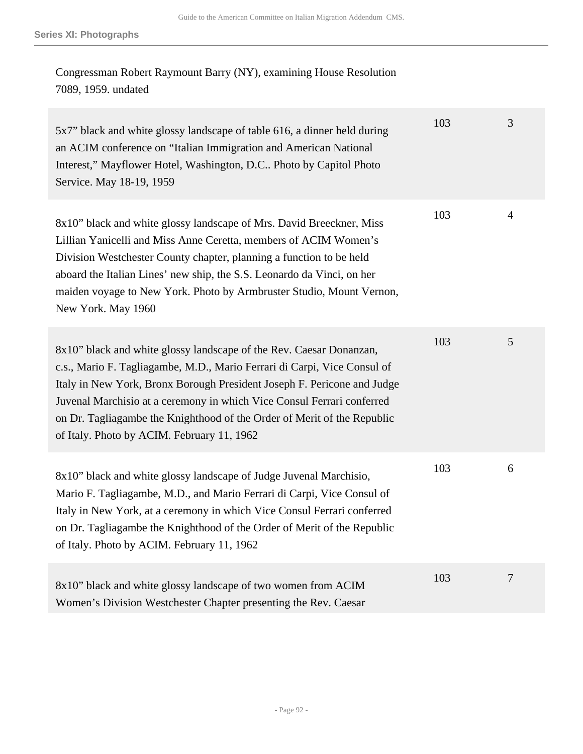| | | |
|---|---|---|
| Congressman Robert Raymount Barry (NY), examining House Resolution 7089, 1959. undated | | |
| 5x7" black and white glossy landscape of table 616, a dinner held during an ACIM conference on "Italian Immigration and American National Interest," Mayflower Hotel, Washington, D.C.. Photo by Capitol Photo Service. May 18-19, 1959 | 103 | 3 |
| 8x10" black and white glossy landscape of Mrs. David Breeckner, Miss Lillian Yanicelli and Miss Anne Ceretta, members of ACIM Women's Division Westchester County chapter, planning a function to be held aboard the Italian Lines' new ship, the S.S. Leonardo da Vinci, on her maiden voyage to New York. Photo by Armbruster Studio, Mount Vernon, New York. May 1960 | 103 | 4 |
| 8x10" black and white glossy landscape of the Rev. Caesar Donanzan, c.s., Mario F. Tagliagambe, M.D., Mario Ferrari di Carpi, Vice Consul of Italy in New York, Bronx Borough President Joseph F. Pericone and Judge Juvenal Marchisio at a ceremony in which Vice Consul Ferrari conferred on Dr. Tagliagambe the Knighthood of the Order of Merit of the Republic of Italy. Photo by ACIM. February 11, 1962 | 103 | 5 |
| 8x10" black and white glossy landscape of Judge Juvenal Marchisio, Mario F. Tagliagambe, M.D., and Mario Ferrari di Carpi, Vice Consul of Italy in New York, at a ceremony in which Vice Consul Ferrari conferred on Dr. Tagliagambe the Knighthood of the Order of Merit of the Republic of Italy. Photo by ACIM. February 11, 1962 | 103 | 6 |
| 8x10" black and white glossy landscape of two women from ACIM Women's Division Westchester Chapter presenting the Rev. Caesar | 103 | 7 |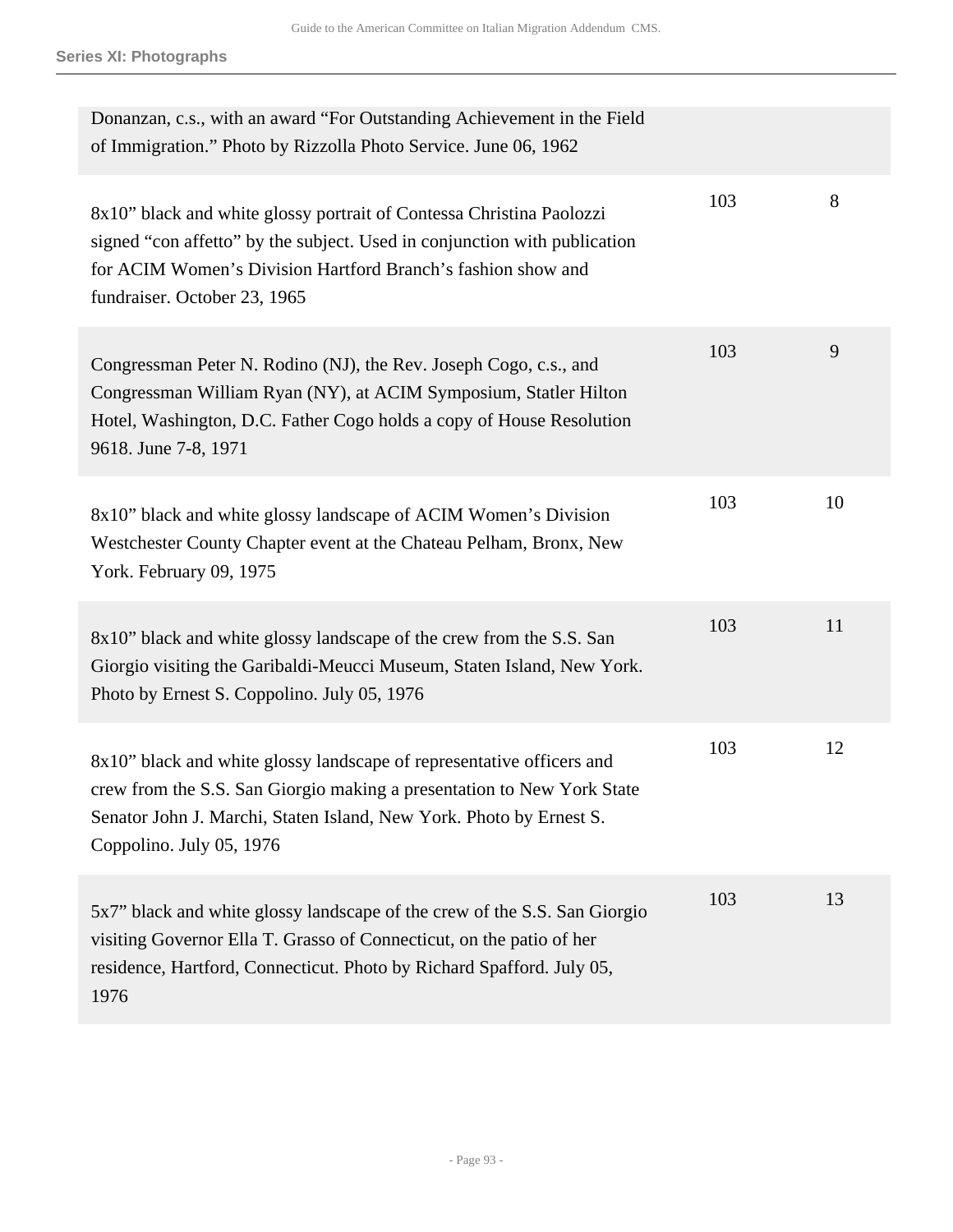| | | |
|---|---|---|
| Donanzan, c.s., with an award “For Outstanding Achievement in the Field of Immigration.” Photo by Rizzolla Photo Service. June 06, 1962 | | |
| 8x10” black and white glossy portrait of Contessa Christina Paolozzi signed “con affetto” by the subject. Used in conjunction with publication for ACIM Women’s Division Hartford Branch’s fashion show and fundraiser. October 23, 1965 | 103 | 8 |
| Congressman Peter N. Rodino (NJ), the Rev. Joseph Cogo, c.s., and Congressman William Ryan (NY), at ACIM Symposium, Statler Hilton Hotel, Washington, D.C. Father Cogo holds a copy of House Resolution 9618. June 7-8, 1971 | 103 | 9 |
| 8x10” black and white glossy landscape of ACIM Women’s Division Westchester County Chapter event at the Chateau Pelham, Bronx, New York. February 09, 1975 | 103 | 10 |
| 8x10” black and white glossy landscape of the crew from the S.S. San Giorgio visiting the Garibaldi-Meucci Museum, Staten Island, New York. Photo by Ernest S. Coppolino. July 05, 1976 | 103 | 11 |
| 8x10” black and white glossy landscape of representative officers and crew from the S.S. San Giorgio making a presentation to New York State Senator John J. Marchi, Staten Island, New York. Photo by Ernest S. Coppolino. July 05, 1976 | 103 | 12 |
| 5x7” black and white glossy landscape of the crew of the S.S. San Giorgio visiting Governor Ella T. Grasso of Connecticut, on the patio of her residence, Hartford, Connecticut. Photo by Richard Spafford. July 05, 1976 | 103 | 13 |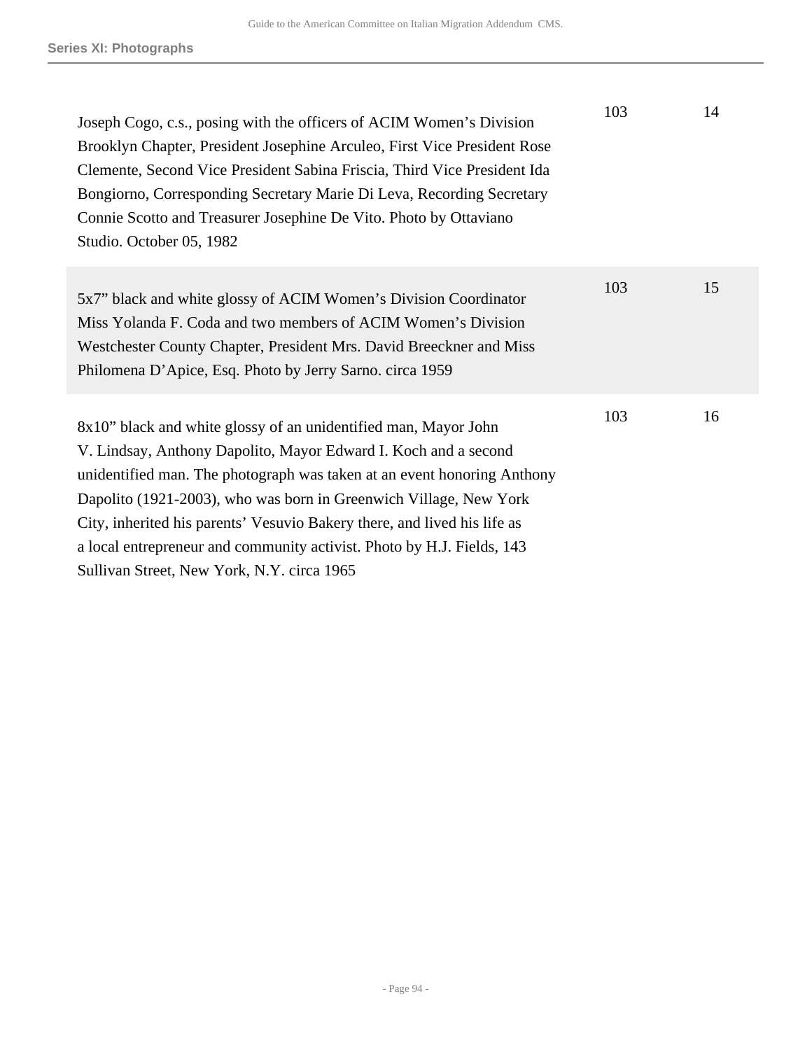## Series XI: Photographs

| | | |
|---|---|---|
| Joseph Cogo, c.s., posing with the officers of ACIM Women's Division Brooklyn Chapter, President Josephine Arculeo, First Vice President Rose Clemente, Second Vice President Sabina Friscia, Third Vice President Ida Bongiorno, Corresponding Secretary Marie Di Leva, Recording Secretary Connie Scotto and Treasurer Josephine De Vito. Photo by Ottaviano Studio. October 05, 1982 | 103 | 14 |
| 5x7" black and white glossy of ACIM Women's Division Coordinator Miss Yolanda F. Coda and two members of ACIM Women's Division Westchester County Chapter, President Mrs. David Breeckner and Miss Philomena D'Apice, Esq. Photo by Jerry Sarno. circa 1959 | 103 | 15 |
| 8x10" black and white glossy of an unidentified man, Mayor John V. Lindsay, Anthony Dapolito, Mayor Edward I. Koch and a second unidentified man. The photograph was taken at an event honoring Anthony Dapolito (1921-2003), who was born in Greenwich Village, New York City, inherited his parents' Vesuvio Bakery there, and lived his life as a local entrepreneur and community activist. Photo by H.J. Fields, 143 Sullivan Street, New York, N.Y. circa 1965 | 103 | 16 |